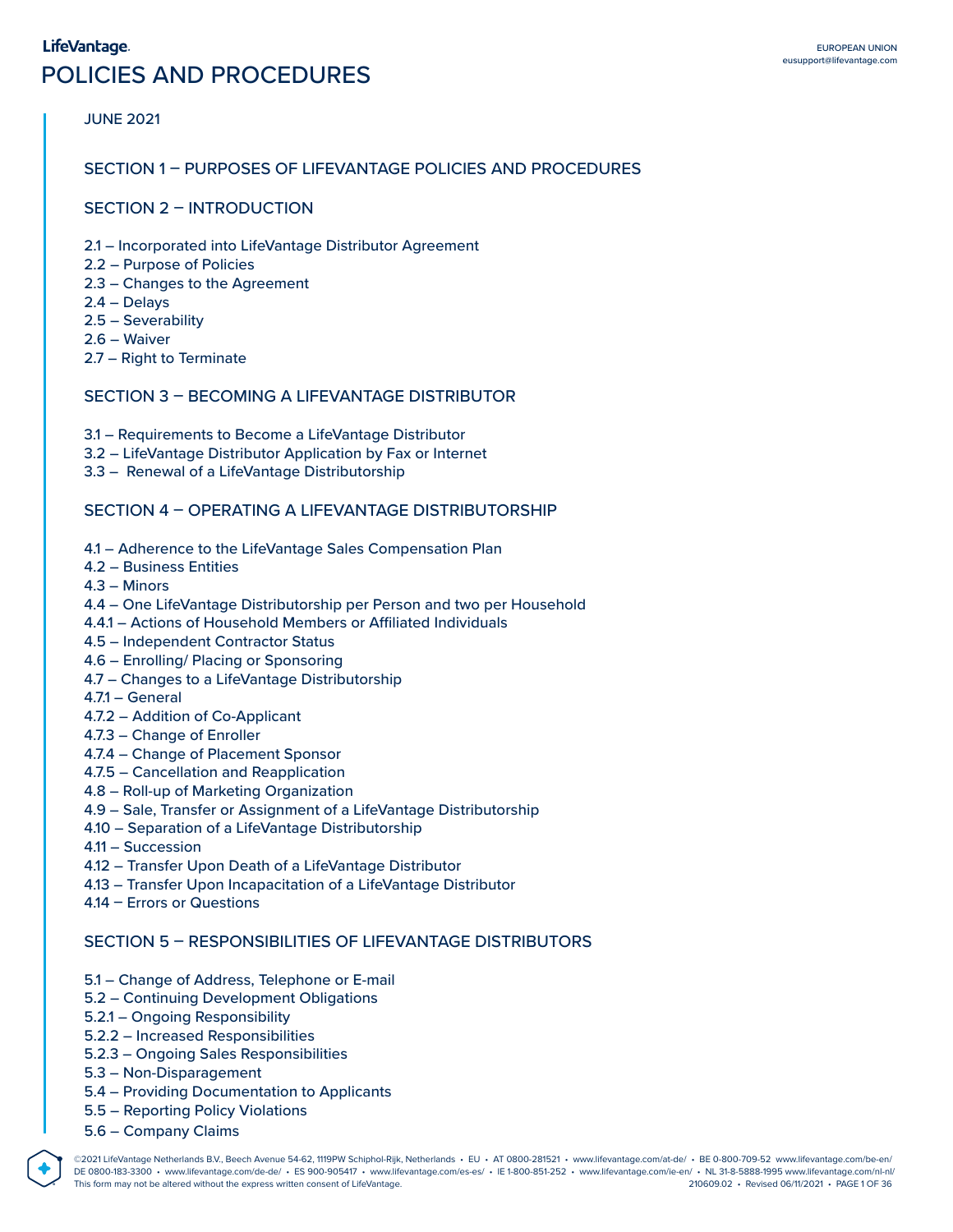LifeVantage.

# POLICIES AND PROCEDURES

EUROPEAN UNION
eusupport@lifevantage.com

JUNE 2021

## SECTION 1 – PURPOSES OF LIFEVANTAGE POLICIES AND PROCEDURES

## SECTION 2 – INTRODUCTION

2.1 – Incorporated into LifeVantage Distributor Agreement
2.2 – Purpose of Policies
2.3 – Changes to the Agreement
2.4 – Delays
2.5 – Severability
2.6 – Waiver
2.7 – Right to Terminate

## SECTION 3 – BECOMING A LIFEVANTAGE DISTRIBUTOR

3.1 – Requirements to Become a LifeVantage Distributor
3.2 – LifeVantage Distributor Application by Fax or Internet
3.3 – Renewal of a LifeVantage Distributorship

## SECTION 4 – OPERATING A LIFEVANTAGE DISTRIBUTORSHIP

4.1 – Adherence to the LifeVantage Sales Compensation Plan
4.2 – Business Entities
4.3 – Minors
4.4 – One LifeVantage Distributorship per Person and two per Household
4.4.1 – Actions of Household Members or Affiliated Individuals
4.5 – Independent Contractor Status
4.6 – Enrolling/ Placing or Sponsoring
4.7 – Changes to a LifeVantage Distributorship
4.7.1 – General
4.7.2 – Addition of Co-Applicant
4.7.3 – Change of Enroller
4.7.4 – Change of Placement Sponsor
4.7.5 – Cancellation and Reapplication
4.8 – Roll-up of Marketing Organization
4.9 – Sale, Transfer or Assignment of a LifeVantage Distributorship
4.10 – Separation of a LifeVantage Distributorship
4.11 – Succession
4.12 – Transfer Upon Death of a LifeVantage Distributor
4.13 – Transfer Upon Incapacitation of a LifeVantage Distributor
4.14 – Errors or Questions

## SECTION 5 – RESPONSIBILITIES OF LIFEVANTAGE DISTRIBUTORS

5.1 – Change of Address, Telephone or E-mail
5.2 – Continuing Development Obligations
5.2.1 – Ongoing Responsibility
5.2.2 – Increased Responsibilities
5.2.3 – Ongoing Sales Responsibilities
5.3 – Non-Disparagement
5.4 – Providing Documentation to Applicants
5.5 – Reporting Policy Violations
5.6 – Company Claims

©2021 LifeVantage Netherlands B.V., Beech Avenue 54-62, 1119PW Schiphol-Rijk, Netherlands • EU • AT 0800-281521 • www.lifevantage.com/at-de/ • BE 0-800-709-52 www.lifevantage.com/be-en/ DE 0800-183-3300 • www.lifevantage.com/de-de/ • ES 900-905417 • www.lifevantage.com/es-es/ • IE 1-800-851-252 • www.lifevantage.com/ie-en/ • NL 31-8-5888-1995 www.lifevantage.com/nl-nl/
This form may not be altered without the express written consent of LifeVantage. 210609.02 • Revised 06/11/2021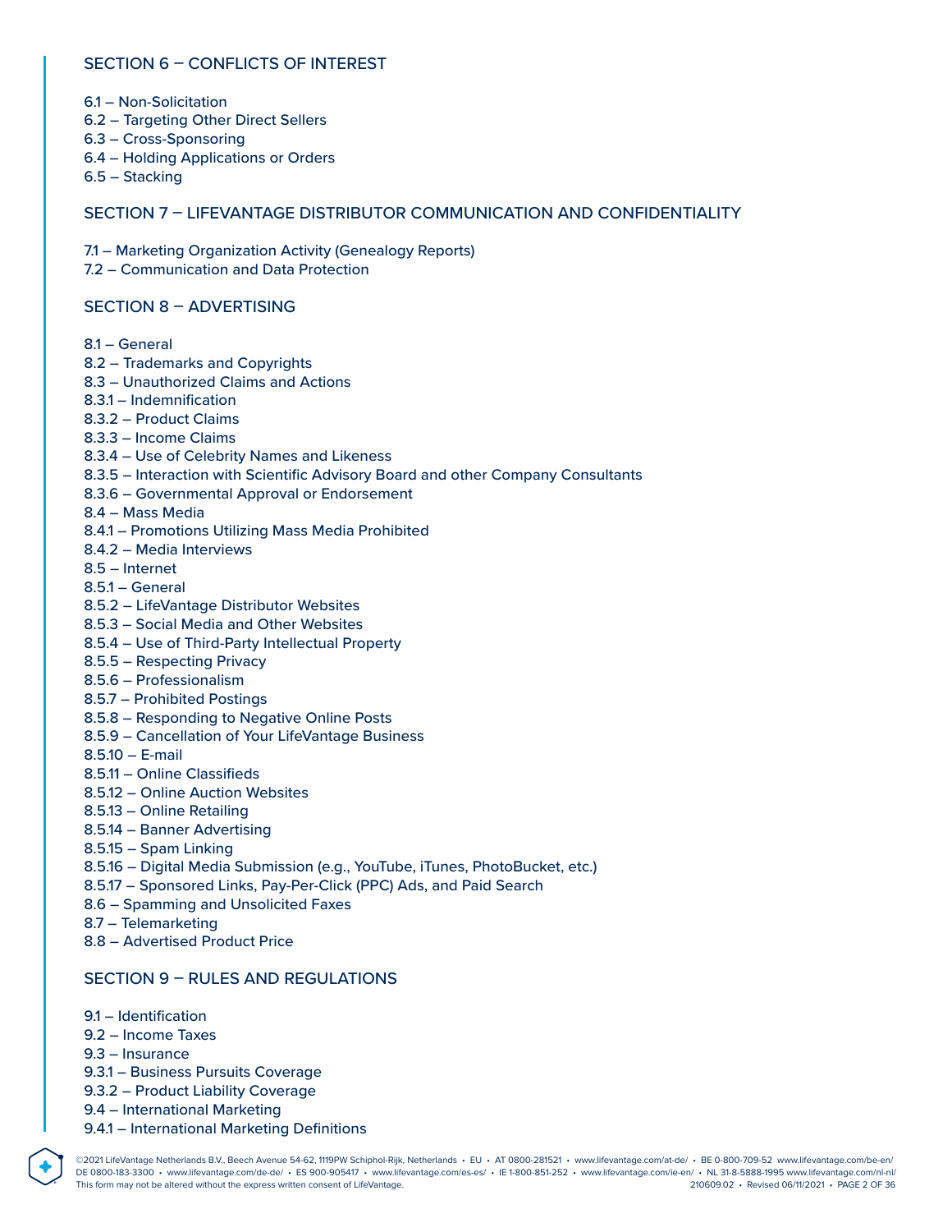## SECTION 6 – CONFLICTS OF INTEREST

6.1 – Non-Solicitation
6.2 – Targeting Other Direct Sellers
6.3 – Cross-Sponsoring
6.4 – Holding Applications or Orders
6.5 – Stacking

## SECTION 7 – LIFEVANTAGE DISTRIBUTOR COMMUNICATION AND CONFIDENTIALITY

7.1 – Marketing Organization Activity (Genealogy Reports)
7.2 – Communication and Data Protection

## SECTION 8 – ADVERTISING

8.1 – General
8.2 – Trademarks and Copyrights
8.3 – Unauthorized Claims and Actions
8.3.1 – Indemnification
8.3.2 – Product Claims
8.3.3 – Income Claims
8.3.4 – Use of Celebrity Names and Likeness
8.3.5 – Interaction with Scientific Advisory Board and other Company Consultants
8.3.6 – Governmental Approval or Endorsement
8.4 – Mass Media
8.4.1 – Promotions Utilizing Mass Media Prohibited
8.4.2 – Media Interviews
8.5 – Internet
8.5.1 – General
8.5.2 – LifeVantage Distributor Websites
8.5.3 – Social Media and Other Websites
8.5.4 – Use of Third-Party Intellectual Property
8.5.5 – Respecting Privacy
8.5.6 – Professionalism
8.5.7 – Prohibited Postings
8.5.8 – Responding to Negative Online Posts
8.5.9 – Cancellation of Your LifeVantage Business
8.5.10 – E-mail
8.5.11 – Online Classifieds
8.5.12 – Online Auction Websites
8.5.13 – Online Retailing
8.5.14 – Banner Advertising
8.5.15 – Spam Linking
8.5.16 – Digital Media Submission (e.g., YouTube, iTunes, PhotoBucket, etc.)
8.5.17 – Sponsored Links, Pay-Per-Click (PPC) Ads, and Paid Search
8.6 – Spamming and Unsolicited Faxes
8.7 – Telemarketing
8.8 – Advertised Product Price

## SECTION 9 – RULES AND REGULATIONS

9.1 – Identification
9.2 – Income Taxes
9.3 – Insurance
9.3.1 – Business Pursuits Coverage
9.3.2 – Product Liability Coverage
9.4 – International Marketing
9.4.1 – International Marketing Definitions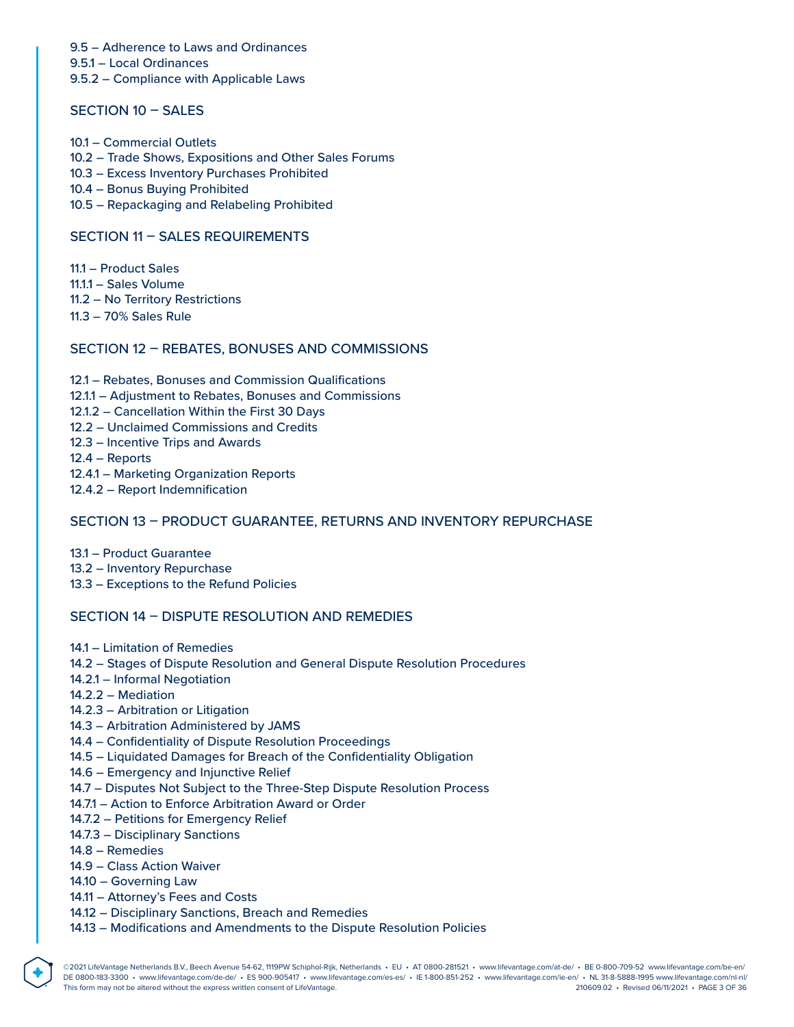9.5 – Adherence to Laws and Ordinances
9.5.1 – Local Ordinances
9.5.2 – Compliance with Applicable Laws

## SECTION 10 – SALES

10.1 – Commercial Outlets
10.2 – Trade Shows, Expositions and Other Sales Forums
10.3 – Excess Inventory Purchases Prohibited
10.4 – Bonus Buying Prohibited
10.5 – Repackaging and Relabeling Prohibited

## SECTION 11 – SALES REQUIREMENTS

11.1 – Product Sales
11.1.1 – Sales Volume
11.2 – No Territory Restrictions
11.3 – 70% Sales Rule

## SECTION 12 – REBATES, BONUSES AND COMMISSIONS

12.1 – Rebates, Bonuses and Commission Qualifications
12.1.1 – Adjustment to Rebates, Bonuses and Commissions
12.1.2 – Cancellation Within the First 30 Days
12.2 – Unclaimed Commissions and Credits
12.3 – Incentive Trips and Awards
12.4 – Reports
12.4.1 – Marketing Organization Reports
12.4.2 – Report Indemnification

## SECTION 13 – PRODUCT GUARANTEE, RETURNS AND INVENTORY REPURCHASE

13.1 – Product Guarantee
13.2 – Inventory Repurchase
13.3 – Exceptions to the Refund Policies

## SECTION 14 – DISPUTE RESOLUTION AND REMEDIES

14.1 – Limitation of Remedies
14.2 – Stages of Dispute Resolution and General Dispute Resolution Procedures
14.2.1 – Informal Negotiation
14.2.2 – Mediation
14.2.3 – Arbitration or Litigation
14.3 – Arbitration Administered by JAMS
14.4 – Confidentiality of Dispute Resolution Proceedings
14.5 – Liquidated Damages for Breach of the Confidentiality Obligation
14.6 – Emergency and Injunctive Relief
14.7 – Disputes Not Subject to the Three-Step Dispute Resolution Process
14.7.1 – Action to Enforce Arbitration Award or Order
14.7.2 – Petitions for Emergency Relief
14.7.3 – Disciplinary Sanctions
14.8 – Remedies
14.9 – Class Action Waiver
14.10 – Governing Law
14.11 – Attorney's Fees and Costs
14.12 – Disciplinary Sanctions, Breach and Remedies
14.13 – Modifications and Amendments to the Dispute Resolution Policies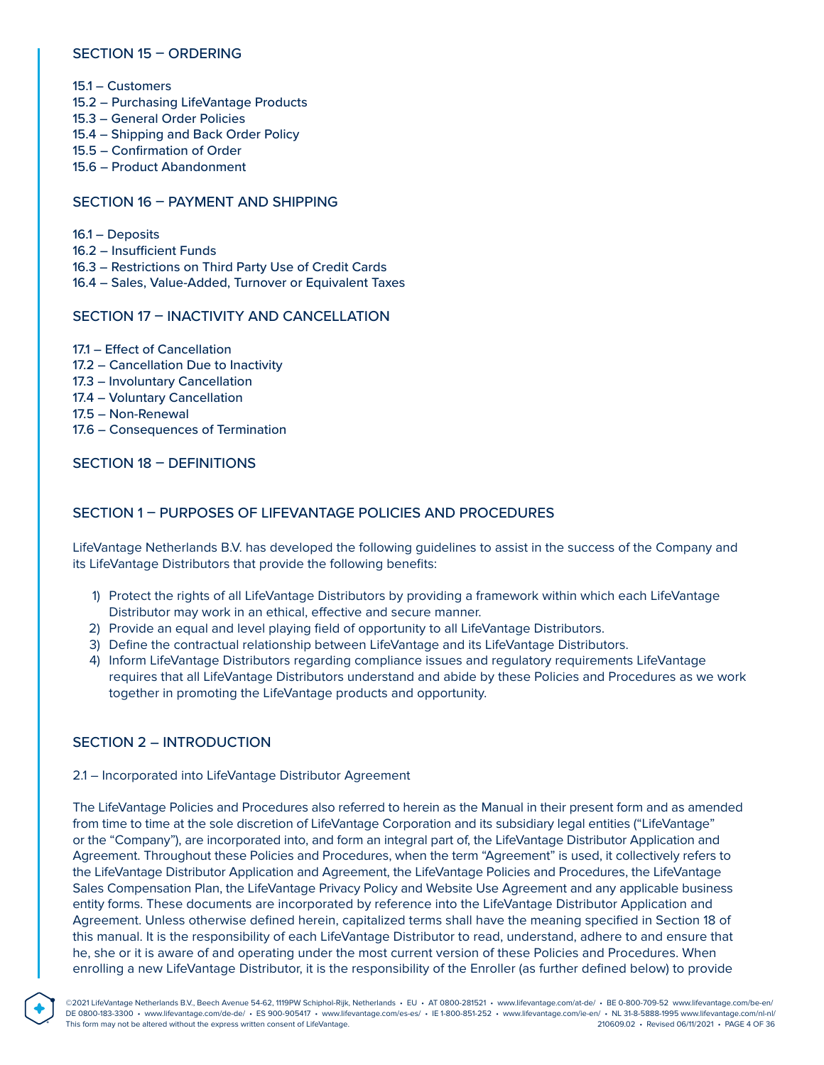## SECTION 15 – ORDERING

15.1 – Customers
15.2 – Purchasing LifeVantage Products
15.3 – General Order Policies
15.4 – Shipping and Back Order Policy
15.5 – Confirmation of Order
15.6 – Product Abandonment

## SECTION 16 – PAYMENT AND SHIPPING

16.1 – Deposits
16.2 – Insufficient Funds
16.3 – Restrictions on Third Party Use of Credit Cards
16.4 – Sales, Value-Added, Turnover or Equivalent Taxes

## SECTION 17 – INACTIVITY AND CANCELLATION

17.1 – Effect of Cancellation
17.2 – Cancellation Due to Inactivity
17.3 – Involuntary Cancellation
17.4 – Voluntary Cancellation
17.5 – Non-Renewal
17.6 – Consequences of Termination

## SECTION 18 – DEFINITIONS

## SECTION 1 – PURPOSES OF LIFEVANTAGE POLICIES AND PROCEDURES

LifeVantage Netherlands B.V. has developed the following guidelines to assist in the success of the Company and its LifeVantage Distributors that provide the following benefits:

1) Protect the rights of all LifeVantage Distributors by providing a framework within which each LifeVantage Distributor may work in an ethical, effective and secure manner.
2) Provide an equal and level playing field of opportunity to all LifeVantage Distributors.
3) Define the contractual relationship between LifeVantage and its LifeVantage Distributors.
4) Inform LifeVantage Distributors regarding compliance issues and regulatory requirements LifeVantage requires that all LifeVantage Distributors understand and abide by these Policies and Procedures as we work together in promoting the LifeVantage products and opportunity.

## SECTION 2 – INTRODUCTION

### 2.1 – Incorporated into LifeVantage Distributor Agreement

The LifeVantage Policies and Procedures also referred to herein as the Manual in their present form and as amended from time to time at the sole discretion of LifeVantage Corporation and its subsidiary legal entities ("LifeVantage" or the "Company"), are incorporated into, and form an integral part of, the LifeVantage Distributor Application and Agreement. Throughout these Policies and Procedures, when the term "Agreement" is used, it collectively refers to the LifeVantage Distributor Application and Agreement, the LifeVantage Policies and Procedures, the LifeVantage Sales Compensation Plan, the LifeVantage Privacy Policy and Website Use Agreement and any applicable business entity forms. These documents are incorporated by reference into the LifeVantage Distributor Application and Agreement. Unless otherwise defined herein, capitalized terms shall have the meaning specified in Section 18 of this manual. It is the responsibility of each LifeVantage Distributor to read, understand, adhere to and ensure that he, she or it is aware of and operating under the most current version of these Policies and Procedures. When enrolling a new LifeVantage Distributor, it is the responsibility of the Enroller (as further defined below) to provide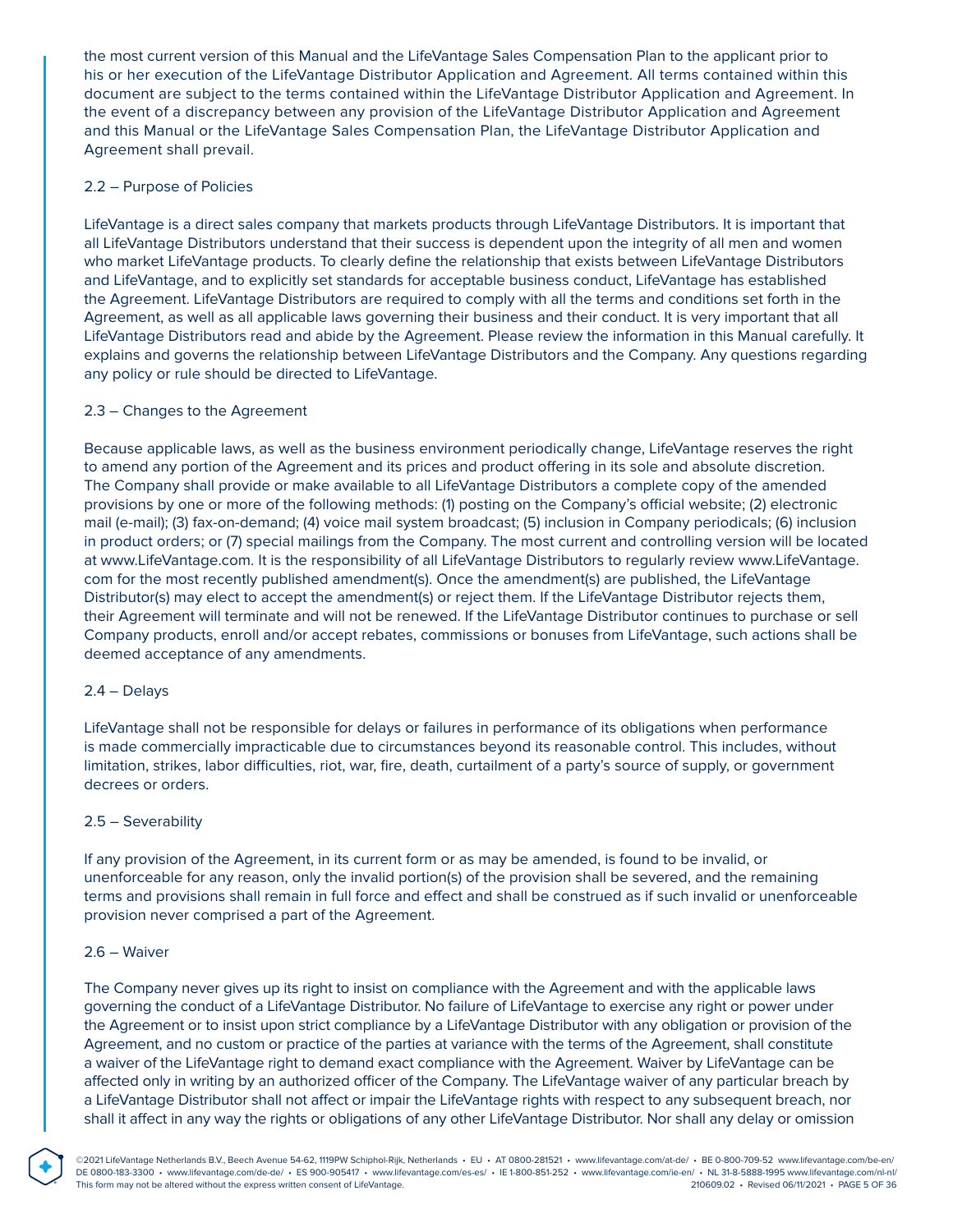the most current version of this Manual and the LifeVantage Sales Compensation Plan to the applicant prior to his or her execution of the LifeVantage Distributor Application and Agreement. All terms contained within this document are subject to the terms contained within the LifeVantage Distributor Application and Agreement. In the event of a discrepancy between any provision of the LifeVantage Distributor Application and Agreement and this Manual or the LifeVantage Sales Compensation Plan, the LifeVantage Distributor Application and Agreement shall prevail.

### 2.2 – Purpose of Policies

LifeVantage is a direct sales company that markets products through LifeVantage Distributors. It is important that all LifeVantage Distributors understand that their success is dependent upon the integrity of all men and women who market LifeVantage products. To clearly define the relationship that exists between LifeVantage Distributors and LifeVantage, and to explicitly set standards for acceptable business conduct, LifeVantage has established the Agreement. LifeVantage Distributors are required to comply with all the terms and conditions set forth in the Agreement, as well as all applicable laws governing their business and their conduct. It is very important that all LifeVantage Distributors read and abide by the Agreement. Please review the information in this Manual carefully. It explains and governs the relationship between LifeVantage Distributors and the Company. Any questions regarding any policy or rule should be directed to LifeVantage.

### 2.3 – Changes to the Agreement

Because applicable laws, as well as the business environment periodically change, LifeVantage reserves the right to amend any portion of the Agreement and its prices and product offering in its sole and absolute discretion. The Company shall provide or make available to all LifeVantage Distributors a complete copy of the amended provisions by one or more of the following methods: (1) posting on the Company's official website; (2) electronic mail (e-mail); (3) fax-on-demand; (4) voice mail system broadcast; (5) inclusion in Company periodicals; (6) inclusion in product orders; or (7) special mailings from the Company. The most current and controlling version will be located at www.LifeVantage.com. It is the responsibility of all LifeVantage Distributors to regularly review www.LifeVantage.com for the most recently published amendment(s). Once the amendment(s) are published, the LifeVantage Distributor(s) may elect to accept the amendment(s) or reject them. If the LifeVantage Distributor rejects them, their Agreement will terminate and will not be renewed. If the LifeVantage Distributor continues to purchase or sell Company products, enroll and/or accept rebates, commissions or bonuses from LifeVantage, such actions shall be deemed acceptance of any amendments.

### 2.4 – Delays

LifeVantage shall not be responsible for delays or failures in performance of its obligations when performance is made commercially impracticable due to circumstances beyond its reasonable control. This includes, without limitation, strikes, labor difficulties, riot, war, fire, death, curtailment of a party's source of supply, or government decrees or orders.

### 2.5 – Severability

If any provision of the Agreement, in its current form or as may be amended, is found to be invalid, or unenforceable for any reason, only the invalid portion(s) of the provision shall be severed, and the remaining terms and provisions shall remain in full force and effect and shall be construed as if such invalid or unenforceable provision never comprised a part of the Agreement.

### 2.6 – Waiver

The Company never gives up its right to insist on compliance with the Agreement and with the applicable laws governing the conduct of a LifeVantage Distributor. No failure of LifeVantage to exercise any right or power under the Agreement or to insist upon strict compliance by a LifeVantage Distributor with any obligation or provision of the Agreement, and no custom or practice of the parties at variance with the terms of the Agreement, shall constitute a waiver of the LifeVantage right to demand exact compliance with the Agreement. Waiver by LifeVantage can be affected only in writing by an authorized officer of the Company. The LifeVantage waiver of any particular breach by a LifeVantage Distributor shall not affect or impair the LifeVantage rights with respect to any subsequent breach, nor shall it affect in any way the rights or obligations of any other LifeVantage Distributor. Nor shall any delay or omission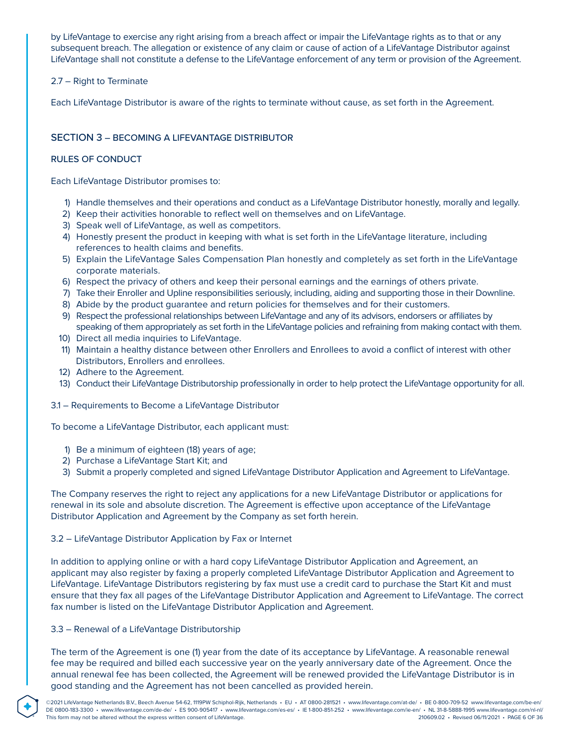by LifeVantage to exercise any right arising from a breach affect or impair the LifeVantage rights as to that or any subsequent breach. The allegation or existence of any claim or cause of action of a LifeVantage Distributor against LifeVantage shall not constitute a defense to the LifeVantage enforcement of any term or provision of the Agreement.

### 2.7 – Right to Terminate

Each LifeVantage Distributor is aware of the rights to terminate without cause, as set forth in the Agreement.

## SECTION 3 – BECOMING A LIFEVANTAGE DISTRIBUTOR

### RULES OF CONDUCT

Each LifeVantage Distributor promises to:

1) Handle themselves and their operations and conduct as a LifeVantage Distributor honestly, morally and legally.
2) Keep their activities honorable to reflect well on themselves and on LifeVantage.
3) Speak well of LifeVantage, as well as competitors.
4) Honestly present the product in keeping with what is set forth in the LifeVantage literature, including references to health claims and benefits.
5) Explain the LifeVantage Sales Compensation Plan honestly and completely as set forth in the LifeVantage corporate materials.
6) Respect the privacy of others and keep their personal earnings and the earnings of others private.
7) Take their Enroller and Upline responsibilities seriously, including, aiding and supporting those in their Downline.
8) Abide by the product guarantee and return policies for themselves and for their customers.
9) Respect the professional relationships between LifeVantage and any of its advisors, endorsers or affiliates by speaking of them appropriately as set forth in the LifeVantage policies and refraining from making contact with them.
10) Direct all media inquiries to LifeVantage.
11) Maintain a healthy distance between other Enrollers and Enrollees to avoid a conflict of interest with other Distributors, Enrollers and enrollees.
12) Adhere to the Agreement.
13) Conduct their LifeVantage Distributorship professionally in order to help protect the LifeVantage opportunity for all.

### 3.1 – Requirements to Become a LifeVantage Distributor

To become a LifeVantage Distributor, each applicant must:

1) Be a minimum of eighteen (18) years of age;
2) Purchase a LifeVantage Start Kit; and
3) Submit a properly completed and signed LifeVantage Distributor Application and Agreement to LifeVantage.

The Company reserves the right to reject any applications for a new LifeVantage Distributor or applications for renewal in its sole and absolute discretion. The Agreement is effective upon acceptance of the LifeVantage Distributor Application and Agreement by the Company as set forth herein.

### 3.2 – LifeVantage Distributor Application by Fax or Internet

In addition to applying online or with a hard copy LifeVantage Distributor Application and Agreement, an applicant may also register by faxing a properly completed LifeVantage Distributor Application and Agreement to LifeVantage. LifeVantage Distributors registering by fax must use a credit card to purchase the Start Kit and must ensure that they fax all pages of the LifeVantage Distributor Application and Agreement to LifeVantage. The correct fax number is listed on the LifeVantage Distributor Application and Agreement.

### 3.3 – Renewal of a LifeVantage Distributorship

The term of the Agreement is one (1) year from the date of its acceptance by LifeVantage. A reasonable renewal fee may be required and billed each successive year on the yearly anniversary date of the Agreement. Once the annual renewal fee has been collected, the Agreement will be renewed provided the LifeVantage Distributor is in good standing and the Agreement has not been cancelled as provided herein.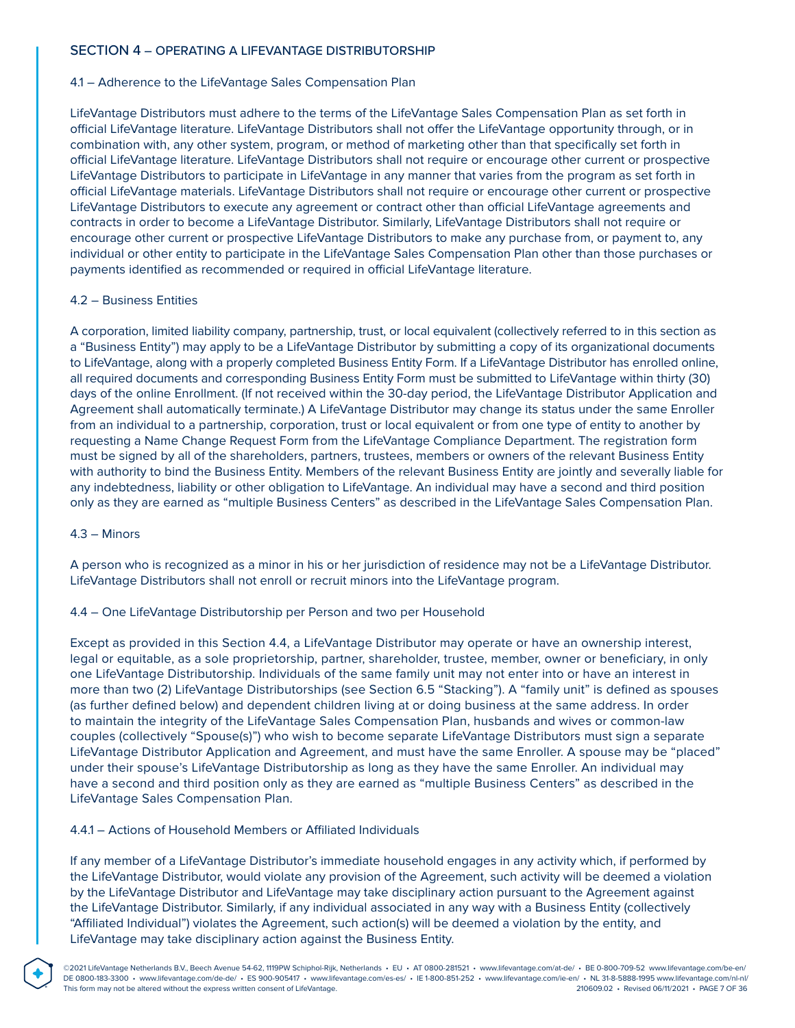## SECTION 4 – OPERATING A LIFEVANTAGE DISTRIBUTORSHIP

### 4.1 – Adherence to the LifeVantage Sales Compensation Plan

LifeVantage Distributors must adhere to the terms of the LifeVantage Sales Compensation Plan as set forth in official LifeVantage literature. LifeVantage Distributors shall not offer the LifeVantage opportunity through, or in combination with, any other system, program, or method of marketing other than that specifically set forth in official LifeVantage literature. LifeVantage Distributors shall not require or encourage other current or prospective LifeVantage Distributors to participate in LifeVantage in any manner that varies from the program as set forth in official LifeVantage materials. LifeVantage Distributors shall not require or encourage other current or prospective LifeVantage Distributors to execute any agreement or contract other than official LifeVantage agreements and contracts in order to become a LifeVantage Distributor. Similarly, LifeVantage Distributors shall not require or encourage other current or prospective LifeVantage Distributors to make any purchase from, or payment to, any individual or other entity to participate in the LifeVantage Sales Compensation Plan other than those purchases or payments identified as recommended or required in official LifeVantage literature.

### 4.2 – Business Entities

A corporation, limited liability company, partnership, trust, or local equivalent (collectively referred to in this section as a "Business Entity") may apply to be a LifeVantage Distributor by submitting a copy of its organizational documents to LifeVantage, along with a properly completed Business Entity Form. If a LifeVantage Distributor has enrolled online, all required documents and corresponding Business Entity Form must be submitted to LifeVantage within thirty (30) days of the online Enrollment. (If not received within the 30-day period, the LifeVantage Distributor Application and Agreement shall automatically terminate.) A LifeVantage Distributor may change its status under the same Enroller from an individual to a partnership, corporation, trust or local equivalent or from one type of entity to another by requesting a Name Change Request Form from the LifeVantage Compliance Department. The registration form must be signed by all of the shareholders, partners, trustees, members or owners of the relevant Business Entity with authority to bind the Business Entity. Members of the relevant Business Entity are jointly and severally liable for any indebtedness, liability or other obligation to LifeVantage. An individual may have a second and third position only as they are earned as "multiple Business Centers" as described in the LifeVantage Sales Compensation Plan.

### 4.3 – Minors

A person who is recognized as a minor in his or her jurisdiction of residence may not be a LifeVantage Distributor. LifeVantage Distributors shall not enroll or recruit minors into the LifeVantage program.

### 4.4 – One LifeVantage Distributorship per Person and two per Household

Except as provided in this Section 4.4, a LifeVantage Distributor may operate or have an ownership interest, legal or equitable, as a sole proprietorship, partner, shareholder, trustee, member, owner or beneficiary, in only one LifeVantage Distributorship. Individuals of the same family unit may not enter into or have an interest in more than two (2) LifeVantage Distributorships (see Section 6.5 "Stacking"). A "family unit" is defined as spouses (as further defined below) and dependent children living at or doing business at the same address. In order to maintain the integrity of the LifeVantage Sales Compensation Plan, husbands and wives or common-law couples (collectively "Spouse(s)") who wish to become separate LifeVantage Distributors must sign a separate LifeVantage Distributor Application and Agreement, and must have the same Enroller. A spouse may be "placed" under their spouse's LifeVantage Distributorship as long as they have the same Enroller. An individual may have a second and third position only as they are earned as "multiple Business Centers" as described in the LifeVantage Sales Compensation Plan.

#### 4.4.1 – Actions of Household Members or Affiliated Individuals

If any member of a LifeVantage Distributor's immediate household engages in any activity which, if performed by the LifeVantage Distributor, would violate any provision of the Agreement, such activity will be deemed a violation by the LifeVantage Distributor and LifeVantage may take disciplinary action pursuant to the Agreement against the LifeVantage Distributor. Similarly, if any individual associated in any way with a Business Entity (collectively "Affiliated Individual") violates the Agreement, such action(s) will be deemed a violation by the entity, and LifeVantage may take disciplinary action against the Business Entity.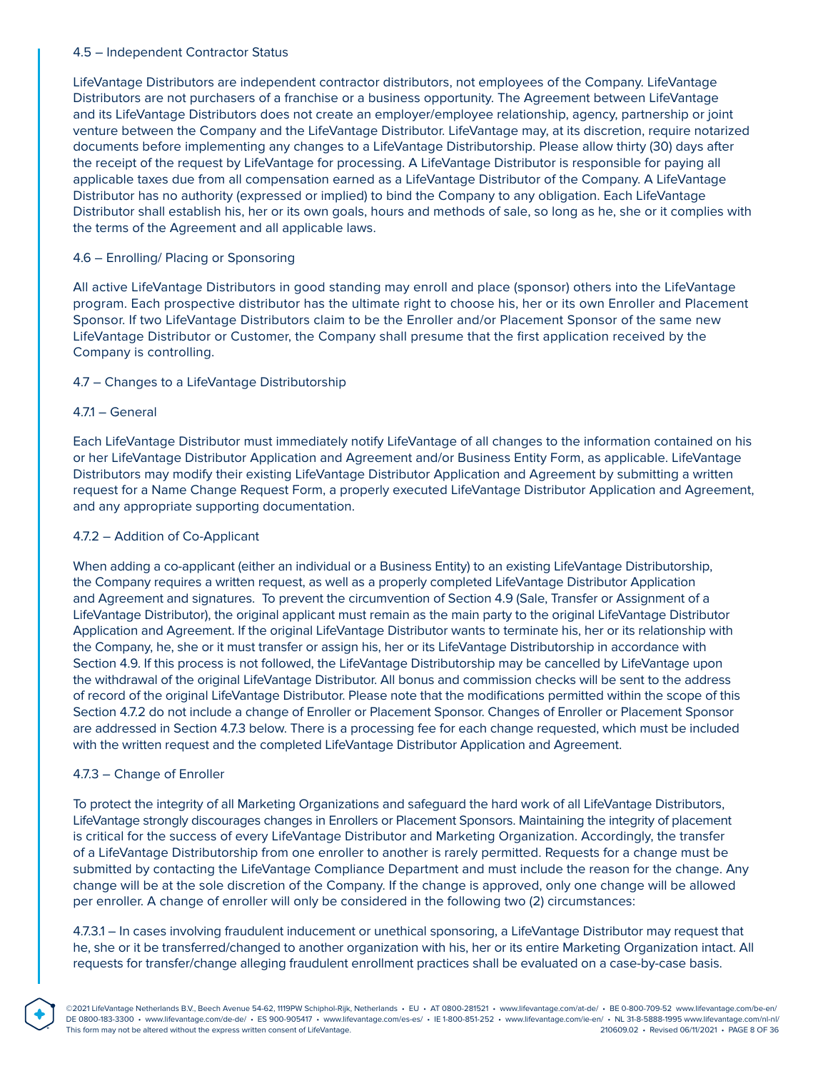### 4.5 – Independent Contractor Status

LifeVantage Distributors are independent contractor distributors, not employees of the Company. LifeVantage Distributors are not purchasers of a franchise or a business opportunity. The Agreement between LifeVantage and its LifeVantage Distributors does not create an employer/employee relationship, agency, partnership or joint venture between the Company and the LifeVantage Distributor. LifeVantage may, at its discretion, require notarized documents before implementing any changes to a LifeVantage Distributorship. Please allow thirty (30) days after the receipt of the request by LifeVantage for processing. A LifeVantage Distributor is responsible for paying all applicable taxes due from all compensation earned as a LifeVantage Distributor of the Company. A LifeVantage Distributor has no authority (expressed or implied) to bind the Company to any obligation. Each LifeVantage Distributor shall establish his, her or its own goals, hours and methods of sale, so long as he, she or it complies with the terms of the Agreement and all applicable laws.

### 4.6 – Enrolling/ Placing or Sponsoring

All active LifeVantage Distributors in good standing may enroll and place (sponsor) others into the LifeVantage program. Each prospective distributor has the ultimate right to choose his, her or its own Enroller and Placement Sponsor. If two LifeVantage Distributors claim to be the Enroller and/or Placement Sponsor of the same new LifeVantage Distributor or Customer, the Company shall presume that the first application received by the Company is controlling.

### 4.7 – Changes to a LifeVantage Distributorship

#### 4.7.1 – General

Each LifeVantage Distributor must immediately notify LifeVantage of all changes to the information contained on his or her LifeVantage Distributor Application and Agreement and/or Business Entity Form, as applicable. LifeVantage Distributors may modify their existing LifeVantage Distributor Application and Agreement by submitting a written request for a Name Change Request Form, a properly executed LifeVantage Distributor Application and Agreement, and any appropriate supporting documentation.

#### 4.7.2 – Addition of Co-Applicant

When adding a co-applicant (either an individual or a Business Entity) to an existing LifeVantage Distributorship, the Company requires a written request, as well as a properly completed LifeVantage Distributor Application and Agreement and signatures. To prevent the circumvention of Section 4.9 (Sale, Transfer or Assignment of a LifeVantage Distributor), the original applicant must remain as the main party to the original LifeVantage Distributor Application and Agreement. If the original LifeVantage Distributor wants to terminate his, her or its relationship with the Company, he, she or it must transfer or assign his, her or its LifeVantage Distributorship in accordance with Section 4.9. If this process is not followed, the LifeVantage Distributorship may be cancelled by LifeVantage upon the withdrawal of the original LifeVantage Distributor. All bonus and commission checks will be sent to the address of record of the original LifeVantage Distributor. Please note that the modifications permitted within the scope of this Section 4.7.2 do not include a change of Enroller or Placement Sponsor. Changes of Enroller or Placement Sponsor are addressed in Section 4.7.3 below. There is a processing fee for each change requested, which must be included with the written request and the completed LifeVantage Distributor Application and Agreement.

#### 4.7.3 – Change of Enroller

To protect the integrity of all Marketing Organizations and safeguard the hard work of all LifeVantage Distributors, LifeVantage strongly discourages changes in Enrollers or Placement Sponsors. Maintaining the integrity of placement is critical for the success of every LifeVantage Distributor and Marketing Organization. Accordingly, the transfer of a LifeVantage Distributorship from one enroller to another is rarely permitted. Requests for a change must be submitted by contacting the LifeVantage Compliance Department and must include the reason for the change. Any change will be at the sole discretion of the Company. If the change is approved, only one change will be allowed per enroller. A change of enroller will only be considered in the following two (2) circumstances:

4.7.3.1 – In cases involving fraudulent inducement or unethical sponsoring, a LifeVantage Distributor may request that he, she or it be transferred/changed to another organization with his, her or its entire Marketing Organization intact. All requests for transfer/change alleging fraudulent enrollment practices shall be evaluated on a case-by-case basis.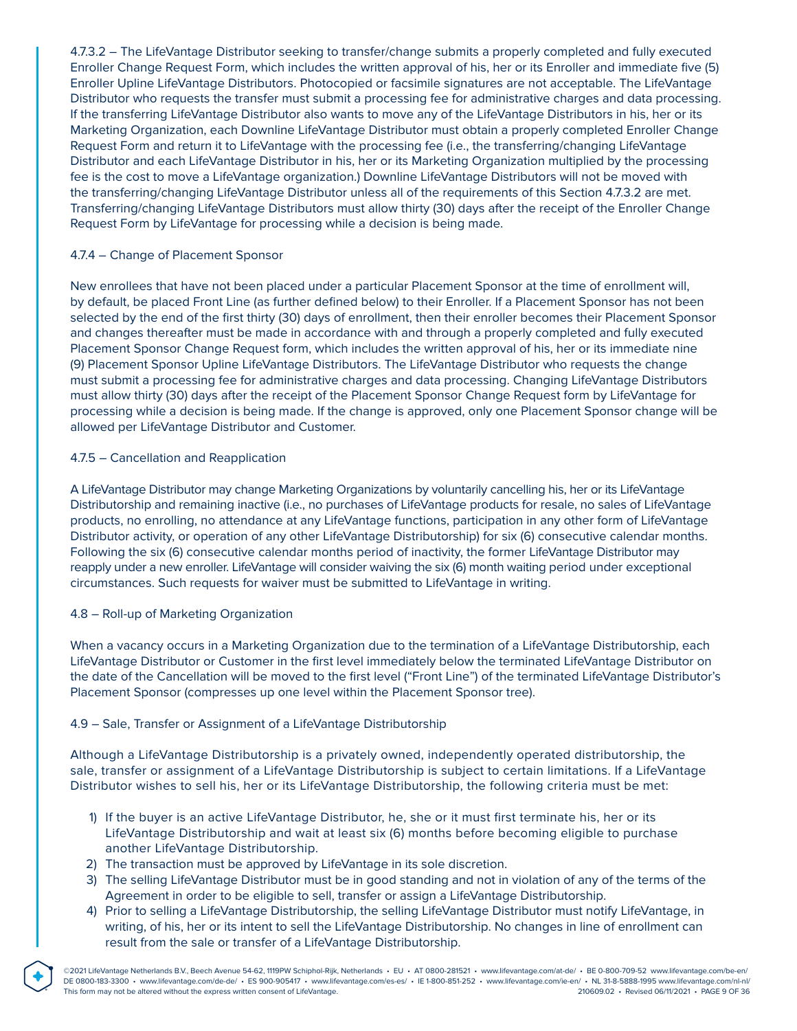4.7.3.2 – The LifeVantage Distributor seeking to transfer/change submits a properly completed and fully executed Enroller Change Request Form, which includes the written approval of his, her or its Enroller and immediate five (5) Enroller Upline LifeVantage Distributors. Photocopied or facsimile signatures are not acceptable. The LifeVantage Distributor who requests the transfer must submit a processing fee for administrative charges and data processing. If the transferring LifeVantage Distributor also wants to move any of the LifeVantage Distributors in his, her or its Marketing Organization, each Downline LifeVantage Distributor must obtain a properly completed Enroller Change Request Form and return it to LifeVantage with the processing fee (i.e., the transferring/changing LifeVantage Distributor and each LifeVantage Distributor in his, her or its Marketing Organization multiplied by the processing fee is the cost to move a LifeVantage organization.) Downline LifeVantage Distributors will not be moved with the transferring/changing LifeVantage Distributor unless all of the requirements of this Section 4.7.3.2 are met. Transferring/changing LifeVantage Distributors must allow thirty (30) days after the receipt of the Enroller Change Request Form by LifeVantage for processing while a decision is being made.

#### 4.7.4 – Change of Placement Sponsor

New enrollees that have not been placed under a particular Placement Sponsor at the time of enrollment will, by default, be placed Front Line (as further defined below) to their Enroller. If a Placement Sponsor has not been selected by the end of the first thirty (30) days of enrollment, then their enroller becomes their Placement Sponsor and changes thereafter must be made in accordance with and through a properly completed and fully executed Placement Sponsor Change Request form, which includes the written approval of his, her or its immediate nine (9) Placement Sponsor Upline LifeVantage Distributors. The LifeVantage Distributor who requests the change must submit a processing fee for administrative charges and data processing. Changing LifeVantage Distributors must allow thirty (30) days after the receipt of the Placement Sponsor Change Request form by LifeVantage for processing while a decision is being made. If the change is approved, only one Placement Sponsor change will be allowed per LifeVantage Distributor and Customer.

#### 4.7.5 – Cancellation and Reapplication

A LifeVantage Distributor may change Marketing Organizations by voluntarily cancelling his, her or its LifeVantage Distributorship and remaining inactive (i.e., no purchases of LifeVantage products for resale, no sales of LifeVantage products, no enrolling, no attendance at any LifeVantage functions, participation in any other form of LifeVantage Distributor activity, or operation of any other LifeVantage Distributorship) for six (6) consecutive calendar months. Following the six (6) consecutive calendar months period of inactivity, the former LifeVantage Distributor may reapply under a new enroller. LifeVantage will consider waiving the six (6) month waiting period under exceptional circumstances. Such requests for waiver must be submitted to LifeVantage in writing.

### 4.8 – Roll-up of Marketing Organization

When a vacancy occurs in a Marketing Organization due to the termination of a LifeVantage Distributorship, each LifeVantage Distributor or Customer in the first level immediately below the terminated LifeVantage Distributor on the date of the Cancellation will be moved to the first level ("Front Line") of the terminated LifeVantage Distributor's Placement Sponsor (compresses up one level within the Placement Sponsor tree).

### 4.9 – Sale, Transfer or Assignment of a LifeVantage Distributorship

Although a LifeVantage Distributorship is a privately owned, independently operated distributorship, the sale, transfer or assignment of a LifeVantage Distributorship is subject to certain limitations. If a LifeVantage Distributor wishes to sell his, her or its LifeVantage Distributorship, the following criteria must be met:

1) If the buyer is an active LifeVantage Distributor, he, she or it must first terminate his, her or its LifeVantage Distributorship and wait at least six (6) months before becoming eligible to purchase another LifeVantage Distributorship.
2) The transaction must be approved by LifeVantage in its sole discretion.
3) The selling LifeVantage Distributor must be in good standing and not in violation of any of the terms of the Agreement in order to be eligible to sell, transfer or assign a LifeVantage Distributorship.
4) Prior to selling a LifeVantage Distributorship, the selling LifeVantage Distributor must notify LifeVantage, in writing, of his, her or its intent to sell the LifeVantage Distributorship. No changes in line of enrollment can result from the sale or transfer of a LifeVantage Distributorship.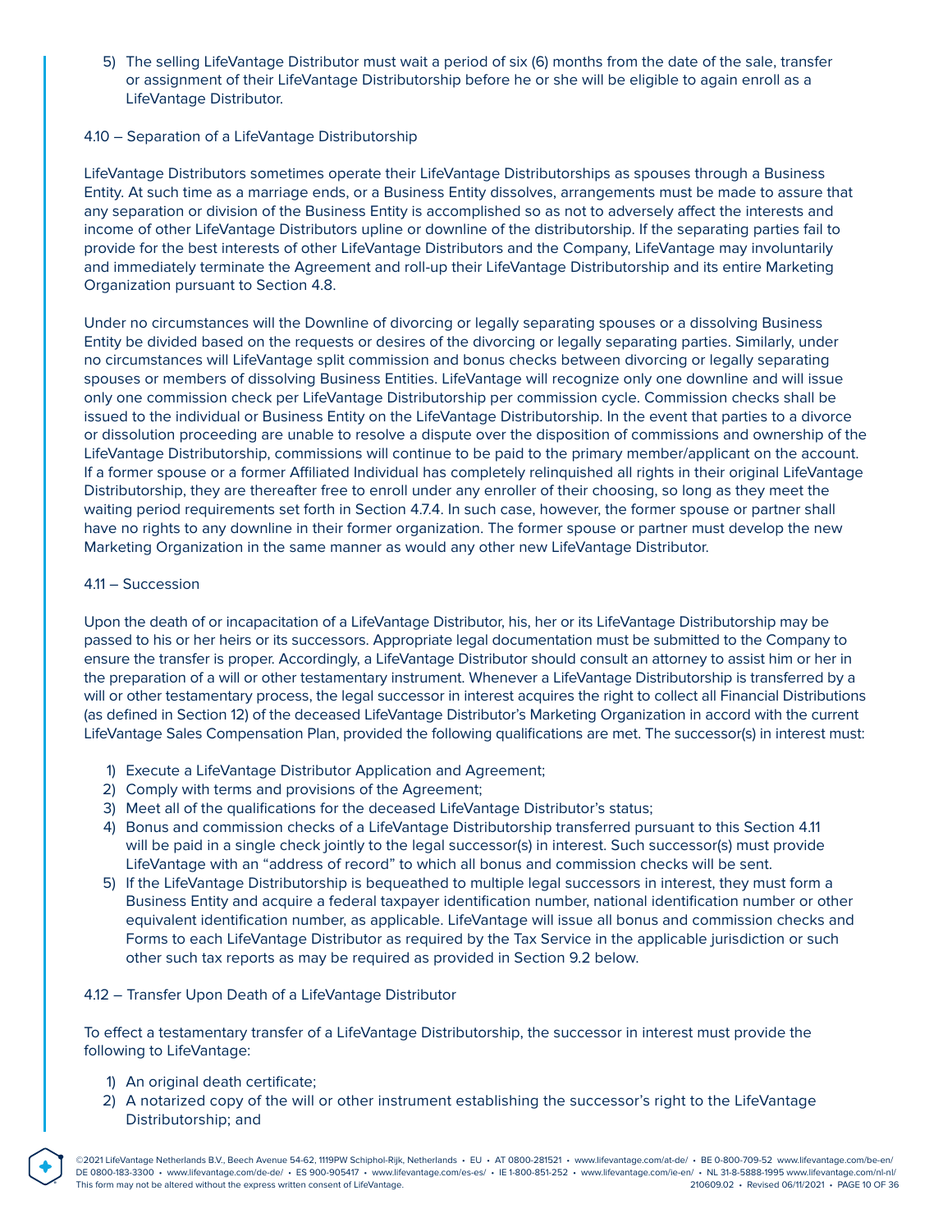5) The selling LifeVantage Distributor must wait a period of six (6) months from the date of the sale, transfer or assignment of their LifeVantage Distributorship before he or she will be eligible to again enroll as a LifeVantage Distributor.

### 4.10 – Separation of a LifeVantage Distributorship

LifeVantage Distributors sometimes operate their LifeVantage Distributorships as spouses through a Business Entity. At such time as a marriage ends, or a Business Entity dissolves, arrangements must be made to assure that any separation or division of the Business Entity is accomplished so as not to adversely affect the interests and income of other LifeVantage Distributors upline or downline of the distributorship. If the separating parties fail to provide for the best interests of other LifeVantage Distributors and the Company, LifeVantage may involuntarily and immediately terminate the Agreement and roll-up their LifeVantage Distributorship and its entire Marketing Organization pursuant to Section 4.8.

Under no circumstances will the Downline of divorcing or legally separating spouses or a dissolving Business Entity be divided based on the requests or desires of the divorcing or legally separating parties. Similarly, under no circumstances will LifeVantage split commission and bonus checks between divorcing or legally separating spouses or members of dissolving Business Entities. LifeVantage will recognize only one downline and will issue only one commission check per LifeVantage Distributorship per commission cycle. Commission checks shall be issued to the individual or Business Entity on the LifeVantage Distributorship. In the event that parties to a divorce or dissolution proceeding are unable to resolve a dispute over the disposition of commissions and ownership of the LifeVantage Distributorship, commissions will continue to be paid to the primary member/applicant on the account. If a former spouse or a former Affiliated Individual has completely relinquished all rights in their original LifeVantage Distributorship, they are thereafter free to enroll under any enroller of their choosing, so long as they meet the waiting period requirements set forth in Section 4.7.4. In such case, however, the former spouse or partner shall have no rights to any downline in their former organization. The former spouse or partner must develop the new Marketing Organization in the same manner as would any other new LifeVantage Distributor.

### 4.11 – Succession

Upon the death of or incapacitation of a LifeVantage Distributor, his, her or its LifeVantage Distributorship may be passed to his or her heirs or its successors. Appropriate legal documentation must be submitted to the Company to ensure the transfer is proper. Accordingly, a LifeVantage Distributor should consult an attorney to assist him or her in the preparation of a will or other testamentary instrument. Whenever a LifeVantage Distributorship is transferred by a will or other testamentary process, the legal successor in interest acquires the right to collect all Financial Distributions (as defined in Section 12) of the deceased LifeVantage Distributor's Marketing Organization in accord with the current LifeVantage Sales Compensation Plan, provided the following qualifications are met. The successor(s) in interest must:

1) Execute a LifeVantage Distributor Application and Agreement;
2) Comply with terms and provisions of the Agreement;
3) Meet all of the qualifications for the deceased LifeVantage Distributor's status;
4) Bonus and commission checks of a LifeVantage Distributorship transferred pursuant to this Section 4.11 will be paid in a single check jointly to the legal successor(s) in interest. Such successor(s) must provide LifeVantage with an "address of record" to which all bonus and commission checks will be sent.
5) If the LifeVantage Distributorship is bequeathed to multiple legal successors in interest, they must form a Business Entity and acquire a federal taxpayer identification number, national identification number or other equivalent identification number, as applicable. LifeVantage will issue all bonus and commission checks and Forms to each LifeVantage Distributor as required by the Tax Service in the applicable jurisdiction or such other such tax reports as may be required as provided in Section 9.2 below.

### 4.12 – Transfer Upon Death of a LifeVantage Distributor

To effect a testamentary transfer of a LifeVantage Distributorship, the successor in interest must provide the following to LifeVantage:

1) An original death certificate;
2) A notarized copy of the will or other instrument establishing the successor's right to the LifeVantage Distributorship; and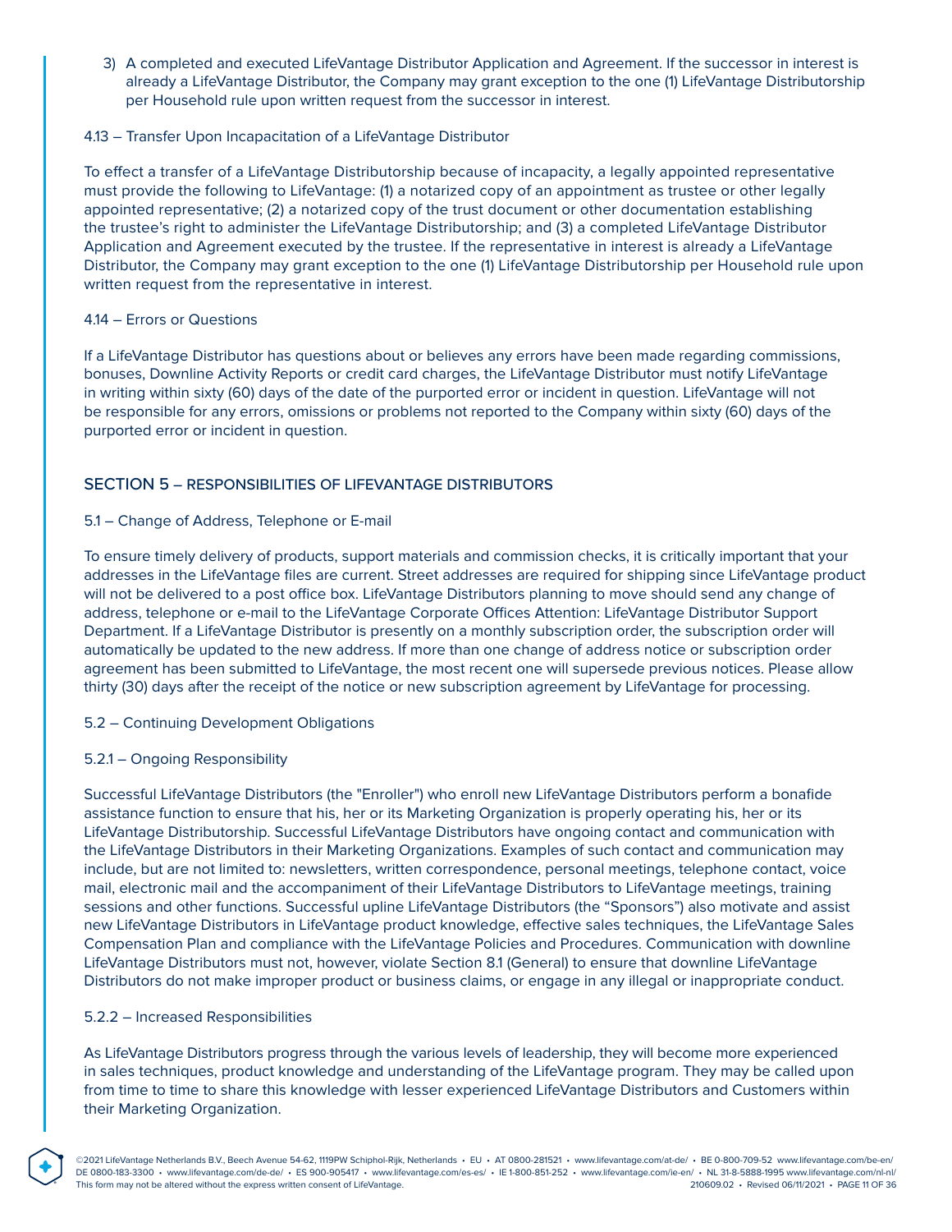3) A completed and executed LifeVantage Distributor Application and Agreement. If the successor in interest is already a LifeVantage Distributor, the Company may grant exception to the one (1) LifeVantage Distributorship per Household rule upon written request from the successor in interest.

### 4.13 – Transfer Upon Incapacitation of a LifeVantage Distributor

To effect a transfer of a LifeVantage Distributorship because of incapacity, a legally appointed representative must provide the following to LifeVantage: (1) a notarized copy of an appointment as trustee or other legally appointed representative; (2) a notarized copy of the trust document or other documentation establishing the trustee's right to administer the LifeVantage Distributorship; and (3) a completed LifeVantage Distributor Application and Agreement executed by the trustee. If the representative in interest is already a LifeVantage Distributor, the Company may grant exception to the one (1) LifeVantage Distributorship per Household rule upon written request from the representative in interest.

### 4.14 – Errors or Questions

If a LifeVantage Distributor has questions about or believes any errors have been made regarding commissions, bonuses, Downline Activity Reports or credit card charges, the LifeVantage Distributor must notify LifeVantage in writing within sixty (60) days of the date of the purported error or incident in question. LifeVantage will not be responsible for any errors, omissions or problems not reported to the Company within sixty (60) days of the purported error or incident in question.

## SECTION 5 – RESPONSIBILITIES OF LIFEVANTAGE DISTRIBUTORS

### 5.1 – Change of Address, Telephone or E-mail

To ensure timely delivery of products, support materials and commission checks, it is critically important that your addresses in the LifeVantage files are current. Street addresses are required for shipping since LifeVantage product will not be delivered to a post office box. LifeVantage Distributors planning to move should send any change of address, telephone or e-mail to the LifeVantage Corporate Offices Attention: LifeVantage Distributor Support Department. If a LifeVantage Distributor is presently on a monthly subscription order, the subscription order will automatically be updated to the new address. If more than one change of address notice or subscription order agreement has been submitted to LifeVantage, the most recent one will supersede previous notices. Please allow thirty (30) days after the receipt of the notice or new subscription agreement by LifeVantage for processing.

### 5.2 – Continuing Development Obligations

### 5.2.1 – Ongoing Responsibility

Successful LifeVantage Distributors (the "Enroller") who enroll new LifeVantage Distributors perform a bonafide assistance function to ensure that his, her or its Marketing Organization is properly operating his, her or its LifeVantage Distributorship. Successful LifeVantage Distributors have ongoing contact and communication with the LifeVantage Distributors in their Marketing Organizations. Examples of such contact and communication may include, but are not limited to: newsletters, written correspondence, personal meetings, telephone contact, voice mail, electronic mail and the accompaniment of their LifeVantage Distributors to LifeVantage meetings, training sessions and other functions. Successful upline LifeVantage Distributors (the "Sponsors") also motivate and assist new LifeVantage Distributors in LifeVantage product knowledge, effective sales techniques, the LifeVantage Sales Compensation Plan and compliance with the LifeVantage Policies and Procedures. Communication with downline LifeVantage Distributors must not, however, violate Section 8.1 (General) to ensure that downline LifeVantage Distributors do not make improper product or business claims, or engage in any illegal or inappropriate conduct.

### 5.2.2 – Increased Responsibilities

As LifeVantage Distributors progress through the various levels of leadership, they will become more experienced in sales techniques, product knowledge and understanding of the LifeVantage program. They may be called upon from time to time to share this knowledge with lesser experienced LifeVantage Distributors and Customers within their Marketing Organization.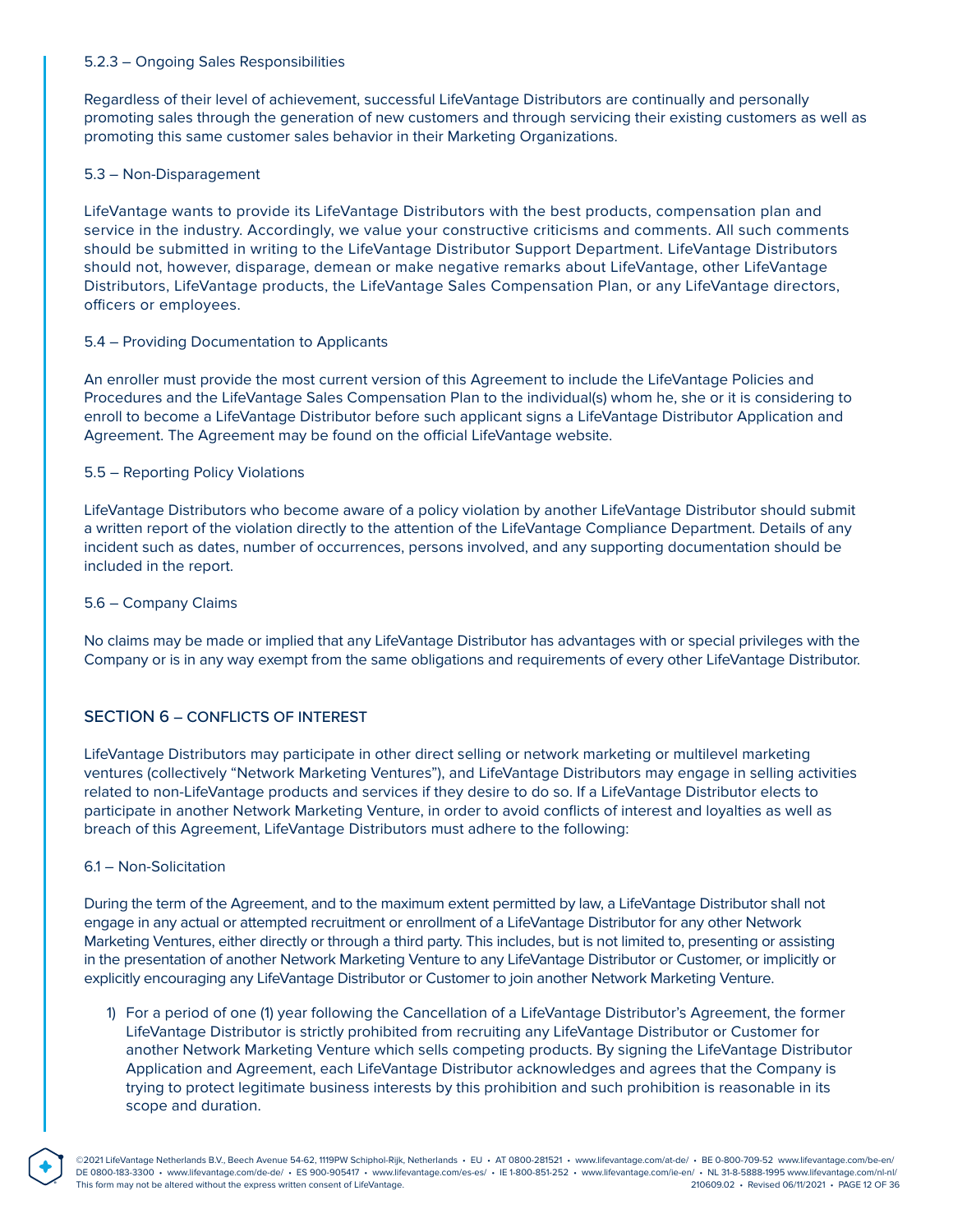#### 5.2.3 – Ongoing Sales Responsibilities

Regardless of their level of achievement, successful LifeVantage Distributors are continually and personally promoting sales through the generation of new customers and through servicing their existing customers as well as promoting this same customer sales behavior in their Marketing Organizations.

### 5.3 – Non-Disparagement

LifeVantage wants to provide its LifeVantage Distributors with the best products, compensation plan and service in the industry. Accordingly, we value your constructive criticisms and comments. All such comments should be submitted in writing to the LifeVantage Distributor Support Department. LifeVantage Distributors should not, however, disparage, demean or make negative remarks about LifeVantage, other LifeVantage Distributors, LifeVantage products, the LifeVantage Sales Compensation Plan, or any LifeVantage directors, officers or employees.

### 5.4 – Providing Documentation to Applicants

An enroller must provide the most current version of this Agreement to include the LifeVantage Policies and Procedures and the LifeVantage Sales Compensation Plan to the individual(s) whom he, she or it is considering to enroll to become a LifeVantage Distributor before such applicant signs a LifeVantage Distributor Application and Agreement. The Agreement may be found on the official LifeVantage website.

### 5.5 – Reporting Policy Violations

LifeVantage Distributors who become aware of a policy violation by another LifeVantage Distributor should submit a written report of the violation directly to the attention of the LifeVantage Compliance Department. Details of any incident such as dates, number of occurrences, persons involved, and any supporting documentation should be included in the report.

### 5.6 – Company Claims

No claims may be made or implied that any LifeVantage Distributor has advantages with or special privileges with the Company or is in any way exempt from the same obligations and requirements of every other LifeVantage Distributor.

## SECTION 6 – CONFLICTS OF INTEREST

LifeVantage Distributors may participate in other direct selling or network marketing or multilevel marketing ventures (collectively "Network Marketing Ventures"), and LifeVantage Distributors may engage in selling activities related to non-LifeVantage products and services if they desire to do so. If a LifeVantage Distributor elects to participate in another Network Marketing Venture, in order to avoid conflicts of interest and loyalties as well as breach of this Agreement, LifeVantage Distributors must adhere to the following:

### 6.1 – Non-Solicitation

During the term of the Agreement, and to the maximum extent permitted by law, a LifeVantage Distributor shall not engage in any actual or attempted recruitment or enrollment of a LifeVantage Distributor for any other Network Marketing Ventures, either directly or through a third party. This includes, but is not limited to, presenting or assisting in the presentation of another Network Marketing Venture to any LifeVantage Distributor or Customer, or implicitly or explicitly encouraging any LifeVantage Distributor or Customer to join another Network Marketing Venture.

1) For a period of one (1) year following the Cancellation of a LifeVantage Distributor's Agreement, the former LifeVantage Distributor is strictly prohibited from recruiting any LifeVantage Distributor or Customer for another Network Marketing Venture which sells competing products. By signing the LifeVantage Distributor Application and Agreement, each LifeVantage Distributor acknowledges and agrees that the Company is trying to protect legitimate business interests by this prohibition and such prohibition is reasonable in its scope and duration.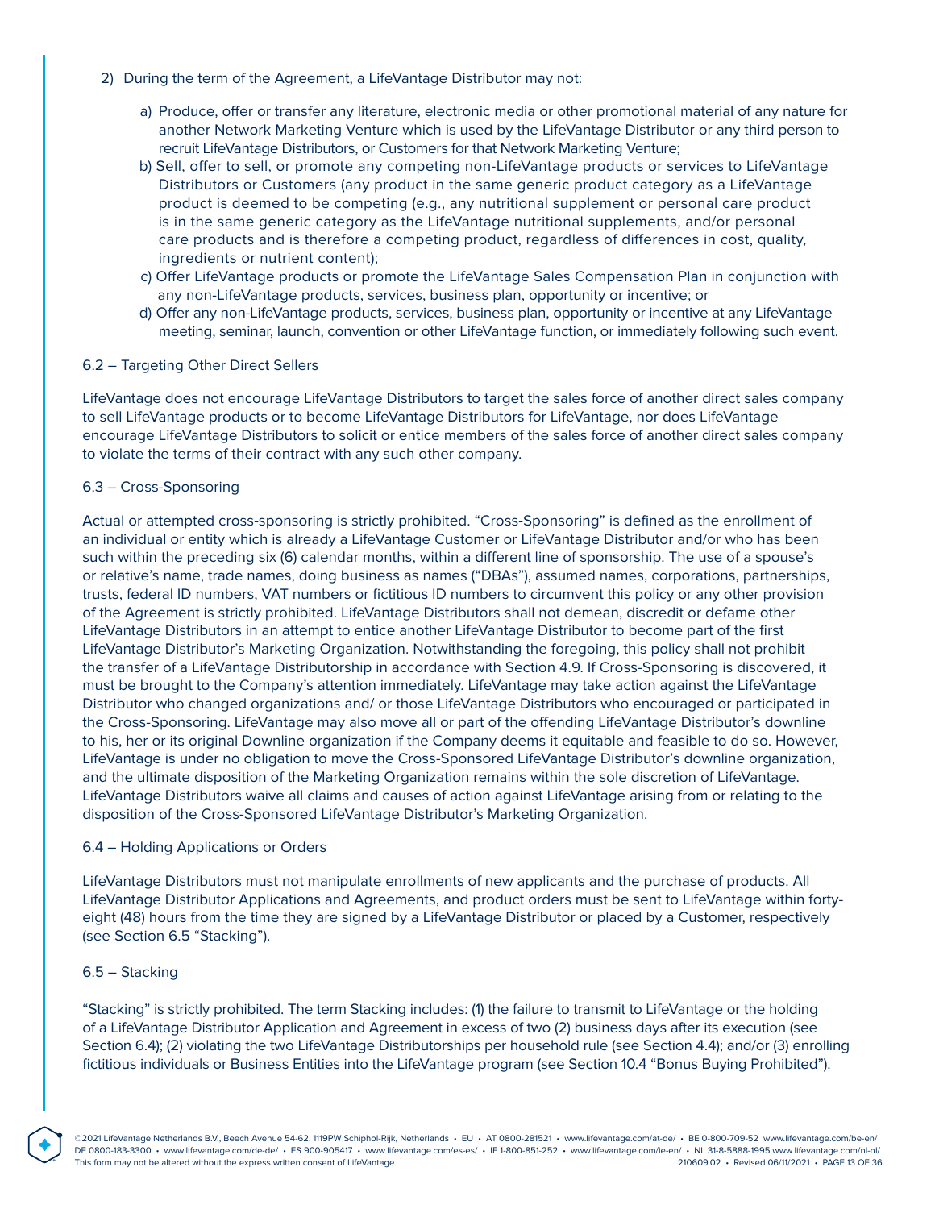2) During the term of the Agreement, a LifeVantage Distributor may not:

   a) Produce, offer or transfer any literature, electronic media or other promotional material of any nature for another Network Marketing Venture which is used by the LifeVantage Distributor or any third person to recruit LifeVantage Distributors, or Customers for that Network Marketing Venture;

   b) Sell, offer to sell, or promote any competing non-LifeVantage products or services to LifeVantage Distributors or Customers (any product in the same generic product category as a LifeVantage product is deemed to be competing (e.g., any nutritional supplement or personal care product is in the same generic category as the LifeVantage nutritional supplements, and/or personal care products and is therefore a competing product, regardless of differences in cost, quality, ingredients or nutrient content);

   c) Offer LifeVantage products or promote the LifeVantage Sales Compensation Plan in conjunction with any non-LifeVantage products, services, business plan, opportunity or incentive; or

   d) Offer any non-LifeVantage products, services, business plan, opportunity or incentive at any LifeVantage meeting, seminar, launch, convention or other LifeVantage function, or immediately following such event.

### 6.2 – Targeting Other Direct Sellers

LifeVantage does not encourage LifeVantage Distributors to target the sales force of another direct sales company to sell LifeVantage products or to become LifeVantage Distributors for LifeVantage, nor does LifeVantage encourage LifeVantage Distributors to solicit or entice members of the sales force of another direct sales company to violate the terms of their contract with any such other company.

### 6.3 – Cross-Sponsoring

Actual or attempted cross-sponsoring is strictly prohibited. "Cross-Sponsoring" is defined as the enrollment of an individual or entity which is already a LifeVantage Customer or LifeVantage Distributor and/or who has been such within the preceding six (6) calendar months, within a different line of sponsorship. The use of a spouse's or relative's name, trade names, doing business as names ("DBAs"), assumed names, corporations, partnerships, trusts, federal ID numbers, VAT numbers or fictitious ID numbers to circumvent this policy or any other provision of the Agreement is strictly prohibited. LifeVantage Distributors shall not demean, discredit or defame other LifeVantage Distributors in an attempt to entice another LifeVantage Distributor to become part of the first LifeVantage Distributor's Marketing Organization. Notwithstanding the foregoing, this policy shall not prohibit the transfer of a LifeVantage Distributorship in accordance with Section 4.9. If Cross-Sponsoring is discovered, it must be brought to the Company's attention immediately. LifeVantage may take action against the LifeVantage Distributor who changed organizations and/ or those LifeVantage Distributors who encouraged or participated in the Cross-Sponsoring. LifeVantage may also move all or part of the offending LifeVantage Distributor's downline to his, her or its original Downline organization if the Company deems it equitable and feasible to do so. However, LifeVantage is under no obligation to move the Cross-Sponsored LifeVantage Distributor's downline organization, and the ultimate disposition of the Marketing Organization remains within the sole discretion of LifeVantage. LifeVantage Distributors waive all claims and causes of action against LifeVantage arising from or relating to the disposition of the Cross-Sponsored LifeVantage Distributor's Marketing Organization.

### 6.4 – Holding Applications or Orders

LifeVantage Distributors must not manipulate enrollments of new applicants and the purchase of products. All LifeVantage Distributor Applications and Agreements, and product orders must be sent to LifeVantage within forty-eight (48) hours from the time they are signed by a LifeVantage Distributor or placed by a Customer, respectively (see Section 6.5 "Stacking").

### 6.5 – Stacking

"Stacking" is strictly prohibited. The term Stacking includes: (1) the failure to transmit to LifeVantage or the holding of a LifeVantage Distributor Application and Agreement in excess of two (2) business days after its execution (see Section 6.4); (2) violating the two LifeVantage Distributorships per household rule (see Section 4.4); and/or (3) enrolling fictitious individuals or Business Entities into the LifeVantage program (see Section 10.4 "Bonus Buying Prohibited").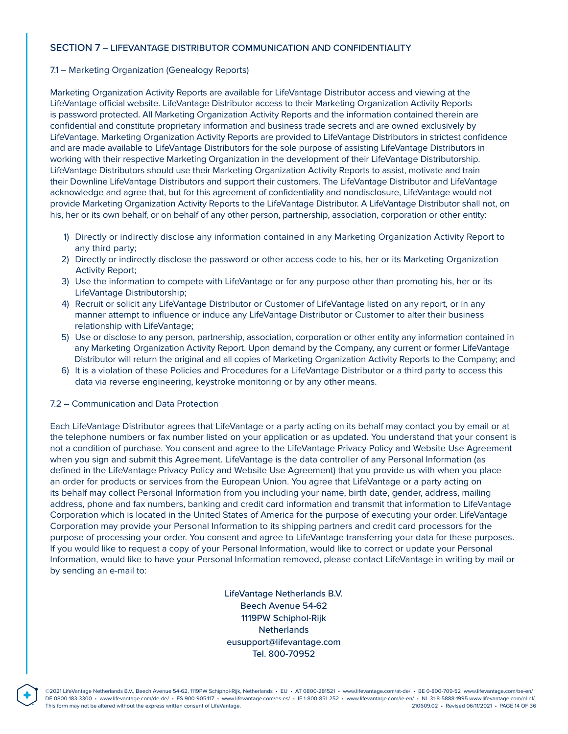## SECTION 7 – LIFEVANTAGE DISTRIBUTOR COMMUNICATION AND CONFIDENTIALITY

### 7.1 – Marketing Organization (Genealogy Reports)

Marketing Organization Activity Reports are available for LifeVantage Distributor access and viewing at the LifeVantage official website. LifeVantage Distributor access to their Marketing Organization Activity Reports is password protected. All Marketing Organization Activity Reports and the information contained therein are confidential and constitute proprietary information and business trade secrets and are owned exclusively by LifeVantage. Marketing Organization Activity Reports are provided to LifeVantage Distributors in strictest confidence and are made available to LifeVantage Distributors for the sole purpose of assisting LifeVantage Distributors in working with their respective Marketing Organization in the development of their LifeVantage Distributorship. LifeVantage Distributors should use their Marketing Organization Activity Reports to assist, motivate and train their Downline LifeVantage Distributors and support their customers. The LifeVantage Distributor and LifeVantage acknowledge and agree that, but for this agreement of confidentiality and nondisclosure, LifeVantage would not provide Marketing Organization Activity Reports to the LifeVantage Distributor. A LifeVantage Distributor shall not, on his, her or its own behalf, or on behalf of any other person, partnership, association, corporation or other entity:

1) Directly or indirectly disclose any information contained in any Marketing Organization Activity Report to any third party;
2) Directly or indirectly disclose the password or other access code to his, her or its Marketing Organization Activity Report;
3) Use the information to compete with LifeVantage or for any purpose other than promoting his, her or its LifeVantage Distributorship;
4) Recruit or solicit any LifeVantage Distributor or Customer of LifeVantage listed on any report, or in any manner attempt to influence or induce any LifeVantage Distributor or Customer to alter their business relationship with LifeVantage;
5) Use or disclose to any person, partnership, association, corporation or other entity any information contained in any Marketing Organization Activity Report. Upon demand by the Company, any current or former LifeVantage Distributor will return the original and all copies of Marketing Organization Activity Reports to the Company; and
6) It is a violation of these Policies and Procedures for a LifeVantage Distributor or a third party to access this data via reverse engineering, keystroke monitoring or by any other means.

### 7.2 – Communication and Data Protection

Each LifeVantage Distributor agrees that LifeVantage or a party acting on its behalf may contact you by email or at the telephone numbers or fax number listed on your application or as updated. You understand that your consent is not a condition of purchase. You consent and agree to the LifeVantage Privacy Policy and Website Use Agreement when you sign and submit this Agreement. LifeVantage is the data controller of any Personal Information (as defined in the LifeVantage Privacy Policy and Website Use Agreement) that you provide us with when you place an order for products or services from the European Union. You agree that LifeVantage or a party acting on its behalf may collect Personal Information from you including your name, birth date, gender, address, mailing address, phone and fax numbers, banking and credit card information and transmit that information to LifeVantage Corporation which is located in the United States of America for the purpose of executing your order. LifeVantage Corporation may provide your Personal Information to its shipping partners and credit card processors for the purpose of processing your order. You consent and agree to LifeVantage transferring your data for these purposes. If you would like to request a copy of your Personal Information, would like to correct or update your Personal Information, would like to have your Personal Information removed, please contact LifeVantage in writing by mail or by sending an e-mail to:

LifeVantage Netherlands B.V.
Beech Avenue 54-62
1119PW Schiphol-Rijk
Netherlands
eusupport@lifevantage.com
Tel. 800-70952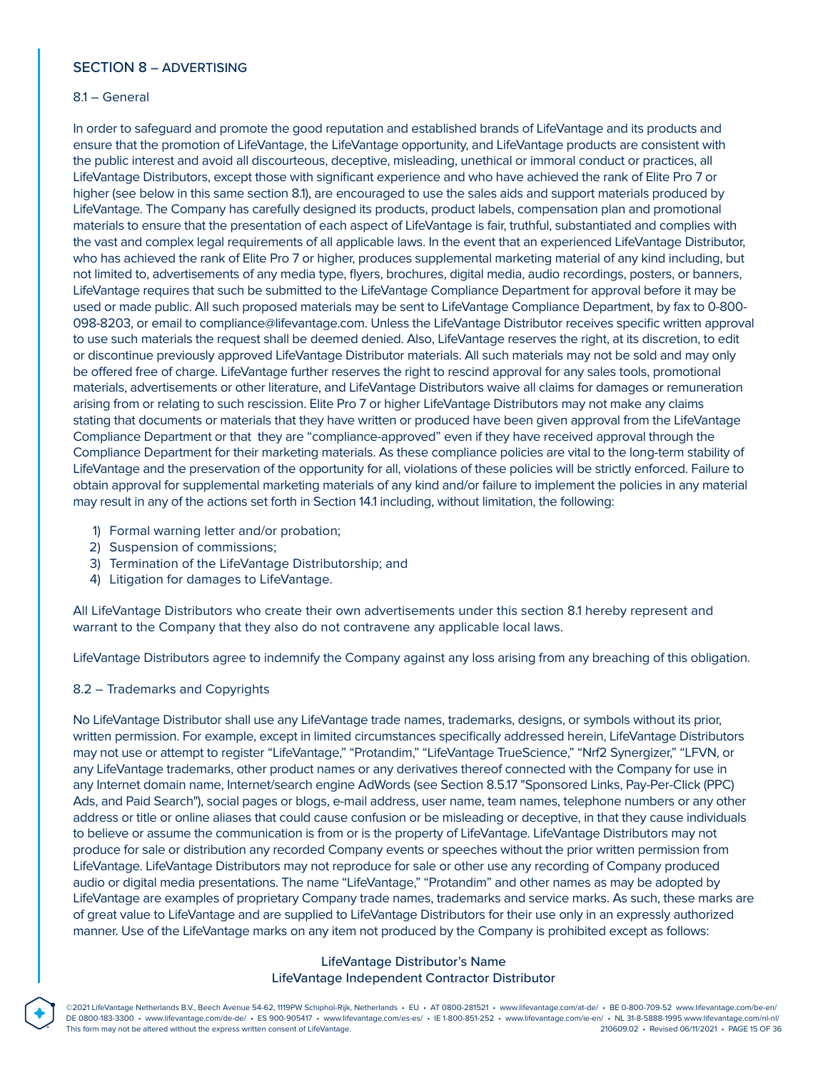## SECTION 8 – ADVERTISING

### 8.1 – General

In order to safeguard and promote the good reputation and established brands of LifeVantage and its products and ensure that the promotion of LifeVantage, the LifeVantage opportunity, and LifeVantage products are consistent with the public interest and avoid all discourteous, deceptive, misleading, unethical or immoral conduct or practices, all LifeVantage Distributors, except those with significant experience and who have achieved the rank of Elite Pro 7 or higher (see below in this same section 8.1), are encouraged to use the sales aids and support materials produced by LifeVantage. The Company has carefully designed its products, product labels, compensation plan and promotional materials to ensure that the presentation of each aspect of LifeVantage is fair, truthful, substantiated and complies with the vast and complex legal requirements of all applicable laws. In the event that an experienced LifeVantage Distributor, who has achieved the rank of Elite Pro 7 or higher, produces supplemental marketing material of any kind including, but not limited to, advertisements of any media type, flyers, brochures, digital media, audio recordings, posters, or banners, LifeVantage requires that such be submitted to the LifeVantage Compliance Department for approval before it may be used or made public. All such proposed materials may be sent to LifeVantage Compliance Department, by fax to 0-800-098-8203, or email to compliance@lifevantage.com. Unless the LifeVantage Distributor receives specific written approval to use such materials the request shall be deemed denied. Also, LifeVantage reserves the right, at its discretion, to edit or discontinue previously approved LifeVantage Distributor materials. All such materials may not be sold and may only be offered free of charge. LifeVantage further reserves the right to rescind approval for any sales tools, promotional materials, advertisements or other literature, and LifeVantage Distributors waive all claims for damages or remuneration arising from or relating to such rescission. Elite Pro 7 or higher LifeVantage Distributors may not make any claims stating that documents or materials that they have written or produced have been given approval from the LifeVantage Compliance Department or that they are "compliance-approved" even if they have received approval through the Compliance Department for their marketing materials. As these compliance policies are vital to the long-term stability of LifeVantage and the preservation of the opportunity for all, violations of these policies will be strictly enforced. Failure to obtain approval for supplemental marketing materials of any kind and/or failure to implement the policies in any material may result in any of the actions set forth in Section 14.1 including, without limitation, the following:

1) Formal warning letter and/or probation;
2) Suspension of commissions;
3) Termination of the LifeVantage Distributorship; and
4) Litigation for damages to LifeVantage.

All LifeVantage Distributors who create their own advertisements under this section 8.1 hereby represent and warrant to the Company that they also do not contravene any applicable local laws.

LifeVantage Distributors agree to indemnify the Company against any loss arising from any breaching of this obligation.

### 8.2 – Trademarks and Copyrights

No LifeVantage Distributor shall use any LifeVantage trade names, trademarks, designs, or symbols without its prior, written permission. For example, except in limited circumstances specifically addressed herein, LifeVantage Distributors may not use or attempt to register "LifeVantage," "Protandim," "LifeVantage TrueScience," "Nrf2 Synergizer," "LFVN, or any LifeVantage trademarks, other product names or any derivatives thereof connected with the Company for use in any Internet domain name, Internet/search engine AdWords (see Section 8.5.17 "Sponsored Links, Pay-Per-Click (PPC) Ads, and Paid Search"), social pages or blogs, e-mail address, user name, team names, telephone numbers or any other address or title or online aliases that could cause confusion or be misleading or deceptive, in that they cause individuals to believe or assume the communication is from or is the property of LifeVantage. LifeVantage Distributors may not produce for sale or distribution any recorded Company events or speeches without the prior written permission from LifeVantage. LifeVantage Distributors may not reproduce for sale or other use any recording of Company produced audio or digital media presentations. The name "LifeVantage," "Protandim" and other names as may be adopted by LifeVantage are examples of proprietary Company trade names, trademarks and service marks. As such, these marks are of great value to LifeVantage and are supplied to LifeVantage Distributors for their use only in an expressly authorized manner. Use of the LifeVantage marks on any item not produced by the Company is prohibited except as follows:

LifeVantage Distributor's Name
LifeVantage Independent Contractor Distributor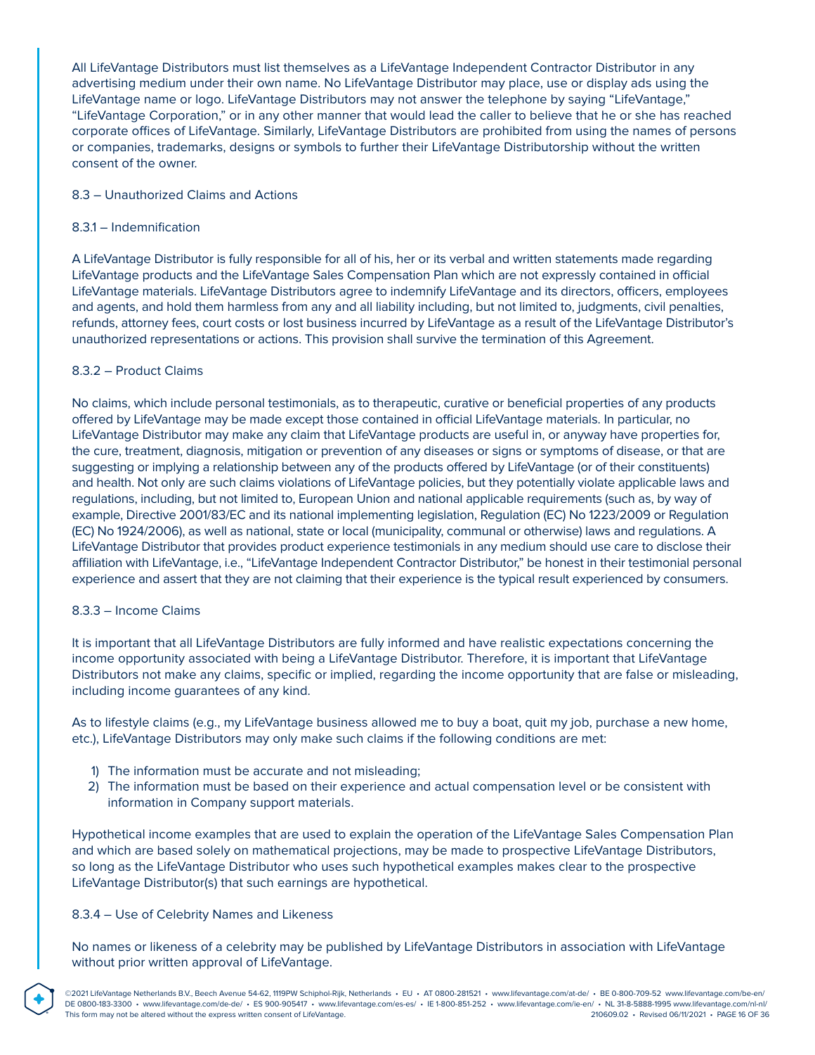All LifeVantage Distributors must list themselves as a LifeVantage Independent Contractor Distributor in any advertising medium under their own name. No LifeVantage Distributor may place, use or display ads using the LifeVantage name or logo. LifeVantage Distributors may not answer the telephone by saying "LifeVantage," "LifeVantage Corporation," or in any other manner that would lead the caller to believe that he or she has reached corporate offices of LifeVantage. Similarly, LifeVantage Distributors are prohibited from using the names of persons or companies, trademarks, designs or symbols to further their LifeVantage Distributorship without the written consent of the owner.

### 8.3 – Unauthorized Claims and Actions

#### 8.3.1 – Indemnification

A LifeVantage Distributor is fully responsible for all of his, her or its verbal and written statements made regarding LifeVantage products and the LifeVantage Sales Compensation Plan which are not expressly contained in official LifeVantage materials. LifeVantage Distributors agree to indemnify LifeVantage and its directors, officers, employees and agents, and hold them harmless from any and all liability including, but not limited to, judgments, civil penalties, refunds, attorney fees, court costs or lost business incurred by LifeVantage as a result of the LifeVantage Distributor's unauthorized representations or actions. This provision shall survive the termination of this Agreement.

#### 8.3.2 – Product Claims

No claims, which include personal testimonials, as to therapeutic, curative or beneficial properties of any products offered by LifeVantage may be made except those contained in official LifeVantage materials. In particular, no LifeVantage Distributor may make any claim that LifeVantage products are useful in, or anyway have properties for, the cure, treatment, diagnosis, mitigation or prevention of any diseases or signs or symptoms of disease, or that are suggesting or implying a relationship between any of the products offered by LifeVantage (or of their constituents) and health. Not only are such claims violations of LifeVantage policies, but they potentially violate applicable laws and regulations, including, but not limited to, European Union and national applicable requirements (such as, by way of example, Directive 2001/83/EC and its national implementing legislation, Regulation (EC) No 1223/2009 or Regulation (EC) No 1924/2006), as well as national, state or local (municipality, communal or otherwise) laws and regulations. A LifeVantage Distributor that provides product experience testimonials in any medium should use care to disclose their affiliation with LifeVantage, i.e., "LifeVantage Independent Contractor Distributor," be honest in their testimonial personal experience and assert that they are not claiming that their experience is the typical result experienced by consumers.

#### 8.3.3 – Income Claims

It is important that all LifeVantage Distributors are fully informed and have realistic expectations concerning the income opportunity associated with being a LifeVantage Distributor. Therefore, it is important that LifeVantage Distributors not make any claims, specific or implied, regarding the income opportunity that are false or misleading, including income guarantees of any kind.

As to lifestyle claims (e.g., my LifeVantage business allowed me to buy a boat, quit my job, purchase a new home, etc.), LifeVantage Distributors may only make such claims if the following conditions are met:

1) The information must be accurate and not misleading;
2) The information must be based on their experience and actual compensation level or be consistent with information in Company support materials.

Hypothetical income examples that are used to explain the operation of the LifeVantage Sales Compensation Plan and which are based solely on mathematical projections, may be made to prospective LifeVantage Distributors, so long as the LifeVantage Distributor who uses such hypothetical examples makes clear to the prospective LifeVantage Distributor(s) that such earnings are hypothetical.

#### 8.3.4 – Use of Celebrity Names and Likeness

No names or likeness of a celebrity may be published by LifeVantage Distributors in association with LifeVantage without prior written approval of LifeVantage.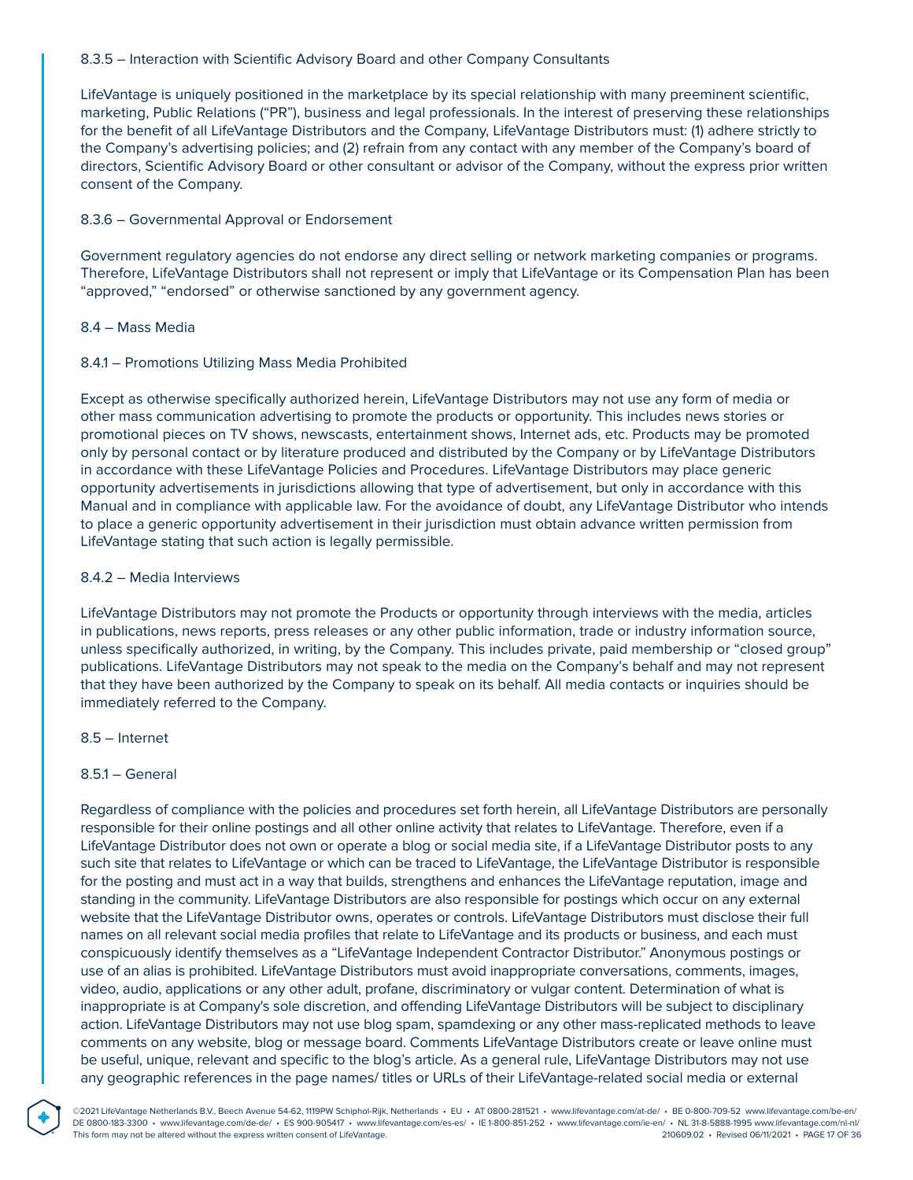#### 8.3.5 – Interaction with Scientific Advisory Board and other Company Consultants

LifeVantage is uniquely positioned in the marketplace by its special relationship with many preeminent scientific, marketing, Public Relations ("PR"), business and legal professionals. In the interest of preserving these relationships for the benefit of all LifeVantage Distributors and the Company, LifeVantage Distributors must: (1) adhere strictly to the Company's advertising policies; and (2) refrain from any contact with any member of the Company's board of directors, Scientific Advisory Board or other consultant or advisor of the Company, without the express prior written consent of the Company.

#### 8.3.6 – Governmental Approval or Endorsement

Government regulatory agencies do not endorse any direct selling or network marketing companies or programs. Therefore, LifeVantage Distributors shall not represent or imply that LifeVantage or its Compensation Plan has been "approved," "endorsed" or otherwise sanctioned by any government agency.

### 8.4 – Mass Media

#### 8.4.1 – Promotions Utilizing Mass Media Prohibited

Except as otherwise specifically authorized herein, LifeVantage Distributors may not use any form of media or other mass communication advertising to promote the products or opportunity. This includes news stories or promotional pieces on TV shows, newscasts, entertainment shows, Internet ads, etc. Products may be promoted only by personal contact or by literature produced and distributed by the Company or by LifeVantage Distributors in accordance with these LifeVantage Policies and Procedures. LifeVantage Distributors may place generic opportunity advertisements in jurisdictions allowing that type of advertisement, but only in accordance with this Manual and in compliance with applicable law. For the avoidance of doubt, any LifeVantage Distributor who intends to place a generic opportunity advertisement in their jurisdiction must obtain advance written permission from LifeVantage stating that such action is legally permissible.

#### 8.4.2 – Media Interviews

LifeVantage Distributors may not promote the Products or opportunity through interviews with the media, articles in publications, news reports, press releases or any other public information, trade or industry information source, unless specifically authorized, in writing, by the Company. This includes private, paid membership or "closed group" publications. LifeVantage Distributors may not speak to the media on the Company's behalf and may not represent that they have been authorized by the Company to speak on its behalf. All media contacts or inquiries should be immediately referred to the Company.

### 8.5 – Internet

#### 8.5.1 – General

Regardless of compliance with the policies and procedures set forth herein, all LifeVantage Distributors are personally responsible for their online postings and all other online activity that relates to LifeVantage. Therefore, even if a LifeVantage Distributor does not own or operate a blog or social media site, if a LifeVantage Distributor posts to any such site that relates to LifeVantage or which can be traced to LifeVantage, the LifeVantage Distributor is responsible for the posting and must act in a way that builds, strengthens and enhances the LifeVantage reputation, image and standing in the community. LifeVantage Distributors are also responsible for postings which occur on any external website that the LifeVantage Distributor owns, operates or controls. LifeVantage Distributors must disclose their full names on all relevant social media profiles that relate to LifeVantage and its products or business, and each must conspicuously identify themselves as a "LifeVantage Independent Contractor Distributor." Anonymous postings or use of an alias is prohibited. LifeVantage Distributors must avoid inappropriate conversations, comments, images, video, audio, applications or any other adult, profane, discriminatory or vulgar content. Determination of what is inappropriate is at Company's sole discretion, and offending LifeVantage Distributors will be subject to disciplinary action. LifeVantage Distributors may not use blog spam, spamdexing or any other mass-replicated methods to leave comments on any website, blog or message board. Comments LifeVantage Distributors create or leave online must be useful, unique, relevant and specific to the blog's article. As a general rule, LifeVantage Distributors may not use any geographic references in the page names/ titles or URLs of their LifeVantage-related social media or external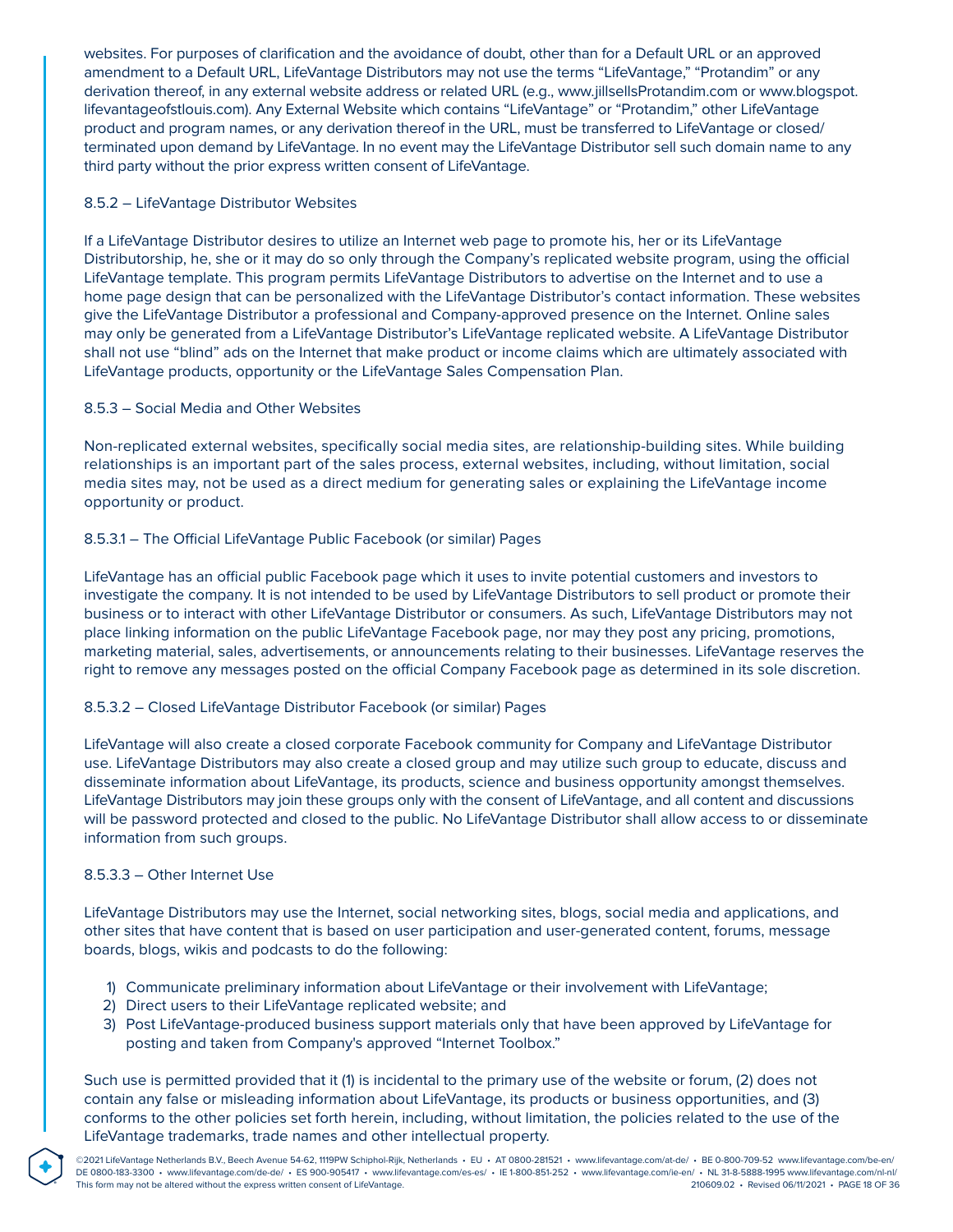websites. For purposes of clarification and the avoidance of doubt, other than for a Default URL or an approved amendment to a Default URL, LifeVantage Distributors may not use the terms “LifeVantage,” “Protandim” or any derivation thereof, in any external website address or related URL (e.g., www.jillsellsProtandim.com or www.blogspot.lifevantageofstlouis.com). Any External Website which contains “LifeVantage” or “Protandim,” other LifeVantage product and program names, or any derivation thereof in the URL, must be transferred to LifeVantage or closed/terminated upon demand by LifeVantage. In no event may the LifeVantage Distributor sell such domain name to any third party without the prior express written consent of LifeVantage.

### 8.5.2 – LifeVantage Distributor Websites

If a LifeVantage Distributor desires to utilize an Internet web page to promote his, her or its LifeVantage Distributorship, he, she or it may do so only through the Company’s replicated website program, using the official LifeVantage template. This program permits LifeVantage Distributors to advertise on the Internet and to use a home page design that can be personalized with the LifeVantage Distributor’s contact information. These websites give the LifeVantage Distributor a professional and Company-approved presence on the Internet. Online sales may only be generated from a LifeVantage Distributor’s LifeVantage replicated website. A LifeVantage Distributor shall not use “blind” ads on the Internet that make product or income claims which are ultimately associated with LifeVantage products, opportunity or the LifeVantage Sales Compensation Plan.

### 8.5.3 – Social Media and Other Websites

Non-replicated external websites, specifically social media sites, are relationship-building sites. While building relationships is an important part of the sales process, external websites, including, without limitation, social media sites may, not be used as a direct medium for generating sales or explaining the LifeVantage income opportunity or product.

#### 8.5.3.1 – The Official LifeVantage Public Facebook (or similar) Pages

LifeVantage has an official public Facebook page which it uses to invite potential customers and investors to investigate the company. It is not intended to be used by LifeVantage Distributors to sell product or promote their business or to interact with other LifeVantage Distributor or consumers. As such, LifeVantage Distributors may not place linking information on the public LifeVantage Facebook page, nor may they post any pricing, promotions, marketing material, sales, advertisements, or announcements relating to their businesses. LifeVantage reserves the right to remove any messages posted on the official Company Facebook page as determined in its sole discretion.

#### 8.5.3.2 – Closed LifeVantage Distributor Facebook (or similar) Pages

LifeVantage will also create a closed corporate Facebook community for Company and LifeVantage Distributor use. LifeVantage Distributors may also create a closed group and may utilize such group to educate, discuss and disseminate information about LifeVantage, its products, science and business opportunity amongst themselves. LifeVantage Distributors may join these groups only with the consent of LifeVantage, and all content and discussions will be password protected and closed to the public. No LifeVantage Distributor shall allow access to or disseminate information from such groups.

#### 8.5.3.3 – Other Internet Use

LifeVantage Distributors may use the Internet, social networking sites, blogs, social media and applications, and other sites that have content that is based on user participation and user-generated content, forums, message boards, blogs, wikis and podcasts to do the following:

1) Communicate preliminary information about LifeVantage or their involvement with LifeVantage;
2) Direct users to their LifeVantage replicated website; and
3) Post LifeVantage-produced business support materials only that have been approved by LifeVantage for posting and taken from Company's approved “Internet Toolbox.”

Such use is permitted provided that it (1) is incidental to the primary use of the website or forum, (2) does not contain any false or misleading information about LifeVantage, its products or business opportunities, and (3) conforms to the other policies set forth herein, including, without limitation, the policies related to the use of the LifeVantage trademarks, trade names and other intellectual property.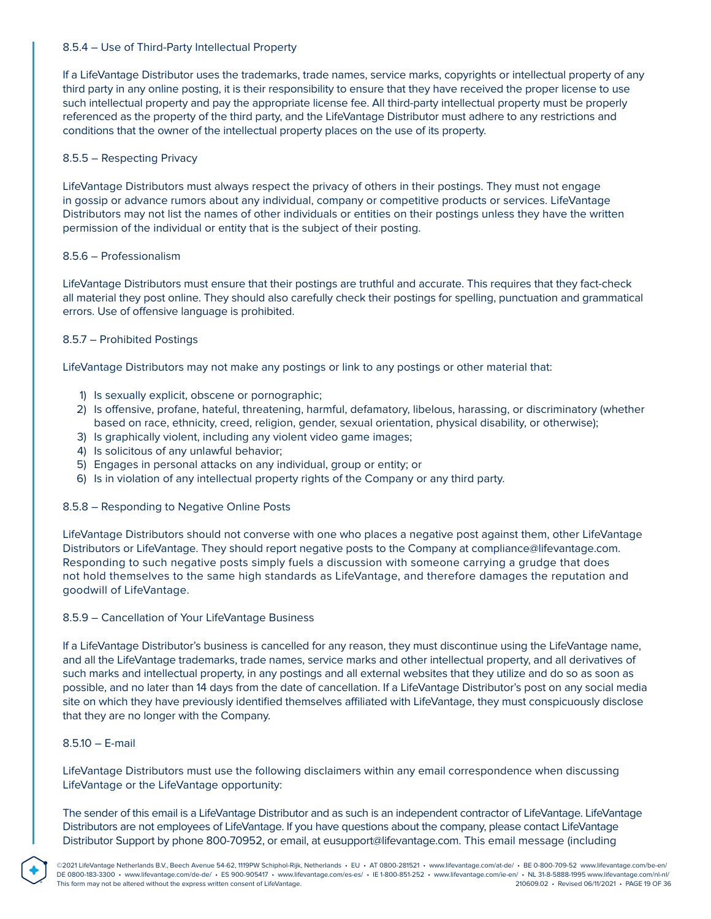#### 8.5.4 – Use of Third-Party Intellectual Property

If a LifeVantage Distributor uses the trademarks, trade names, service marks, copyrights or intellectual property of any third party in any online posting, it is their responsibility to ensure that they have received the proper license to use such intellectual property and pay the appropriate license fee. All third-party intellectual property must be properly referenced as the property of the third party, and the LifeVantage Distributor must adhere to any restrictions and conditions that the owner of the intellectual property places on the use of its property.

#### 8.5.5 – Respecting Privacy

LifeVantage Distributors must always respect the privacy of others in their postings. They must not engage in gossip or advance rumors about any individual, company or competitive products or services. LifeVantage Distributors may not list the names of other individuals or entities on their postings unless they have the written permission of the individual or entity that is the subject of their posting.

#### 8.5.6 – Professionalism

LifeVantage Distributors must ensure that their postings are truthful and accurate. This requires that they fact-check all material they post online. They should also carefully check their postings for spelling, punctuation and grammatical errors. Use of offensive language is prohibited.

#### 8.5.7 – Prohibited Postings

LifeVantage Distributors may not make any postings or link to any postings or other material that:

1) Is sexually explicit, obscene or pornographic;
2) Is offensive, profane, hateful, threatening, harmful, defamatory, libelous, harassing, or discriminatory (whether based on race, ethnicity, creed, religion, gender, sexual orientation, physical disability, or otherwise);
3) Is graphically violent, including any violent video game images;
4) Is solicitous of any unlawful behavior;
5) Engages in personal attacks on any individual, group or entity; or
6) Is in violation of any intellectual property rights of the Company or any third party.

#### 8.5.8 – Responding to Negative Online Posts

LifeVantage Distributors should not converse with one who places a negative post against them, other LifeVantage Distributors or LifeVantage. They should report negative posts to the Company at compliance@lifevantage.com. Responding to such negative posts simply fuels a discussion with someone carrying a grudge that does not hold themselves to the same high standards as LifeVantage, and therefore damages the reputation and goodwill of LifeVantage.

#### 8.5.9 – Cancellation of Your LifeVantage Business

If a LifeVantage Distributor's business is cancelled for any reason, they must discontinue using the LifeVantage name, and all the LifeVantage trademarks, trade names, service marks and other intellectual property, and all derivatives of such marks and intellectual property, in any postings and all external websites that they utilize and do so as soon as possible, and no later than 14 days from the date of cancellation. If a LifeVantage Distributor's post on any social media site on which they have previously identified themselves affiliated with LifeVantage, they must conspicuously disclose that they are no longer with the Company.

#### 8.5.10 – E-mail

LifeVantage Distributors must use the following disclaimers within any email correspondence when discussing LifeVantage or the LifeVantage opportunity:

The sender of this email is a LifeVantage Distributor and as such is an independent contractor of LifeVantage. LifeVantage Distributors are not employees of LifeVantage. If you have questions about the company, please contact LifeVantage Distributor Support by phone 800-70952, or email, at eusupport@lifevantage.com. This email message (including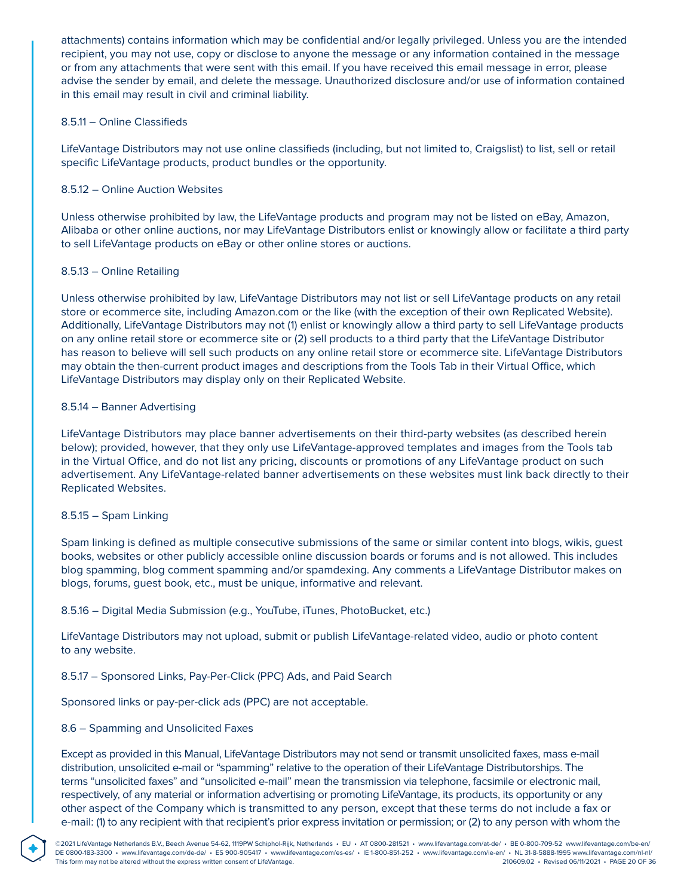attachments) contains information which may be confidential and/or legally privileged. Unless you are the intended recipient, you may not use, copy or disclose to anyone the message or any information contained in the message or from any attachments that were sent with this email. If you have received this email message in error, please advise the sender by email, and delete the message. Unauthorized disclosure and/or use of information contained in this email may result in civil and criminal liability.

8.5.11 – Online Classifieds

LifeVantage Distributors may not use online classifieds (including, but not limited to, Craigslist) to list, sell or retail specific LifeVantage products, product bundles or the opportunity.

8.5.12 – Online Auction Websites

Unless otherwise prohibited by law, the LifeVantage products and program may not be listed on eBay, Amazon, Alibaba or other online auctions, nor may LifeVantage Distributors enlist or knowingly allow or facilitate a third party to sell LifeVantage products on eBay or other online stores or auctions.

8.5.13 – Online Retailing

Unless otherwise prohibited by law, LifeVantage Distributors may not list or sell LifeVantage products on any retail store or ecommerce site, including Amazon.com or the like (with the exception of their own Replicated Website). Additionally, LifeVantage Distributors may not (1) enlist or knowingly allow a third party to sell LifeVantage products on any online retail store or ecommerce site or (2) sell products to a third party that the LifeVantage Distributor has reason to believe will sell such products on any online retail store or ecommerce site. LifeVantage Distributors may obtain the then-current product images and descriptions from the Tools Tab in their Virtual Office, which LifeVantage Distributors may display only on their Replicated Website.

8.5.14 – Banner Advertising

LifeVantage Distributors may place banner advertisements on their third-party websites (as described herein below); provided, however, that they only use LifeVantage-approved templates and images from the Tools tab in the Virtual Office, and do not list any pricing, discounts or promotions of any LifeVantage product on such advertisement. Any LifeVantage-related banner advertisements on these websites must link back directly to their Replicated Websites.

8.5.15 – Spam Linking

Spam linking is defined as multiple consecutive submissions of the same or similar content into blogs, wikis, guest books, websites or other publicly accessible online discussion boards or forums and is not allowed. This includes blog spamming, blog comment spamming and/or spamdexing. Any comments a LifeVantage Distributor makes on blogs, forums, guest book, etc., must be unique, informative and relevant.

8.5.16 – Digital Media Submission (e.g., YouTube, iTunes, PhotoBucket, etc.)

LifeVantage Distributors may not upload, submit or publish LifeVantage-related video, audio or photo content to any website.

8.5.17 – Sponsored Links, Pay-Per-Click (PPC) Ads, and Paid Search

Sponsored links or pay-per-click ads (PPC) are not acceptable.

8.6 – Spamming and Unsolicited Faxes

Except as provided in this Manual, LifeVantage Distributors may not send or transmit unsolicited faxes, mass e-mail distribution, unsolicited e-mail or "spamming" relative to the operation of their LifeVantage Distributorships. The terms "unsolicited faxes" and "unsolicited e-mail" mean the transmission via telephone, facsimile or electronic mail, respectively, of any material or information advertising or promoting LifeVantage, its products, its opportunity or any other aspect of the Company which is transmitted to any person, except that these terms do not include a fax or e-mail: (1) to any recipient with that recipient's prior express invitation or permission; or (2) to any person with whom the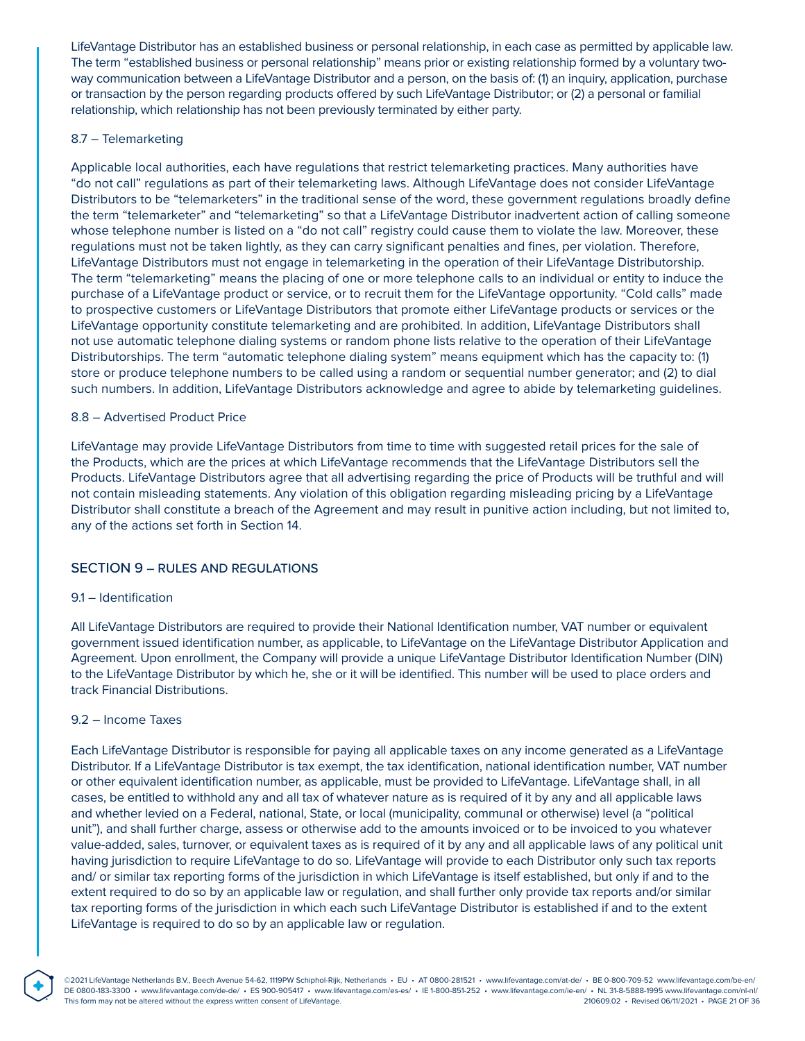LifeVantage Distributor has an established business or personal relationship, in each case as permitted by applicable law. The term "established business or personal relationship" means prior or existing relationship formed by a voluntary two-way communication between a LifeVantage Distributor and a person, on the basis of: (1) an inquiry, application, purchase or transaction by the person regarding products offered by such LifeVantage Distributor; or (2) a personal or familial relationship, which relationship has not been previously terminated by either party.

### 8.7 – Telemarketing

Applicable local authorities, each have regulations that restrict telemarketing practices. Many authorities have "do not call" regulations as part of their telemarketing laws. Although LifeVantage does not consider LifeVantage Distributors to be "telemarketers" in the traditional sense of the word, these government regulations broadly define the term "telemarketer" and "telemarketing" so that a LifeVantage Distributor inadvertent action of calling someone whose telephone number is listed on a "do not call" registry could cause them to violate the law. Moreover, these regulations must not be taken lightly, as they can carry significant penalties and fines, per violation. Therefore, LifeVantage Distributors must not engage in telemarketing in the operation of their LifeVantage Distributorship. The term "telemarketing" means the placing of one or more telephone calls to an individual or entity to induce the purchase of a LifeVantage product or service, or to recruit them for the LifeVantage opportunity. "Cold calls" made to prospective customers or LifeVantage Distributors that promote either LifeVantage products or services or the LifeVantage opportunity constitute telemarketing and are prohibited. In addition, LifeVantage Distributors shall not use automatic telephone dialing systems or random phone lists relative to the operation of their LifeVantage Distributorships. The term "automatic telephone dialing system" means equipment which has the capacity to: (1) store or produce telephone numbers to be called using a random or sequential number generator; and (2) to dial such numbers. In addition, LifeVantage Distributors acknowledge and agree to abide by telemarketing guidelines.

### 8.8 – Advertised Product Price

LifeVantage may provide LifeVantage Distributors from time to time with suggested retail prices for the sale of the Products, which are the prices at which LifeVantage recommends that the LifeVantage Distributors sell the Products. LifeVantage Distributors agree that all advertising regarding the price of Products will be truthful and will not contain misleading statements. Any violation of this obligation regarding misleading pricing by a LifeVantage Distributor shall constitute a breach of the Agreement and may result in punitive action including, but not limited to, any of the actions set forth in Section 14.

## SECTION 9 – RULES AND REGULATIONS

### 9.1 – Identification

All LifeVantage Distributors are required to provide their National Identification number, VAT number or equivalent government issued identification number, as applicable, to LifeVantage on the LifeVantage Distributor Application and Agreement. Upon enrollment, the Company will provide a unique LifeVantage Distributor Identification Number (DIN) to the LifeVantage Distributor by which he, she or it will be identified. This number will be used to place orders and track Financial Distributions.

### 9.2 – Income Taxes

Each LifeVantage Distributor is responsible for paying all applicable taxes on any income generated as a LifeVantage Distributor. If a LifeVantage Distributor is tax exempt, the tax identification, national identification number, VAT number or other equivalent identification number, as applicable, must be provided to LifeVantage. LifeVantage shall, in all cases, be entitled to withhold any and all tax of whatever nature as is required of it by any and all applicable laws and whether levied on a Federal, national, State, or local (municipality, communal or otherwise) level (a "political unit"), and shall further charge, assess or otherwise add to the amounts invoiced or to be invoiced to you whatever value-added, sales, turnover, or equivalent taxes as is required of it by any and all applicable laws of any political unit having jurisdiction to require LifeVantage to do so. LifeVantage will provide to each Distributor only such tax reports and/ or similar tax reporting forms of the jurisdiction in which LifeVantage is itself established, but only if and to the extent required to do so by an applicable law or regulation, and shall further only provide tax reports and/or similar tax reporting forms of the jurisdiction in which each such LifeVantage Distributor is established if and to the extent LifeVantage is required to do so by an applicable law or regulation.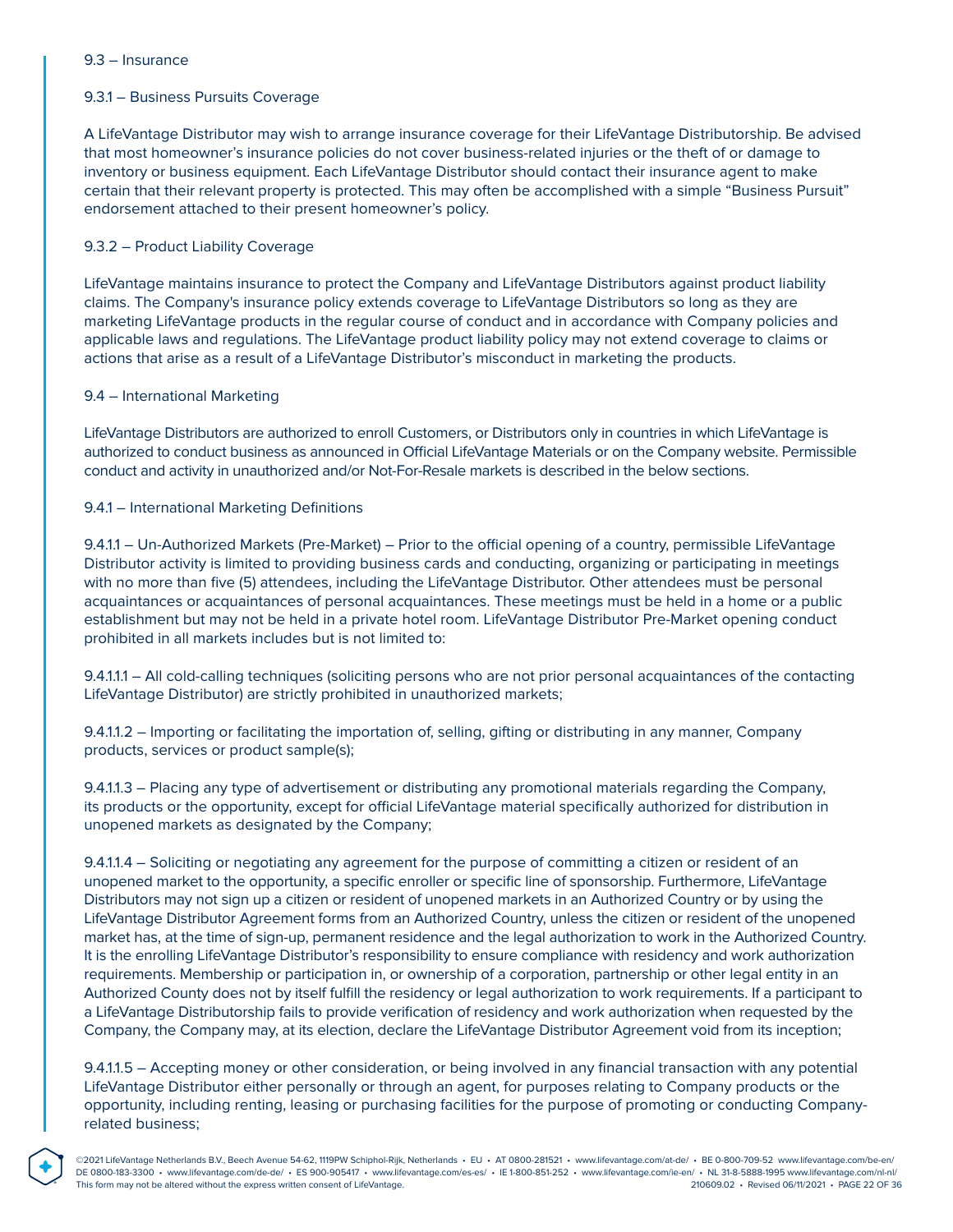9.3 – Insurance

9.3.1 – Business Pursuits Coverage

A LifeVantage Distributor may wish to arrange insurance coverage for their LifeVantage Distributorship. Be advised that most homeowner's insurance policies do not cover business-related injuries or the theft of or damage to inventory or business equipment. Each LifeVantage Distributor should contact their insurance agent to make certain that their relevant property is protected. This may often be accomplished with a simple "Business Pursuit" endorsement attached to their present homeowner's policy.

9.3.2 – Product Liability Coverage

LifeVantage maintains insurance to protect the Company and LifeVantage Distributors against product liability claims. The Company's insurance policy extends coverage to LifeVantage Distributors so long as they are marketing LifeVantage products in the regular course of conduct and in accordance with Company policies and applicable laws and regulations. The LifeVantage product liability policy may not extend coverage to claims or actions that arise as a result of a LifeVantage Distributor's misconduct in marketing the products.

9.4 – International Marketing

LifeVantage Distributors are authorized to enroll Customers, or Distributors only in countries in which LifeVantage is authorized to conduct business as announced in Official LifeVantage Materials or on the Company website. Permissible conduct and activity in unauthorized and/or Not-For-Resale markets is described in the below sections.

9.4.1 – International Marketing Definitions

9.4.1.1 – Un-Authorized Markets (Pre-Market) – Prior to the official opening of a country, permissible LifeVantage Distributor activity is limited to providing business cards and conducting, organizing or participating in meetings with no more than five (5) attendees, including the LifeVantage Distributor. Other attendees must be personal acquaintances or acquaintances of personal acquaintances. These meetings must be held in a home or a public establishment but may not be held in a private hotel room. LifeVantage Distributor Pre-Market opening conduct prohibited in all markets includes but is not limited to:

9.4.1.1.1 – All cold-calling techniques (soliciting persons who are not prior personal acquaintances of the contacting LifeVantage Distributor) are strictly prohibited in unauthorized markets;

9.4.1.1.2 – Importing or facilitating the importation of, selling, gifting or distributing in any manner, Company products, services or product sample(s);

9.4.1.1.3 – Placing any type of advertisement or distributing any promotional materials regarding the Company, its products or the opportunity, except for official LifeVantage material specifically authorized for distribution in unopened markets as designated by the Company;

9.4.1.1.4 – Soliciting or negotiating any agreement for the purpose of committing a citizen or resident of an unopened market to the opportunity, a specific enroller or specific line of sponsorship. Furthermore, LifeVantage Distributors may not sign up a citizen or resident of unopened markets in an Authorized Country or by using the LifeVantage Distributor Agreement forms from an Authorized Country, unless the citizen or resident of the unopened market has, at the time of sign-up, permanent residence and the legal authorization to work in the Authorized Country. It is the enrolling LifeVantage Distributor's responsibility to ensure compliance with residency and work authorization requirements. Membership or participation in, or ownership of a corporation, partnership or other legal entity in an Authorized County does not by itself fulfill the residency or legal authorization to work requirements. If a participant to a LifeVantage Distributorship fails to provide verification of residency and work authorization when requested by the Company, the Company may, at its election, declare the LifeVantage Distributor Agreement void from its inception;

9.4.1.1.5 – Accepting money or other consideration, or being involved in any financial transaction with any potential LifeVantage Distributor either personally or through an agent, for purposes relating to Company products or the opportunity, including renting, leasing or purchasing facilities for the purpose of promoting or conducting Company-related business;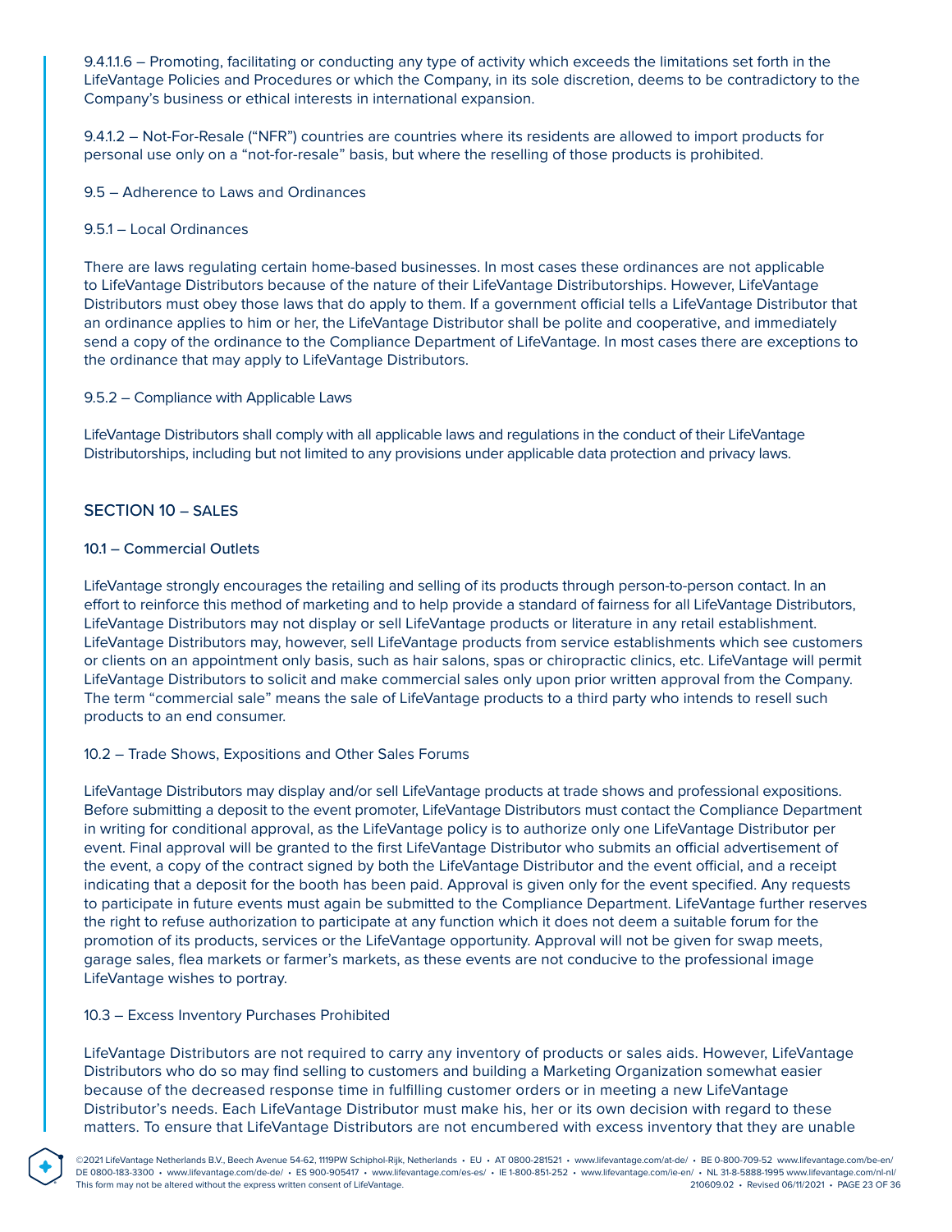9.4.1.1.6 – Promoting, facilitating or conducting any type of activity which exceeds the limitations set forth in the LifeVantage Policies and Procedures or which the Company, in its sole discretion, deems to be contradictory to the Company's business or ethical interests in international expansion.

9.4.1.2 – Not-For-Resale ("NFR") countries are countries where its residents are allowed to import products for personal use only on a "not-for-resale" basis, but where the reselling of those products is prohibited.

9.5 – Adherence to Laws and Ordinances

9.5.1 – Local Ordinances

There are laws regulating certain home-based businesses. In most cases these ordinances are not applicable to LifeVantage Distributors because of the nature of their LifeVantage Distributorships. However, LifeVantage Distributors must obey those laws that do apply to them. If a government official tells a LifeVantage Distributor that an ordinance applies to him or her, the LifeVantage Distributor shall be polite and cooperative, and immediately send a copy of the ordinance to the Compliance Department of LifeVantage. In most cases there are exceptions to the ordinance that may apply to LifeVantage Distributors.

9.5.2 – Compliance with Applicable Laws

LifeVantage Distributors shall comply with all applicable laws and regulations in the conduct of their LifeVantage Distributorships, including but not limited to any provisions under applicable data protection and privacy laws.

## SECTION 10 – SALES

### 10.1 – Commercial Outlets

LifeVantage strongly encourages the retailing and selling of its products through person-to-person contact. In an effort to reinforce this method of marketing and to help provide a standard of fairness for all LifeVantage Distributors, LifeVantage Distributors may not display or sell LifeVantage products or literature in any retail establishment. LifeVantage Distributors may, however, sell LifeVantage products from service establishments which see customers or clients on an appointment only basis, such as hair salons, spas or chiropractic clinics, etc. LifeVantage will permit LifeVantage Distributors to solicit and make commercial sales only upon prior written approval from the Company. The term "commercial sale" means the sale of LifeVantage products to a third party who intends to resell such products to an end consumer.

10.2 – Trade Shows, Expositions and Other Sales Forums

LifeVantage Distributors may display and/or sell LifeVantage products at trade shows and professional expositions. Before submitting a deposit to the event promoter, LifeVantage Distributors must contact the Compliance Department in writing for conditional approval, as the LifeVantage policy is to authorize only one LifeVantage Distributor per event. Final approval will be granted to the first LifeVantage Distributor who submits an official advertisement of the event, a copy of the contract signed by both the LifeVantage Distributor and the event official, and a receipt indicating that a deposit for the booth has been paid. Approval is given only for the event specified. Any requests to participate in future events must again be submitted to the Compliance Department. LifeVantage further reserves the right to refuse authorization to participate at any function which it does not deem a suitable forum for the promotion of its products, services or the LifeVantage opportunity. Approval will not be given for swap meets, garage sales, flea markets or farmer's markets, as these events are not conducive to the professional image LifeVantage wishes to portray.

10.3 – Excess Inventory Purchases Prohibited

LifeVantage Distributors are not required to carry any inventory of products or sales aids. However, LifeVantage Distributors who do so may find selling to customers and building a Marketing Organization somewhat easier because of the decreased response time in fulfilling customer orders or in meeting a new LifeVantage Distributor's needs. Each LifeVantage Distributor must make his, her or its own decision with regard to these matters. To ensure that LifeVantage Distributors are not encumbered with excess inventory that they are unable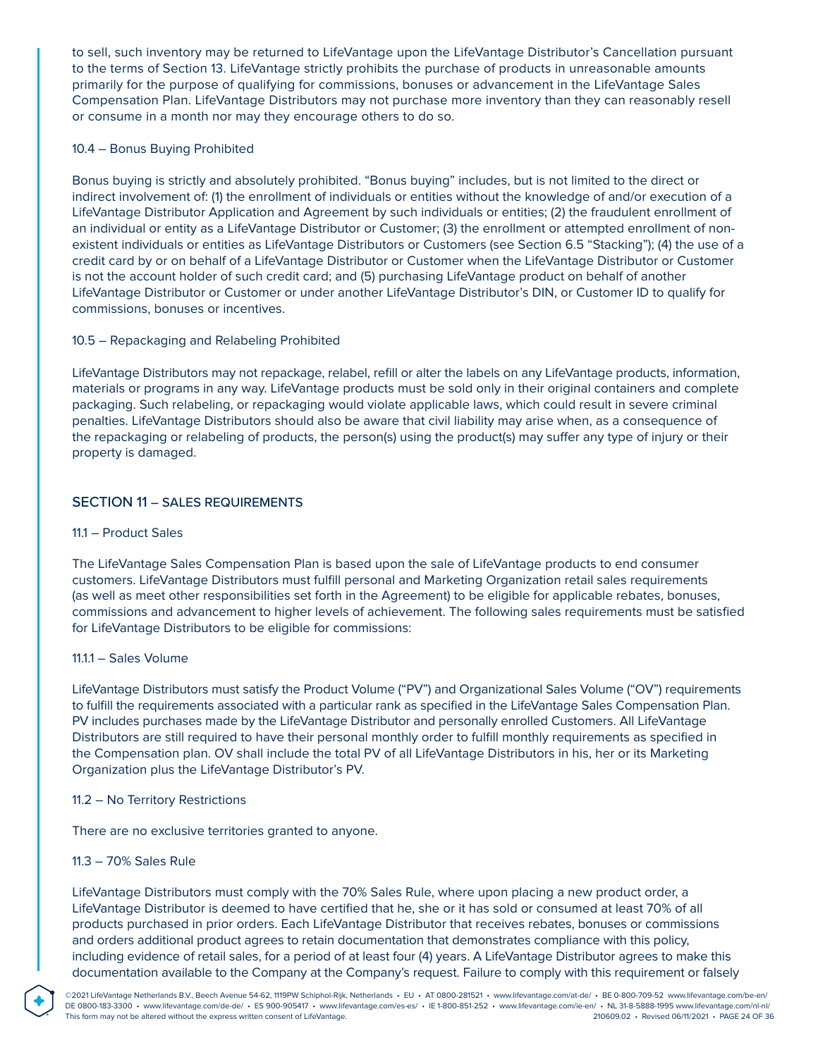to sell, such inventory may be returned to LifeVantage upon the LifeVantage Distributor's Cancellation pursuant to the terms of Section 13. LifeVantage strictly prohibits the purchase of products in unreasonable amounts primarily for the purpose of qualifying for commissions, bonuses or advancement in the LifeVantage Sales Compensation Plan. LifeVantage Distributors may not purchase more inventory than they can reasonably resell or consume in a month nor may they encourage others to do so.

### 10.4 – Bonus Buying Prohibited

Bonus buying is strictly and absolutely prohibited. "Bonus buying" includes, but is not limited to the direct or indirect involvement of: (1) the enrollment of individuals or entities without the knowledge of and/or execution of a LifeVantage Distributor Application and Agreement by such individuals or entities; (2) the fraudulent enrollment of an individual or entity as a LifeVantage Distributor or Customer; (3) the enrollment or attempted enrollment of non-existent individuals or entities as LifeVantage Distributors or Customers (see Section 6.5 "Stacking"); (4) the use of a credit card by or on behalf of a LifeVantage Distributor or Customer when the LifeVantage Distributor or Customer is not the account holder of such credit card; and (5) purchasing LifeVantage product on behalf of another LifeVantage Distributor or Customer or under another LifeVantage Distributor's DIN, or Customer ID to qualify for commissions, bonuses or incentives.

### 10.5 – Repackaging and Relabeling Prohibited

LifeVantage Distributors may not repackage, relabel, refill or alter the labels on any LifeVantage products, information, materials or programs in any way. LifeVantage products must be sold only in their original containers and complete packaging. Such relabeling, or repackaging would violate applicable laws, which could result in severe criminal penalties. LifeVantage Distributors should also be aware that civil liability may arise when, as a consequence of the repackaging or relabeling of products, the person(s) using the product(s) may suffer any type of injury or their property is damaged.

## SECTION 11 – SALES REQUIREMENTS

### 11.1 – Product Sales

The LifeVantage Sales Compensation Plan is based upon the sale of LifeVantage products to end consumer customers. LifeVantage Distributors must fulfill personal and Marketing Organization retail sales requirements (as well as meet other responsibilities set forth in the Agreement) to be eligible for applicable rebates, bonuses, commissions and advancement to higher levels of achievement. The following sales requirements must be satisfied for LifeVantage Distributors to be eligible for commissions:

#### 11.1.1 – Sales Volume

LifeVantage Distributors must satisfy the Product Volume ("PV") and Organizational Sales Volume ("OV") requirements to fulfill the requirements associated with a particular rank as specified in the LifeVantage Sales Compensation Plan. PV includes purchases made by the LifeVantage Distributor and personally enrolled Customers. All LifeVantage Distributors are still required to have their personal monthly order to fulfill monthly requirements as specified in the Compensation plan. OV shall include the total PV of all LifeVantage Distributors in his, her or its Marketing Organization plus the LifeVantage Distributor's PV.

### 11.2 – No Territory Restrictions

There are no exclusive territories granted to anyone.

### 11.3 – 70% Sales Rule

LifeVantage Distributors must comply with the 70% Sales Rule, where upon placing a new product order, a LifeVantage Distributor is deemed to have certified that he, she or it has sold or consumed at least 70% of all products purchased in prior orders. Each LifeVantage Distributor that receives rebates, bonuses or commissions and orders additional product agrees to retain documentation that demonstrates compliance with this policy, including evidence of retail sales, for a period of at least four (4) years. A LifeVantage Distributor agrees to make this documentation available to the Company at the Company's request. Failure to comply with this requirement or falsely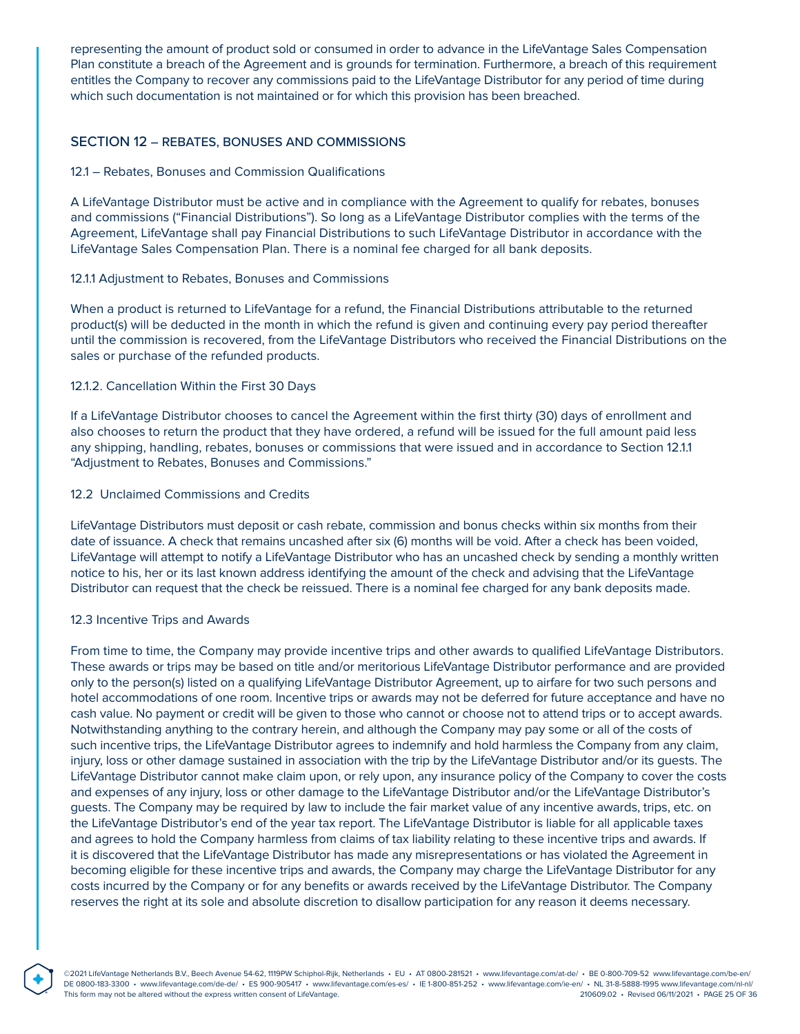representing the amount of product sold or consumed in order to advance in the LifeVantage Sales Compensation Plan constitute a breach of the Agreement and is grounds for termination. Furthermore, a breach of this requirement entitles the Company to recover any commissions paid to the LifeVantage Distributor for any period of time during which such documentation is not maintained or for which this provision has been breached.

## SECTION 12 – REBATES, BONUSES AND COMMISSIONS

### 12.1 – Rebates, Bonuses and Commission Qualifications

A LifeVantage Distributor must be active and in compliance with the Agreement to qualify for rebates, bonuses and commissions ("Financial Distributions"). So long as a LifeVantage Distributor complies with the terms of the Agreement, LifeVantage shall pay Financial Distributions to such LifeVantage Distributor in accordance with the LifeVantage Sales Compensation Plan. There is a nominal fee charged for all bank deposits.

### 12.1.1 Adjustment to Rebates, Bonuses and Commissions

When a product is returned to LifeVantage for a refund, the Financial Distributions attributable to the returned product(s) will be deducted in the month in which the refund is given and continuing every pay period thereafter until the commission is recovered, from the LifeVantage Distributors who received the Financial Distributions on the sales or purchase of the refunded products.

### 12.1.2. Cancellation Within the First 30 Days

If a LifeVantage Distributor chooses to cancel the Agreement within the first thirty (30) days of enrollment and also chooses to return the product that they have ordered, a refund will be issued for the full amount paid less any shipping, handling, rebates, bonuses or commissions that were issued and in accordance to Section 12.1.1 "Adjustment to Rebates, Bonuses and Commissions."

### 12.2 Unclaimed Commissions and Credits

LifeVantage Distributors must deposit or cash rebate, commission and bonus checks within six months from their date of issuance. A check that remains uncashed after six (6) months will be void. After a check has been voided, LifeVantage will attempt to notify a LifeVantage Distributor who has an uncashed check by sending a monthly written notice to his, her or its last known address identifying the amount of the check and advising that the LifeVantage Distributor can request that the check be reissued. There is a nominal fee charged for any bank deposits made.

### 12.3 Incentive Trips and Awards

From time to time, the Company may provide incentive trips and other awards to qualified LifeVantage Distributors. These awards or trips may be based on title and/or meritorious LifeVantage Distributor performance and are provided only to the person(s) listed on a qualifying LifeVantage Distributor Agreement, up to airfare for two such persons and hotel accommodations of one room. Incentive trips or awards may not be deferred for future acceptance and have no cash value. No payment or credit will be given to those who cannot or choose not to attend trips or to accept awards. Notwithstanding anything to the contrary herein, and although the Company may pay some or all of the costs of such incentive trips, the LifeVantage Distributor agrees to indemnify and hold harmless the Company from any claim, injury, loss or other damage sustained in association with the trip by the LifeVantage Distributor and/or its guests. The LifeVantage Distributor cannot make claim upon, or rely upon, any insurance policy of the Company to cover the costs and expenses of any injury, loss or other damage to the LifeVantage Distributor and/or the LifeVantage Distributor's guests. The Company may be required by law to include the fair market value of any incentive awards, trips, etc. on the LifeVantage Distributor's end of the year tax report. The LifeVantage Distributor is liable for all applicable taxes and agrees to hold the Company harmless from claims of tax liability relating to these incentive trips and awards. If it is discovered that the LifeVantage Distributor has made any misrepresentations or has violated the Agreement in becoming eligible for these incentive trips and awards, the Company may charge the LifeVantage Distributor for any costs incurred by the Company or for any benefits or awards received by the LifeVantage Distributor. The Company reserves the right at its sole and absolute discretion to disallow participation for any reason it deems necessary.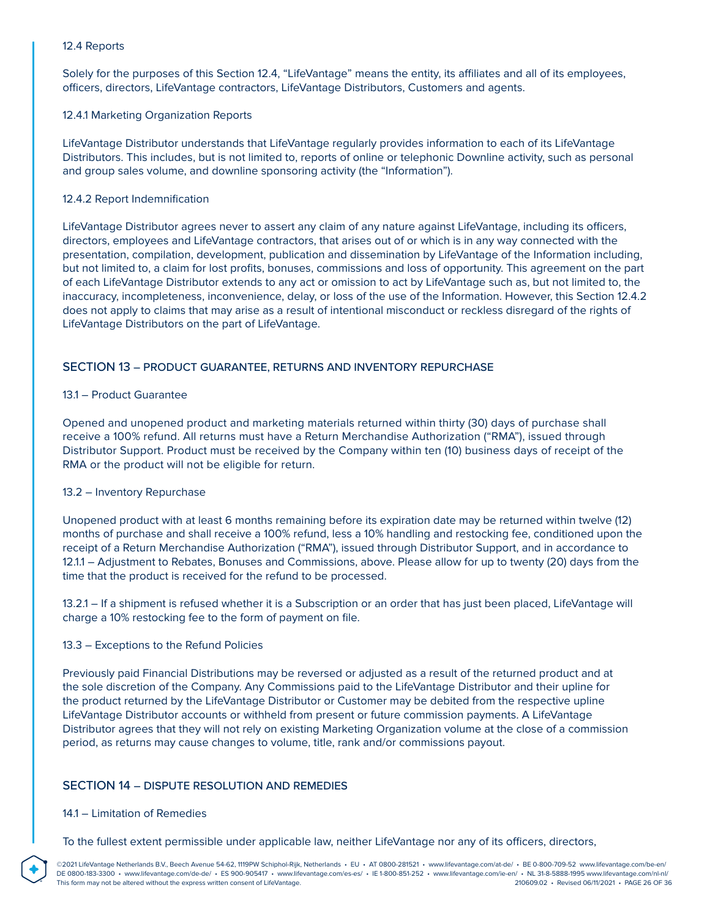### 12.4 Reports

Solely for the purposes of this Section 12.4, "LifeVantage" means the entity, its affiliates and all of its employees, officers, directors, LifeVantage contractors, LifeVantage Distributors, Customers and agents.

#### 12.4.1 Marketing Organization Reports

LifeVantage Distributor understands that LifeVantage regularly provides information to each of its LifeVantage Distributors. This includes, but is not limited to, reports of online or telephonic Downline activity, such as personal and group sales volume, and downline sponsoring activity (the "Information").

#### 12.4.2 Report Indemnification

LifeVantage Distributor agrees never to assert any claim of any nature against LifeVantage, including its officers, directors, employees and LifeVantage contractors, that arises out of or which is in any way connected with the presentation, compilation, development, publication and dissemination by LifeVantage of the Information including, but not limited to, a claim for lost profits, bonuses, commissions and loss of opportunity. This agreement on the part of each LifeVantage Distributor extends to any act or omission to act by LifeVantage such as, but not limited to, the inaccuracy, incompleteness, inconvenience, delay, or loss of the use of the Information. However, this Section 12.4.2 does not apply to claims that may arise as a result of intentional misconduct or reckless disregard of the rights of LifeVantage Distributors on the part of LifeVantage.

## SECTION 13 – PRODUCT GUARANTEE, RETURNS AND INVENTORY REPURCHASE

### 13.1 – Product Guarantee

Opened and unopened product and marketing materials returned within thirty (30) days of purchase shall receive a 100% refund. All returns must have a Return Merchandise Authorization ("RMA"), issued through Distributor Support. Product must be received by the Company within ten (10) business days of receipt of the RMA or the product will not be eligible for return.

### 13.2 – Inventory Repurchase

Unopened product with at least 6 months remaining before its expiration date may be returned within twelve (12) months of purchase and shall receive a 100% refund, less a 10% handling and restocking fee, conditioned upon the receipt of a Return Merchandise Authorization ("RMA"), issued through Distributor Support, and in accordance to 12.1.1 – Adjustment to Rebates, Bonuses and Commissions, above. Please allow for up to twenty (20) days from the time that the product is received for the refund to be processed.

13.2.1 – If a shipment is refused whether it is a Subscription or an order that has just been placed, LifeVantage will charge a 10% restocking fee to the form of payment on file.

### 13.3 – Exceptions to the Refund Policies

Previously paid Financial Distributions may be reversed or adjusted as a result of the returned product and at the sole discretion of the Company. Any Commissions paid to the LifeVantage Distributor and their upline for the product returned by the LifeVantage Distributor or Customer may be debited from the respective upline LifeVantage Distributor accounts or withheld from present or future commission payments. A LifeVantage Distributor agrees that they will not rely on existing Marketing Organization volume at the close of a commission period, as returns may cause changes to volume, title, rank and/or commissions payout.

## SECTION 14 – DISPUTE RESOLUTION AND REMEDIES

### 14.1 – Limitation of Remedies

To the fullest extent permissible under applicable law, neither LifeVantage nor any of its officers, directors,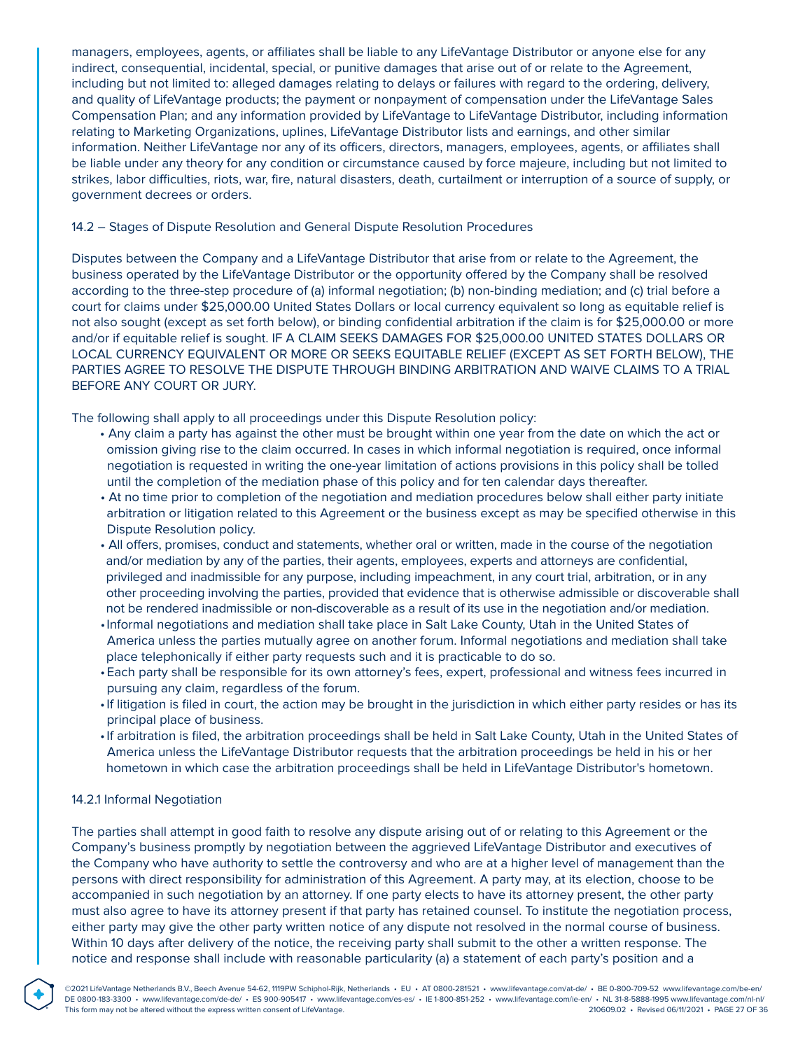managers, employees, agents, or affiliates shall be liable to any LifeVantage Distributor or anyone else for any indirect, consequential, incidental, special, or punitive damages that arise out of or relate to the Agreement, including but not limited to: alleged damages relating to delays or failures with regard to the ordering, delivery, and quality of LifeVantage products; the payment or nonpayment of compensation under the LifeVantage Sales Compensation Plan; and any information provided by LifeVantage to LifeVantage Distributor, including information relating to Marketing Organizations, uplines, LifeVantage Distributor lists and earnings, and other similar information. Neither LifeVantage nor any of its officers, directors, managers, employees, agents, or affiliates shall be liable under any theory for any condition or circumstance caused by force majeure, including but not limited to strikes, labor difficulties, riots, war, fire, natural disasters, death, curtailment or interruption of a source of supply, or government decrees or orders.

14.2 – Stages of Dispute Resolution and General Dispute Resolution Procedures

Disputes between the Company and a LifeVantage Distributor that arise from or relate to the Agreement, the business operated by the LifeVantage Distributor or the opportunity offered by the Company shall be resolved according to the three-step procedure of (a) informal negotiation; (b) non-binding mediation; and (c) trial before a court for claims under $25,000.00 United States Dollars or local currency equivalent so long as equitable relief is not also sought (except as set forth below), or binding confidential arbitration if the claim is for $25,000.00 or more and/or if equitable relief is sought. IF A CLAIM SEEKS DAMAGES FOR $25,000.00 UNITED STATES DOLLARS OR LOCAL CURRENCY EQUIVALENT OR MORE OR SEEKS EQUITABLE RELIEF (EXCEPT AS SET FORTH BELOW), THE PARTIES AGREE TO RESOLVE THE DISPUTE THROUGH BINDING ARBITRATION AND WAIVE CLAIMS TO A TRIAL BEFORE ANY COURT OR JURY.

The following shall apply to all proceedings under this Dispute Resolution policy:

- Any claim a party has against the other must be brought within one year from the date on which the act or omission giving rise to the claim occurred. In cases in which informal negotiation is required, once informal negotiation is requested in writing the one-year limitation of actions provisions in this policy shall be tolled until the completion of the mediation phase of this policy and for ten calendar days thereafter.
- At no time prior to completion of the negotiation and mediation procedures below shall either party initiate arbitration or litigation related to this Agreement or the business except as may be specified otherwise in this Dispute Resolution policy.
- All offers, promises, conduct and statements, whether oral or written, made in the course of the negotiation and/or mediation by any of the parties, their agents, employees, experts and attorneys are confidential, privileged and inadmissible for any purpose, including impeachment, in any court trial, arbitration, or in any other proceeding involving the parties, provided that evidence that is otherwise admissible or discoverable shall not be rendered inadmissible or non-discoverable as a result of its use in the negotiation and/or mediation.
- Informal negotiations and mediation shall take place in Salt Lake County, Utah in the United States of America unless the parties mutually agree on another forum. Informal negotiations and mediation shall take place telephonically if either party requests such and it is practicable to do so.
- Each party shall be responsible for its own attorney's fees, expert, professional and witness fees incurred in pursuing any claim, regardless of the forum.
- If litigation is filed in court, the action may be brought in the jurisdiction in which either party resides or has its principal place of business.
- If arbitration is filed, the arbitration proceedings shall be held in Salt Lake County, Utah in the United States of America unless the LifeVantage Distributor requests that the arbitration proceedings be held in his or her hometown in which case the arbitration proceedings shall be held in LifeVantage Distributor's hometown.

14.2.1 Informal Negotiation

The parties shall attempt in good faith to resolve any dispute arising out of or relating to this Agreement or the Company's business promptly by negotiation between the aggrieved LifeVantage Distributor and executives of the Company who have authority to settle the controversy and who are at a higher level of management than the persons with direct responsibility for administration of this Agreement. A party may, at its election, choose to be accompanied in such negotiation by an attorney. If one party elects to have its attorney present, the other party must also agree to have its attorney present if that party has retained counsel. To institute the negotiation process, either party may give the other party written notice of any dispute not resolved in the normal course of business. Within 10 days after delivery of the notice, the receiving party shall submit to the other a written response. The notice and response shall include with reasonable particularity (a) a statement of each party's position and a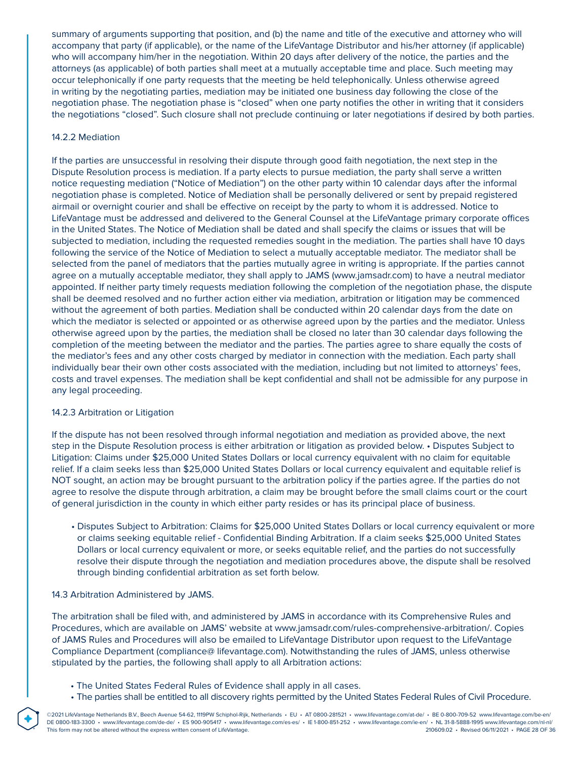summary of arguments supporting that position, and (b) the name and title of the executive and attorney who will accompany that party (if applicable), or the name of the LifeVantage Distributor and his/her attorney (if applicable) who will accompany him/her in the negotiation. Within 20 days after delivery of the notice, the parties and the attorneys (as applicable) of both parties shall meet at a mutually acceptable time and place. Such meeting may occur telephonically if one party requests that the meeting be held telephonically. Unless otherwise agreed in writing by the negotiating parties, mediation may be initiated one business day following the close of the negotiation phase. The negotiation phase is "closed" when one party notifies the other in writing that it considers the negotiations "closed". Such closure shall not preclude continuing or later negotiations if desired by both parties.

### 14.2.2 Mediation

If the parties are unsuccessful in resolving their dispute through good faith negotiation, the next step in the Dispute Resolution process is mediation. If a party elects to pursue mediation, the party shall serve a written notice requesting mediation ("Notice of Mediation") on the other party within 10 calendar days after the informal negotiation phase is completed. Notice of Mediation shall be personally delivered or sent by prepaid registered airmail or overnight courier and shall be effective on receipt by the party to whom it is addressed. Notice to LifeVantage must be addressed and delivered to the General Counsel at the LifeVantage primary corporate offices in the United States. The Notice of Mediation shall be dated and shall specify the claims or issues that will be subjected to mediation, including the requested remedies sought in the mediation. The parties shall have 10 days following the service of the Notice of Mediation to select a mutually acceptable mediator. The mediator shall be selected from the panel of mediators that the parties mutually agree in writing is appropriate. If the parties cannot agree on a mutually acceptable mediator, they shall apply to JAMS (www.jamsadr.com) to have a neutral mediator appointed. If neither party timely requests mediation following the completion of the negotiation phase, the dispute shall be deemed resolved and no further action either via mediation, arbitration or litigation may be commenced without the agreement of both parties. Mediation shall be conducted within 20 calendar days from the date on which the mediator is selected or appointed or as otherwise agreed upon by the parties and the mediator. Unless otherwise agreed upon by the parties, the mediation shall be closed no later than 30 calendar days following the completion of the meeting between the mediator and the parties. The parties agree to share equally the costs of the mediator's fees and any other costs charged by mediator in connection with the mediation. Each party shall individually bear their own other costs associated with the mediation, including but not limited to attorneys' fees, costs and travel expenses. The mediation shall be kept confidential and shall not be admissible for any purpose in any legal proceeding.

### 14.2.3 Arbitration or Litigation

If the dispute has not been resolved through informal negotiation and mediation as provided above, the next step in the Dispute Resolution process is either arbitration or litigation as provided below. • Disputes Subject to Litigation: Claims under $25,000 United States Dollars or local currency equivalent with no claim for equitable relief. If a claim seeks less than $25,000 United States Dollars or local currency equivalent and equitable relief is NOT sought, an action may be brought pursuant to the arbitration policy if the parties agree. If the parties do not agree to resolve the dispute through arbitration, a claim may be brought before the small claims court or the court of general jurisdiction in the county in which either party resides or has its principal place of business.

- Disputes Subject to Arbitration: Claims for $25,000 United States Dollars or local currency equivalent or more or claims seeking equitable relief - Confidential Binding Arbitration. If a claim seeks $25,000 United States Dollars or local currency equivalent or more, or seeks equitable relief, and the parties do not successfully resolve their dispute through the negotiation and mediation procedures above, the dispute shall be resolved through binding confidential arbitration as set forth below.

## 14.3 Arbitration Administered by JAMS.

The arbitration shall be filed with, and administered by JAMS in accordance with its Comprehensive Rules and Procedures, which are available on JAMS' website at www.jamsadr.com/rules-comprehensive-arbitration/. Copies of JAMS Rules and Procedures will also be emailed to LifeVantage Distributor upon request to the LifeVantage Compliance Department (compliance@ lifevantage.com). Notwithstanding the rules of JAMS, unless otherwise stipulated by the parties, the following shall apply to all Arbitration actions:

- The United States Federal Rules of Evidence shall apply in all cases.
- The parties shall be entitled to all discovery rights permitted by the United States Federal Rules of Civil Procedure.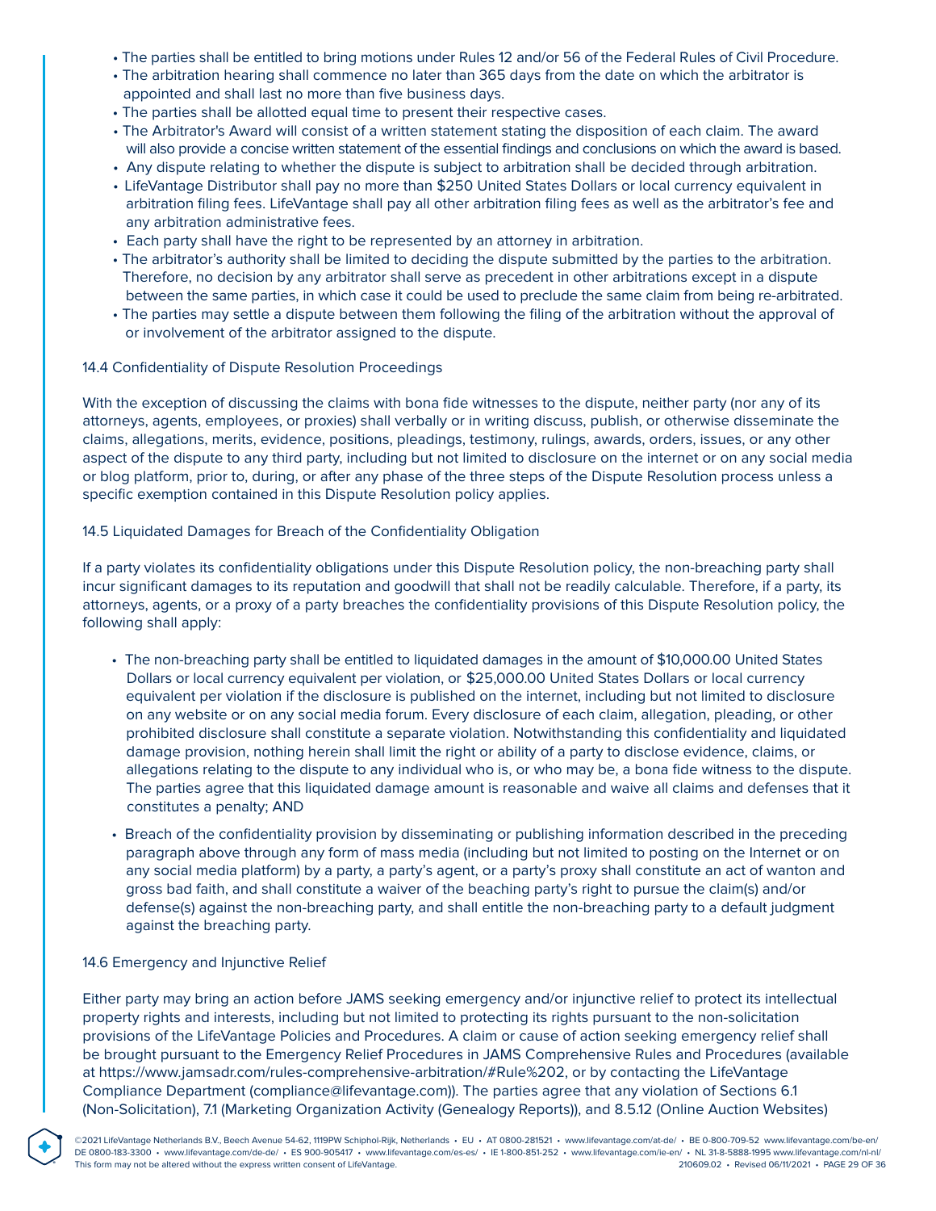- The parties shall be entitled to bring motions under Rules 12 and/or 56 of the Federal Rules of Civil Procedure.
- The arbitration hearing shall commence no later than 365 days from the date on which the arbitrator is appointed and shall last no more than five business days.
- The parties shall be allotted equal time to present their respective cases.
- The Arbitrator's Award will consist of a written statement stating the disposition of each claim. The award will also provide a concise written statement of the essential findings and conclusions on which the award is based.
- Any dispute relating to whether the dispute is subject to arbitration shall be decided through arbitration.
- LifeVantage Distributor shall pay no more than $250 United States Dollars or local currency equivalent in arbitration filing fees. LifeVantage shall pay all other arbitration filing fees as well as the arbitrator's fee and any arbitration administrative fees.
- Each party shall have the right to be represented by an attorney in arbitration.
- The arbitrator's authority shall be limited to deciding the dispute submitted by the parties to the arbitration. Therefore, no decision by any arbitrator shall serve as precedent in other arbitrations except in a dispute between the same parties, in which case it could be used to preclude the same claim from being re-arbitrated.
- The parties may settle a dispute between them following the filing of the arbitration without the approval of or involvement of the arbitrator assigned to the dispute.

14.4 Confidentiality of Dispute Resolution Proceedings

With the exception of discussing the claims with bona fide witnesses to the dispute, neither party (nor any of its attorneys, agents, employees, or proxies) shall verbally or in writing discuss, publish, or otherwise disseminate the claims, allegations, merits, evidence, positions, pleadings, testimony, rulings, awards, orders, issues, or any other aspect of the dispute to any third party, including but not limited to disclosure on the internet or on any social media or blog platform, prior to, during, or after any phase of the three steps of the Dispute Resolution process unless a specific exemption contained in this Dispute Resolution policy applies.

14.5 Liquidated Damages for Breach of the Confidentiality Obligation

If a party violates its confidentiality obligations under this Dispute Resolution policy, the non-breaching party shall incur significant damages to its reputation and goodwill that shall not be readily calculable. Therefore, if a party, its attorneys, agents, or a proxy of a party breaches the confidentiality provisions of this Dispute Resolution policy, the following shall apply:

- The non-breaching party shall be entitled to liquidated damages in the amount of $10,000.00 United States Dollars or local currency equivalent per violation, or $25,000.00 United States Dollars or local currency equivalent per violation if the disclosure is published on the internet, including but not limited to disclosure on any website or on any social media forum. Every disclosure of each claim, allegation, pleading, or other prohibited disclosure shall constitute a separate violation. Notwithstanding this confidentiality and liquidated damage provision, nothing herein shall limit the right or ability of a party to disclose evidence, claims, or allegations relating to the dispute to any individual who is, or who may be, a bona fide witness to the dispute. The parties agree that this liquidated damage amount is reasonable and waive all claims and defenses that it constitutes a penalty; AND

- Breach of the confidentiality provision by disseminating or publishing information described in the preceding paragraph above through any form of mass media (including but not limited to posting on the Internet or on any social media platform) by a party, a party's agent, or a party's proxy shall constitute an act of wanton and gross bad faith, and shall constitute a waiver of the beaching party's right to pursue the claim(s) and/or defense(s) against the non-breaching party, and shall entitle the non-breaching party to a default judgment against the breaching party.

14.6 Emergency and Injunctive Relief

Either party may bring an action before JAMS seeking emergency and/or injunctive relief to protect its intellectual property rights and interests, including but not limited to protecting its rights pursuant to the non-solicitation provisions of the LifeVantage Policies and Procedures. A claim or cause of action seeking emergency relief shall be brought pursuant to the Emergency Relief Procedures in JAMS Comprehensive Rules and Procedures (available at https://www.jamsadr.com/rules-comprehensive-arbitration/#Rule%202, or by contacting the LifeVantage Compliance Department (compliance@lifevantage.com)). The parties agree that any violation of Sections 6.1 (Non-Solicitation), 7.1 (Marketing Organization Activity (Genealogy Reports)), and 8.5.12 (Online Auction Websites)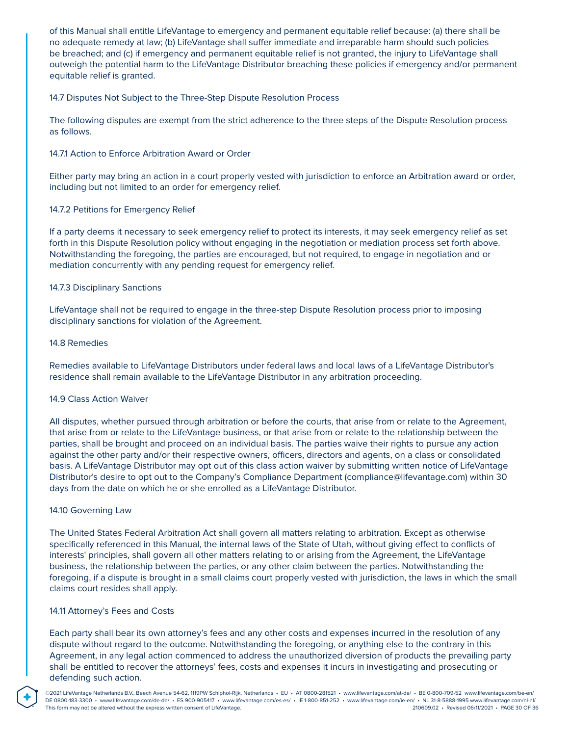of this Manual shall entitle LifeVantage to emergency and permanent equitable relief because: (a) there shall be no adequate remedy at law; (b) LifeVantage shall suffer immediate and irreparable harm should such policies be breached; and (c) if emergency and permanent equitable relief is not granted, the injury to LifeVantage shall outweigh the potential harm to the LifeVantage Distributor breaching these policies if emergency and/or permanent equitable relief is granted.

### 14.7 Disputes Not Subject to the Three-Step Dispute Resolution Process

The following disputes are exempt from the strict adherence to the three steps of the Dispute Resolution process as follows.

#### 14.7.1 Action to Enforce Arbitration Award or Order

Either party may bring an action in a court properly vested with jurisdiction to enforce an Arbitration award or order, including but not limited to an order for emergency relief.

#### 14.7.2 Petitions for Emergency Relief

If a party deems it necessary to seek emergency relief to protect its interests, it may seek emergency relief as set forth in this Dispute Resolution policy without engaging in the negotiation or mediation process set forth above. Notwithstanding the foregoing, the parties are encouraged, but not required, to engage in negotiation and or mediation concurrently with any pending request for emergency relief.

#### 14.7.3 Disciplinary Sanctions

LifeVantage shall not be required to engage in the three-step Dispute Resolution process prior to imposing disciplinary sanctions for violation of the Agreement.

### 14.8 Remedies

Remedies available to LifeVantage Distributors under federal laws and local laws of a LifeVantage Distributor's residence shall remain available to the LifeVantage Distributor in any arbitration proceeding.

### 14.9 Class Action Waiver

All disputes, whether pursued through arbitration or before the courts, that arise from or relate to the Agreement, that arise from or relate to the LifeVantage business, or that arise from or relate to the relationship between the parties, shall be brought and proceed on an individual basis. The parties waive their rights to pursue any action against the other party and/or their respective owners, officers, directors and agents, on a class or consolidated basis. A LifeVantage Distributor may opt out of this class action waiver by submitting written notice of LifeVantage Distributor's desire to opt out to the Company's Compliance Department (compliance@lifevantage.com) within 30 days from the date on which he or she enrolled as a LifeVantage Distributor.

### 14.10 Governing Law

The United States Federal Arbitration Act shall govern all matters relating to arbitration. Except as otherwise specifically referenced in this Manual, the internal laws of the State of Utah, without giving effect to conflicts of interests' principles, shall govern all other matters relating to or arising from the Agreement, the LifeVantage business, the relationship between the parties, or any other claim between the parties. Notwithstanding the foregoing, if a dispute is brought in a small claims court properly vested with jurisdiction, the laws in which the small claims court resides shall apply.

### 14.11 Attorney's Fees and Costs

Each party shall bear its own attorney's fees and any other costs and expenses incurred in the resolution of any dispute without regard to the outcome. Notwithstanding the foregoing, or anything else to the contrary in this Agreement, in any legal action commenced to address the unauthorized diversion of products the prevailing party shall be entitled to recover the attorneys' fees, costs and expenses it incurs in investigating and prosecuting or defending such action.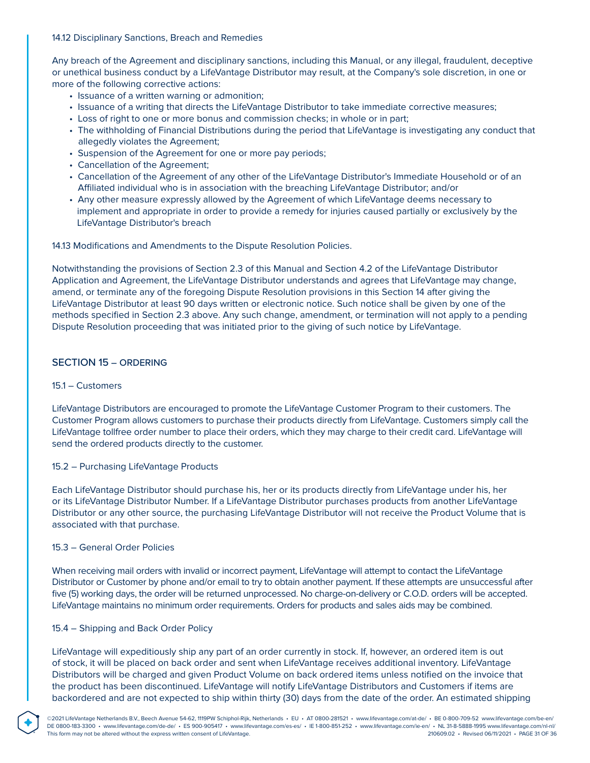14.12 Disciplinary Sanctions, Breach and Remedies

Any breach of the Agreement and disciplinary sanctions, including this Manual, or any illegal, fraudulent, deceptive or unethical business conduct by a LifeVantage Distributor may result, at the Company's sole discretion, in one or more of the following corrective actions:

- Issuance of a written warning or admonition;
- Issuance of a writing that directs the LifeVantage Distributor to take immediate corrective measures;
- Loss of right to one or more bonus and commission checks; in whole or in part;
- The withholding of Financial Distributions during the period that LifeVantage is investigating any conduct that allegedly violates the Agreement;
- Suspension of the Agreement for one or more pay periods;
- Cancellation of the Agreement;
- Cancellation of the Agreement of any other of the LifeVantage Distributor's Immediate Household or of an Affiliated individual who is in association with the breaching LifeVantage Distributor; and/or
- Any other measure expressly allowed by the Agreement of which LifeVantage deems necessary to implement and appropriate in order to provide a remedy for injuries caused partially or exclusively by the LifeVantage Distributor's breach

14.13 Modifications and Amendments to the Dispute Resolution Policies.

Notwithstanding the provisions of Section 2.3 of this Manual and Section 4.2 of the LifeVantage Distributor Application and Agreement, the LifeVantage Distributor understands and agrees that LifeVantage may change, amend, or terminate any of the foregoing Dispute Resolution provisions in this Section 14 after giving the LifeVantage Distributor at least 90 days written or electronic notice. Such notice shall be given by one of the methods specified in Section 2.3 above. Any such change, amendment, or termination will not apply to a pending Dispute Resolution proceeding that was initiated prior to the giving of such notice by LifeVantage.

## SECTION 15 – ORDERING

15.1 – Customers

LifeVantage Distributors are encouraged to promote the LifeVantage Customer Program to their customers. The Customer Program allows customers to purchase their products directly from LifeVantage. Customers simply call the LifeVantage tollfree order number to place their orders, which they may charge to their credit card. LifeVantage will send the ordered products directly to the customer.

15.2 – Purchasing LifeVantage Products

Each LifeVantage Distributor should purchase his, her or its products directly from LifeVantage under his, her or its LifeVantage Distributor Number. If a LifeVantage Distributor purchases products from another LifeVantage Distributor or any other source, the purchasing LifeVantage Distributor will not receive the Product Volume that is associated with that purchase.

15.3 – General Order Policies

When receiving mail orders with invalid or incorrect payment, LifeVantage will attempt to contact the LifeVantage Distributor or Customer by phone and/or email to try to obtain another payment. If these attempts are unsuccessful after five (5) working days, the order will be returned unprocessed. No charge-on-delivery or C.O.D. orders will be accepted. LifeVantage maintains no minimum order requirements. Orders for products and sales aids may be combined.

15.4 – Shipping and Back Order Policy

LifeVantage will expeditiously ship any part of an order currently in stock. If, however, an ordered item is out of stock, it will be placed on back order and sent when LifeVantage receives additional inventory. LifeVantage Distributors will be charged and given Product Volume on back ordered items unless notified on the invoice that the product has been discontinued. LifeVantage will notify LifeVantage Distributors and Customers if items are backordered and are not expected to ship within thirty (30) days from the date of the order. An estimated shipping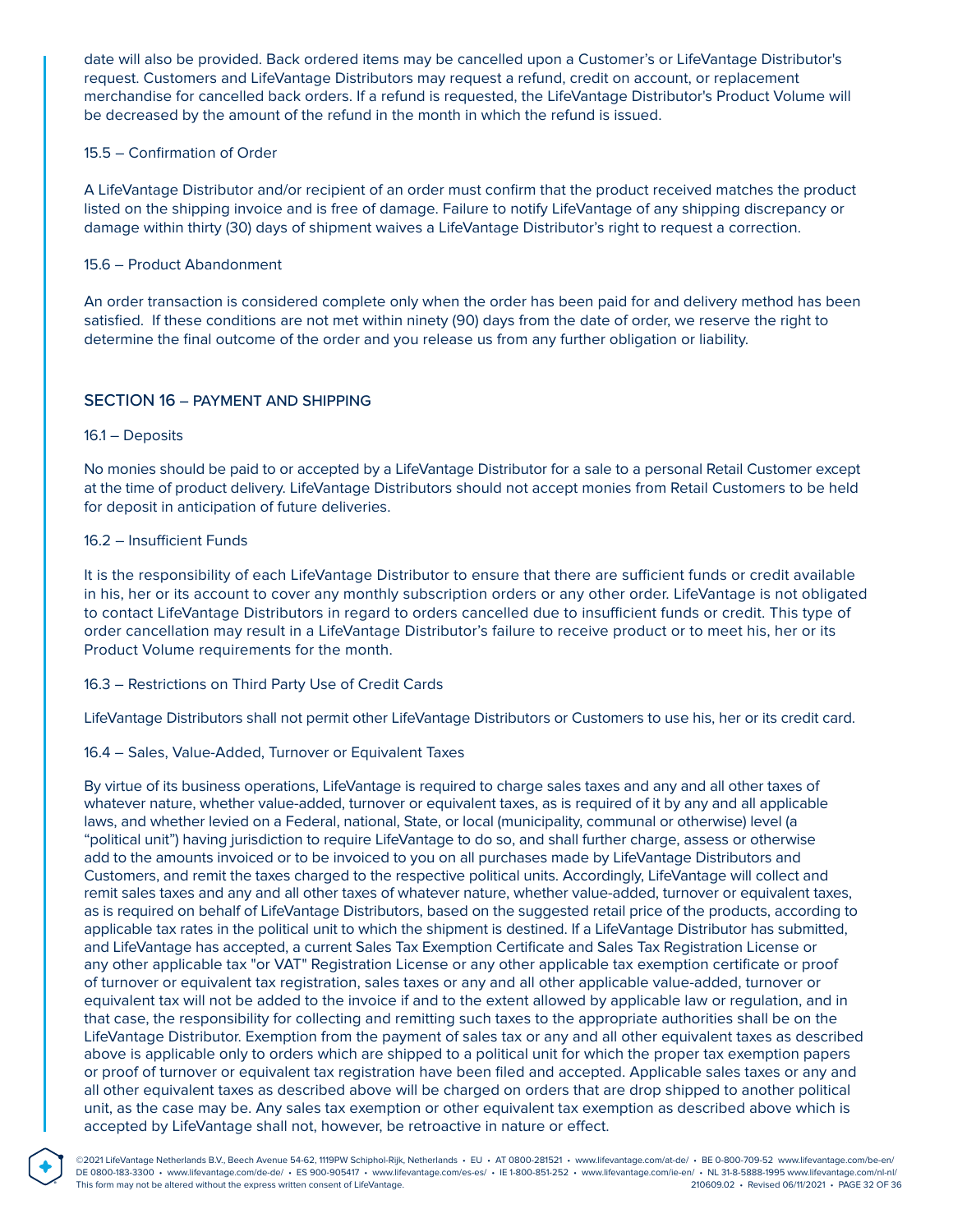date will also be provided. Back ordered items may be cancelled upon a Customer's or LifeVantage Distributor's request. Customers and LifeVantage Distributors may request a refund, credit on account, or replacement merchandise for cancelled back orders. If a refund is requested, the LifeVantage Distributor's Product Volume will be decreased by the amount of the refund in the month in which the refund is issued.

15.5 – Confirmation of Order

A LifeVantage Distributor and/or recipient of an order must confirm that the product received matches the product listed on the shipping invoice and is free of damage. Failure to notify LifeVantage of any shipping discrepancy or damage within thirty (30) days of shipment waives a LifeVantage Distributor's right to request a correction.

15.6 – Product Abandonment

An order transaction is considered complete only when the order has been paid for and delivery method has been satisfied. If these conditions are not met within ninety (90) days from the date of order, we reserve the right to determine the final outcome of the order and you release us from any further obligation or liability.

## SECTION 16 – PAYMENT AND SHIPPING

16.1 – Deposits

No monies should be paid to or accepted by a LifeVantage Distributor for a sale to a personal Retail Customer except at the time of product delivery. LifeVantage Distributors should not accept monies from Retail Customers to be held for deposit in anticipation of future deliveries.

16.2 – Insufficient Funds

It is the responsibility of each LifeVantage Distributor to ensure that there are sufficient funds or credit available in his, her or its account to cover any monthly subscription orders or any other order. LifeVantage is not obligated to contact LifeVantage Distributors in regard to orders cancelled due to insufficient funds or credit. This type of order cancellation may result in a LifeVantage Distributor's failure to receive product or to meet his, her or its Product Volume requirements for the month.

16.3 – Restrictions on Third Party Use of Credit Cards

LifeVantage Distributors shall not permit other LifeVantage Distributors or Customers to use his, her or its credit card.

16.4 – Sales, Value-Added, Turnover or Equivalent Taxes

By virtue of its business operations, LifeVantage is required to charge sales taxes and any and all other taxes of whatever nature, whether value-added, turnover or equivalent taxes, as is required of it by any and all applicable laws, and whether levied on a Federal, national, State, or local (municipality, communal or otherwise) level (a "political unit") having jurisdiction to require LifeVantage to do so, and shall further charge, assess or otherwise add to the amounts invoiced or to be invoiced to you on all purchases made by LifeVantage Distributors and Customers, and remit the taxes charged to the respective political units. Accordingly, LifeVantage will collect and remit sales taxes and any and all other taxes of whatever nature, whether value-added, turnover or equivalent taxes, as is required on behalf of LifeVantage Distributors, based on the suggested retail price of the products, according to applicable tax rates in the political unit to which the shipment is destined. If a LifeVantage Distributor has submitted, and LifeVantage has accepted, a current Sales Tax Exemption Certificate and Sales Tax Registration License or any other applicable tax "or VAT" Registration License or any other applicable tax exemption certificate or proof of turnover or equivalent tax registration, sales taxes or any and all other applicable value-added, turnover or equivalent tax will not be added to the invoice if and to the extent allowed by applicable law or regulation, and in that case, the responsibility for collecting and remitting such taxes to the appropriate authorities shall be on the LifeVantage Distributor. Exemption from the payment of sales tax or any and all other equivalent taxes as described above is applicable only to orders which are shipped to a political unit for which the proper tax exemption papers or proof of turnover or equivalent tax registration have been filed and accepted. Applicable sales taxes or any and all other equivalent taxes as described above will be charged on orders that are drop shipped to another political unit, as the case may be. Any sales tax exemption or other equivalent tax exemption as described above which is accepted by LifeVantage shall not, however, be retroactive in nature or effect.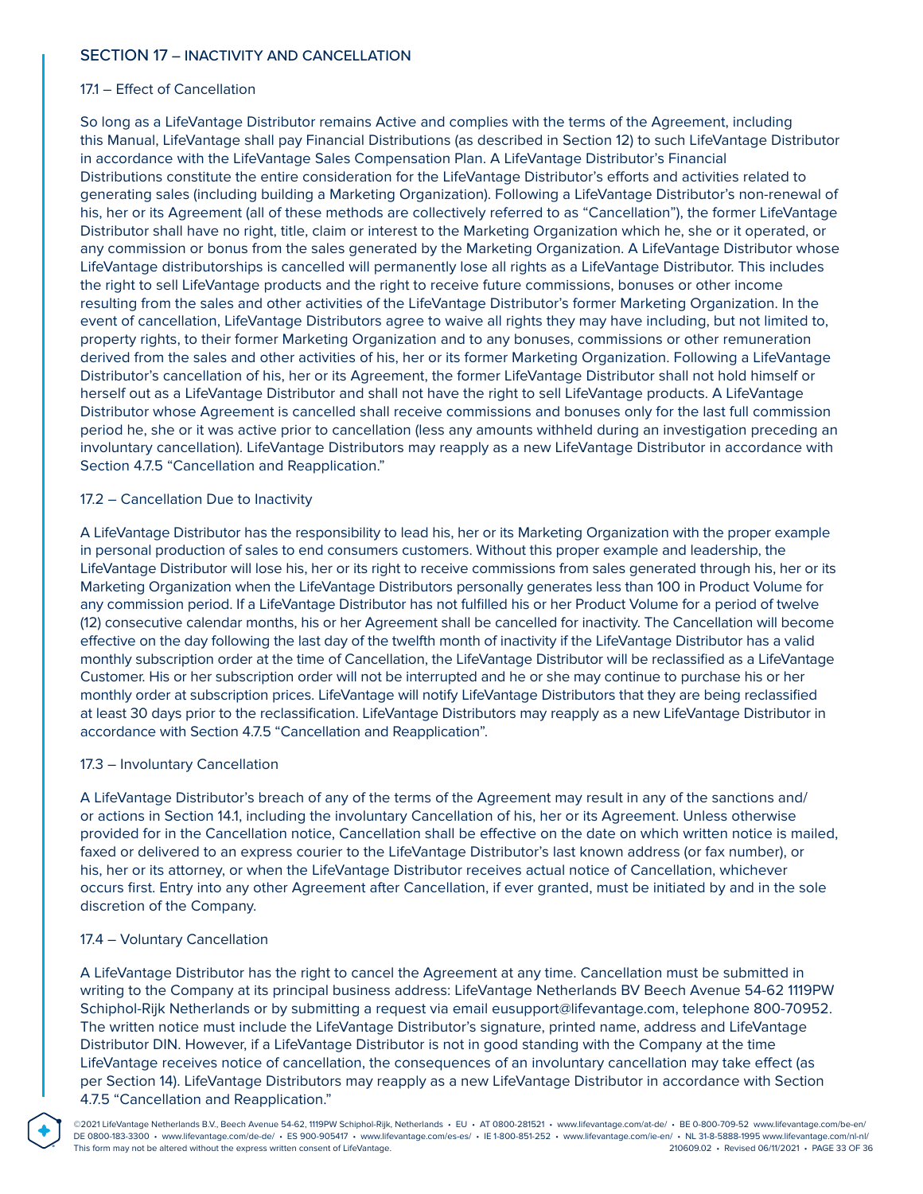## SECTION 17 – INACTIVITY AND CANCELLATION

### 17.1 – Effect of Cancellation

So long as a LifeVantage Distributor remains Active and complies with the terms of the Agreement, including this Manual, LifeVantage shall pay Financial Distributions (as described in Section 12) to such LifeVantage Distributor in accordance with the LifeVantage Sales Compensation Plan. A LifeVantage Distributor's Financial Distributions constitute the entire consideration for the LifeVantage Distributor's efforts and activities related to generating sales (including building a Marketing Organization). Following a LifeVantage Distributor's non-renewal of his, her or its Agreement (all of these methods are collectively referred to as "Cancellation"), the former LifeVantage Distributor shall have no right, title, claim or interest to the Marketing Organization which he, she or it operated, or any commission or bonus from the sales generated by the Marketing Organization. A LifeVantage Distributor whose LifeVantage distributorships is cancelled will permanently lose all rights as a LifeVantage Distributor. This includes the right to sell LifeVantage products and the right to receive future commissions, bonuses or other income resulting from the sales and other activities of the LifeVantage Distributor's former Marketing Organization. In the event of cancellation, LifeVantage Distributors agree to waive all rights they may have including, but not limited to, property rights, to their former Marketing Organization and to any bonuses, commissions or other remuneration derived from the sales and other activities of his, her or its former Marketing Organization. Following a LifeVantage Distributor's cancellation of his, her or its Agreement, the former LifeVantage Distributor shall not hold himself or herself out as a LifeVantage Distributor and shall not have the right to sell LifeVantage products. A LifeVantage Distributor whose Agreement is cancelled shall receive commissions and bonuses only for the last full commission period he, she or it was active prior to cancellation (less any amounts withheld during an investigation preceding an involuntary cancellation). LifeVantage Distributors may reapply as a new LifeVantage Distributor in accordance with Section 4.7.5 "Cancellation and Reapplication."

### 17.2 – Cancellation Due to Inactivity

A LifeVantage Distributor has the responsibility to lead his, her or its Marketing Organization with the proper example in personal production of sales to end consumers customers. Without this proper example and leadership, the LifeVantage Distributor will lose his, her or its right to receive commissions from sales generated through his, her or its Marketing Organization when the LifeVantage Distributors personally generates less than 100 in Product Volume for any commission period. If a LifeVantage Distributor has not fulfilled his or her Product Volume for a period of twelve (12) consecutive calendar months, his or her Agreement shall be cancelled for inactivity. The Cancellation will become effective on the day following the last day of the twelfth month of inactivity if the LifeVantage Distributor has a valid monthly subscription order at the time of Cancellation, the LifeVantage Distributor will be reclassified as a LifeVantage Customer. His or her subscription order will not be interrupted and he or she may continue to purchase his or her monthly order at subscription prices. LifeVantage will notify LifeVantage Distributors that they are being reclassified at least 30 days prior to the reclassification. LifeVantage Distributors may reapply as a new LifeVantage Distributor in accordance with Section 4.7.5 "Cancellation and Reapplication".

### 17.3 – Involuntary Cancellation

A LifeVantage Distributor's breach of any of the terms of the Agreement may result in any of the sanctions and/or actions in Section 14.1, including the involuntary Cancellation of his, her or its Agreement. Unless otherwise provided for in the Cancellation notice, Cancellation shall be effective on the date on which written notice is mailed, faxed or delivered to an express courier to the LifeVantage Distributor's last known address (or fax number), or his, her or its attorney, or when the LifeVantage Distributor receives actual notice of Cancellation, whichever occurs first. Entry into any other Agreement after Cancellation, if ever granted, must be initiated by and in the sole discretion of the Company.

### 17.4 – Voluntary Cancellation

A LifeVantage Distributor has the right to cancel the Agreement at any time. Cancellation must be submitted in writing to the Company at its principal business address: LifeVantage Netherlands BV Beech Avenue 54-62 1119PW Schiphol-Rijk Netherlands or by submitting a request via email eusupport@lifevantage.com, telephone 800-70952. The written notice must include the LifeVantage Distributor's signature, printed name, address and LifeVantage Distributor DIN. However, if a LifeVantage Distributor is not in good standing with the Company at the time LifeVantage receives notice of cancellation, the consequences of an involuntary cancellation may take effect (as per Section 14). LifeVantage Distributors may reapply as a new LifeVantage Distributor in accordance with Section 4.7.5 "Cancellation and Reapplication."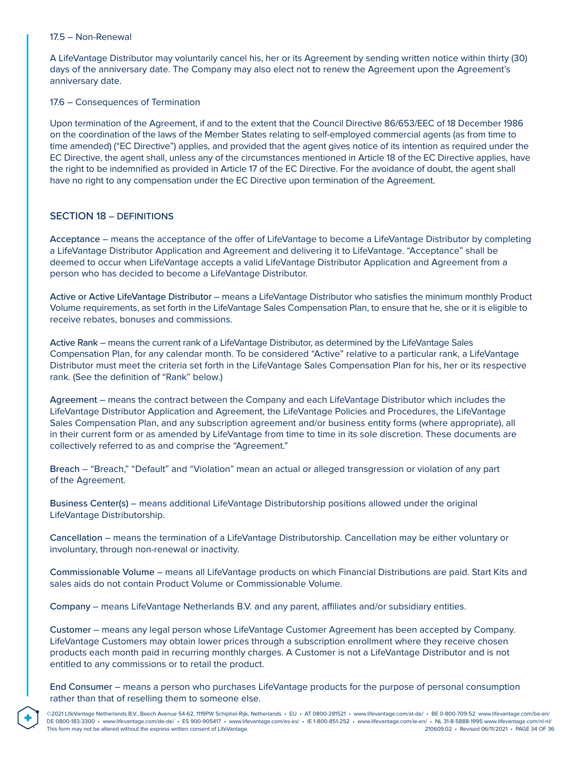17.5 – Non-Renewal

A LifeVantage Distributor may voluntarily cancel his, her or its Agreement by sending written notice within thirty (30) days of the anniversary date. The Company may also elect not to renew the Agreement upon the Agreement's anniversary date.

17.6 – Consequences of Termination

Upon termination of the Agreement, if and to the extent that the Council Directive 86/653/EEC of 18 December 1986 on the coordination of the laws of the Member States relating to self-employed commercial agents (as from time to time amended) ("EC Directive") applies, and provided that the agent gives notice of its intention as required under the EC Directive, the agent shall, unless any of the circumstances mentioned in Article 18 of the EC Directive applies, have the right to be indemnified as provided in Article 17 of the EC Directive. For the avoidance of doubt, the agent shall have no right to any compensation under the EC Directive upon termination of the Agreement.

## SECTION 18 – DEFINITIONS

Acceptance – means the acceptance of the offer of LifeVantage to become a LifeVantage Distributor by completing a LifeVantage Distributor Application and Agreement and delivering it to LifeVantage. "Acceptance" shall be deemed to occur when LifeVantage accepts a valid LifeVantage Distributor Application and Agreement from a person who has decided to become a LifeVantage Distributor.

Active or Active LifeVantage Distributor – means a LifeVantage Distributor who satisfies the minimum monthly Product Volume requirements, as set forth in the LifeVantage Sales Compensation Plan, to ensure that he, she or it is eligible to receive rebates, bonuses and commissions.

Active Rank – means the current rank of a LifeVantage Distributor, as determined by the LifeVantage Sales Compensation Plan, for any calendar month. To be considered "Active" relative to a particular rank, a LifeVantage Distributor must meet the criteria set forth in the LifeVantage Sales Compensation Plan for his, her or its respective rank. (See the definition of "Rank" below.)

Agreement – means the contract between the Company and each LifeVantage Distributor which includes the LifeVantage Distributor Application and Agreement, the LifeVantage Policies and Procedures, the LifeVantage Sales Compensation Plan, and any subscription agreement and/or business entity forms (where appropriate), all in their current form or as amended by LifeVantage from time to time in its sole discretion. These documents are collectively referred to as and comprise the "Agreement."

Breach – "Breach," "Default" and "Violation" mean an actual or alleged transgression or violation of any part of the Agreement.

Business Center(s) – means additional LifeVantage Distributorship positions allowed under the original LifeVantage Distributorship.

Cancellation – means the termination of a LifeVantage Distributorship. Cancellation may be either voluntary or involuntary, through non-renewal or inactivity.

Commissionable Volume – means all LifeVantage products on which Financial Distributions are paid. Start Kits and sales aids do not contain Product Volume or Commissionable Volume.

Company – means LifeVantage Netherlands B.V. and any parent, affiliates and/or subsidiary entities.

Customer – means any legal person whose LifeVantage Customer Agreement has been accepted by Company. LifeVantage Customers may obtain lower prices through a subscription enrollment where they receive chosen products each month paid in recurring monthly charges. A Customer is not a LifeVantage Distributor and is not entitled to any commissions or to retail the product.

End Consumer – means a person who purchases LifeVantage products for the purpose of personal consumption rather than that of reselling them to someone else.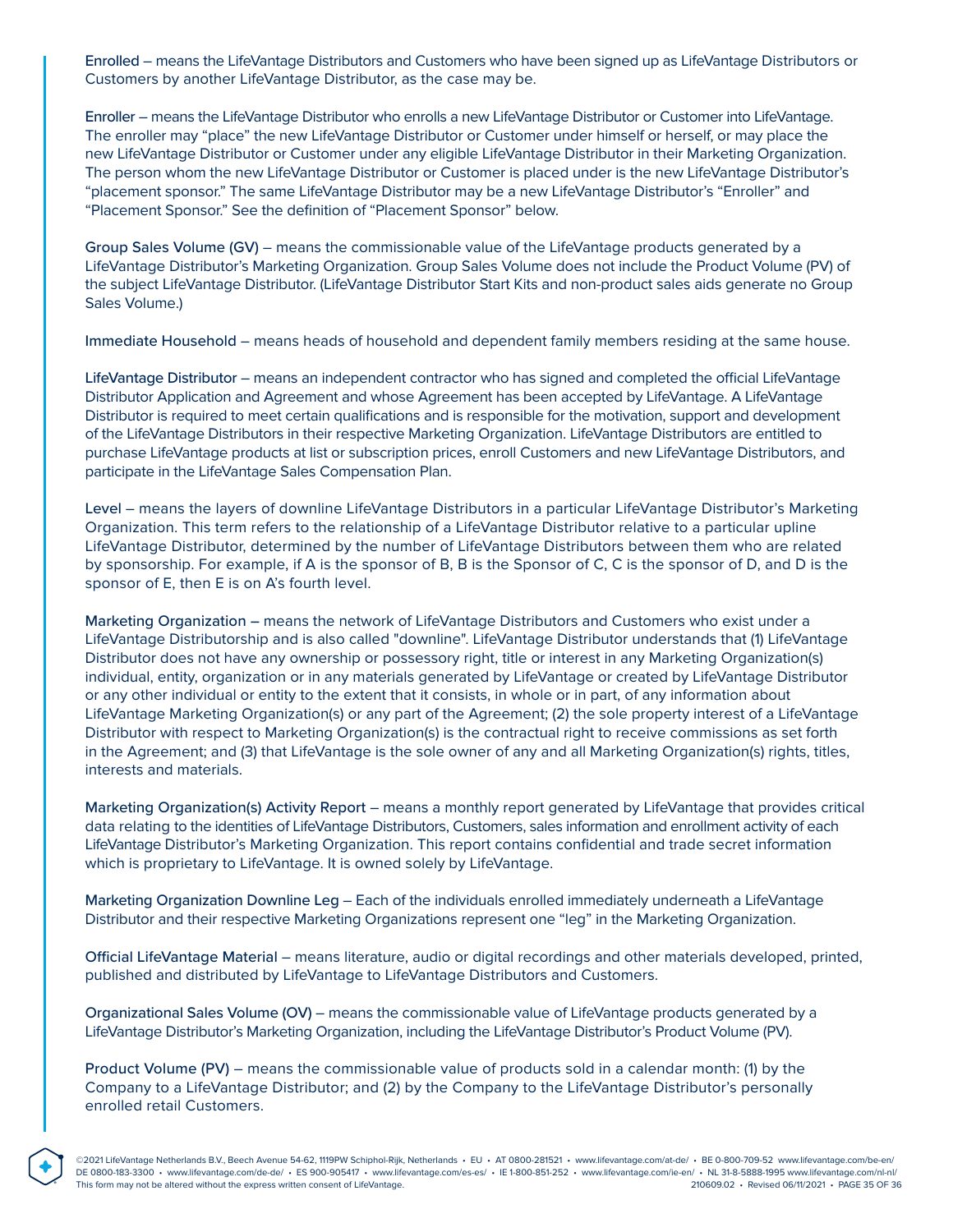Enrolled – means the LifeVantage Distributors and Customers who have been signed up as LifeVantage Distributors or Customers by another LifeVantage Distributor, as the case may be.

Enroller – means the LifeVantage Distributor who enrolls a new LifeVantage Distributor or Customer into LifeVantage. The enroller may "place" the new LifeVantage Distributor or Customer under himself or herself, or may place the new LifeVantage Distributor or Customer under any eligible LifeVantage Distributor in their Marketing Organization. The person whom the new LifeVantage Distributor or Customer is placed under is the new LifeVantage Distributor's "placement sponsor." The same LifeVantage Distributor may be a new LifeVantage Distributor's "Enroller" and "Placement Sponsor." See the definition of "Placement Sponsor" below.

Group Sales Volume (GV) – means the commissionable value of the LifeVantage products generated by a LifeVantage Distributor's Marketing Organization. Group Sales Volume does not include the Product Volume (PV) of the subject LifeVantage Distributor. (LifeVantage Distributor Start Kits and non-product sales aids generate no Group Sales Volume.)

Immediate Household – means heads of household and dependent family members residing at the same house.

LifeVantage Distributor – means an independent contractor who has signed and completed the official LifeVantage Distributor Application and Agreement and whose Agreement has been accepted by LifeVantage. A LifeVantage Distributor is required to meet certain qualifications and is responsible for the motivation, support and development of the LifeVantage Distributors in their respective Marketing Organization. LifeVantage Distributors are entitled to purchase LifeVantage products at list or subscription prices, enroll Customers and new LifeVantage Distributors, and participate in the LifeVantage Sales Compensation Plan.

Level – means the layers of downline LifeVantage Distributors in a particular LifeVantage Distributor's Marketing Organization. This term refers to the relationship of a LifeVantage Distributor relative to a particular upline LifeVantage Distributor, determined by the number of LifeVantage Distributors between them who are related by sponsorship. For example, if A is the sponsor of B, B is the Sponsor of C, C is the sponsor of D, and D is the sponsor of E, then E is on A's fourth level.

Marketing Organization – means the network of LifeVantage Distributors and Customers who exist under a LifeVantage Distributorship and is also called "downline". LifeVantage Distributor understands that (1) LifeVantage Distributor does not have any ownership or possessory right, title or interest in any Marketing Organization(s) individual, entity, organization or in any materials generated by LifeVantage or created by LifeVantage Distributor or any other individual or entity to the extent that it consists, in whole or in part, of any information about LifeVantage Marketing Organization(s) or any part of the Agreement; (2) the sole property interest of a LifeVantage Distributor with respect to Marketing Organization(s) is the contractual right to receive commissions as set forth in the Agreement; and (3) that LifeVantage is the sole owner of any and all Marketing Organization(s) rights, titles, interests and materials.

Marketing Organization(s) Activity Report – means a monthly report generated by LifeVantage that provides critical data relating to the identities of LifeVantage Distributors, Customers, sales information and enrollment activity of each LifeVantage Distributor's Marketing Organization. This report contains confidential and trade secret information which is proprietary to LifeVantage. It is owned solely by LifeVantage.

Marketing Organization Downline Leg – Each of the individuals enrolled immediately underneath a LifeVantage Distributor and their respective Marketing Organizations represent one "leg" in the Marketing Organization.

Official LifeVantage Material – means literature, audio or digital recordings and other materials developed, printed, published and distributed by LifeVantage to LifeVantage Distributors and Customers.

Organizational Sales Volume (OV) – means the commissionable value of LifeVantage products generated by a LifeVantage Distributor's Marketing Organization, including the LifeVantage Distributor's Product Volume (PV).

Product Volume (PV) – means the commissionable value of products sold in a calendar month: (1) by the Company to a LifeVantage Distributor; and (2) by the Company to the LifeVantage Distributor's personally enrolled retail Customers.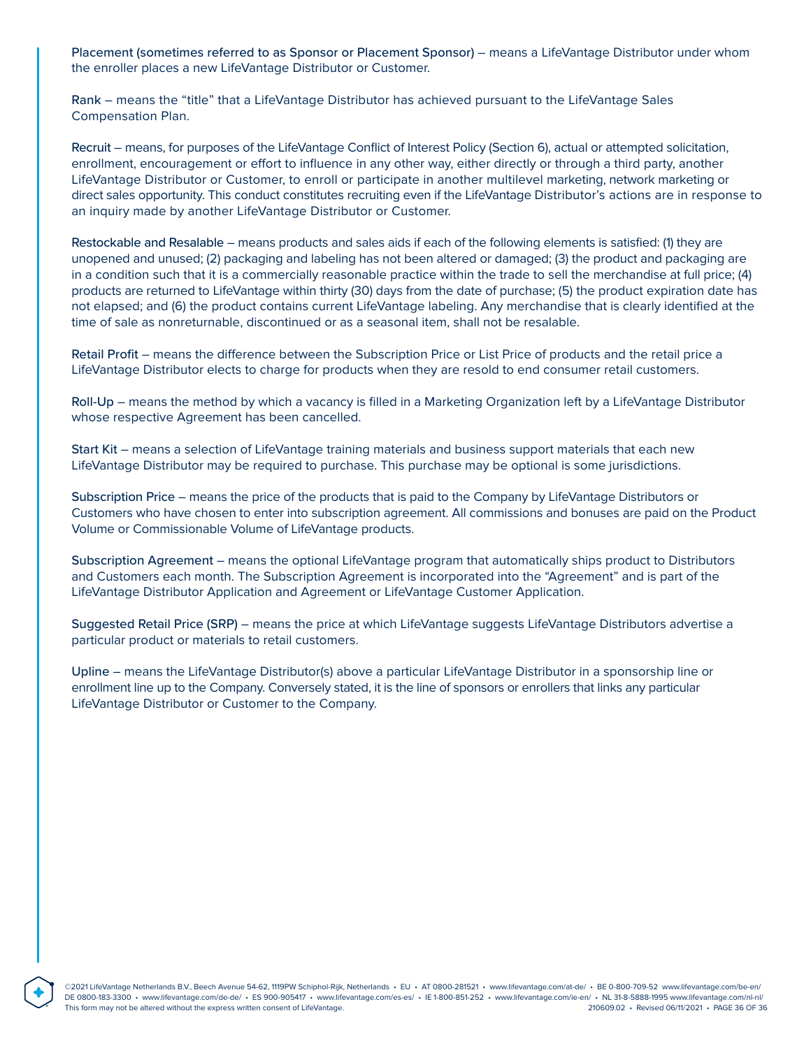**Placement (sometimes referred to as Sponsor or Placement Sponsor)** – means a LifeVantage Distributor under whom the enroller places a new LifeVantage Distributor or Customer.

**Rank** – means the "title" that a LifeVantage Distributor has achieved pursuant to the LifeVantage Sales Compensation Plan.

**Recruit** – means, for purposes of the LifeVantage Conflict of Interest Policy (Section 6), actual or attempted solicitation, enrollment, encouragement or effort to influence in any other way, either directly or through a third party, another LifeVantage Distributor or Customer, to enroll or participate in another multilevel marketing, network marketing or direct sales opportunity. This conduct constitutes recruiting even if the LifeVantage Distributor's actions are in response to an inquiry made by another LifeVantage Distributor or Customer.

**Restockable and Resalable** – means products and sales aids if each of the following elements is satisfied: (1) they are unopened and unused; (2) packaging and labeling has not been altered or damaged; (3) the product and packaging are in a condition such that it is a commercially reasonable practice within the trade to sell the merchandise at full price; (4) products are returned to LifeVantage within thirty (30) days from the date of purchase; (5) the product expiration date has not elapsed; and (6) the product contains current LifeVantage labeling. Any merchandise that is clearly identified at the time of sale as nonreturnable, discontinued or as a seasonal item, shall not be resalable.

**Retail Profit** – means the difference between the Subscription Price or List Price of products and the retail price a LifeVantage Distributor elects to charge for products when they are resold to end consumer retail customers.

**Roll-Up** – means the method by which a vacancy is filled in a Marketing Organization left by a LifeVantage Distributor whose respective Agreement has been cancelled.

**Start Kit** – means a selection of LifeVantage training materials and business support materials that each new LifeVantage Distributor may be required to purchase. This purchase may be optional is some jurisdictions.

**Subscription Price** – means the price of the products that is paid to the Company by LifeVantage Distributors or Customers who have chosen to enter into subscription agreement. All commissions and bonuses are paid on the Product Volume or Commissionable Volume of LifeVantage products.

**Subscription Agreement** – means the optional LifeVantage program that automatically ships product to Distributors and Customers each month. The Subscription Agreement is incorporated into the "Agreement" and is part of the LifeVantage Distributor Application and Agreement or LifeVantage Customer Application.

**Suggested Retail Price (SRP)** – means the price at which LifeVantage suggests LifeVantage Distributors advertise a particular product or materials to retail customers.

**Upline** – means the LifeVantage Distributor(s) above a particular LifeVantage Distributor in a sponsorship line or enrollment line up to the Company. Conversely stated, it is the line of sponsors or enrollers that links any particular LifeVantage Distributor or Customer to the Company.